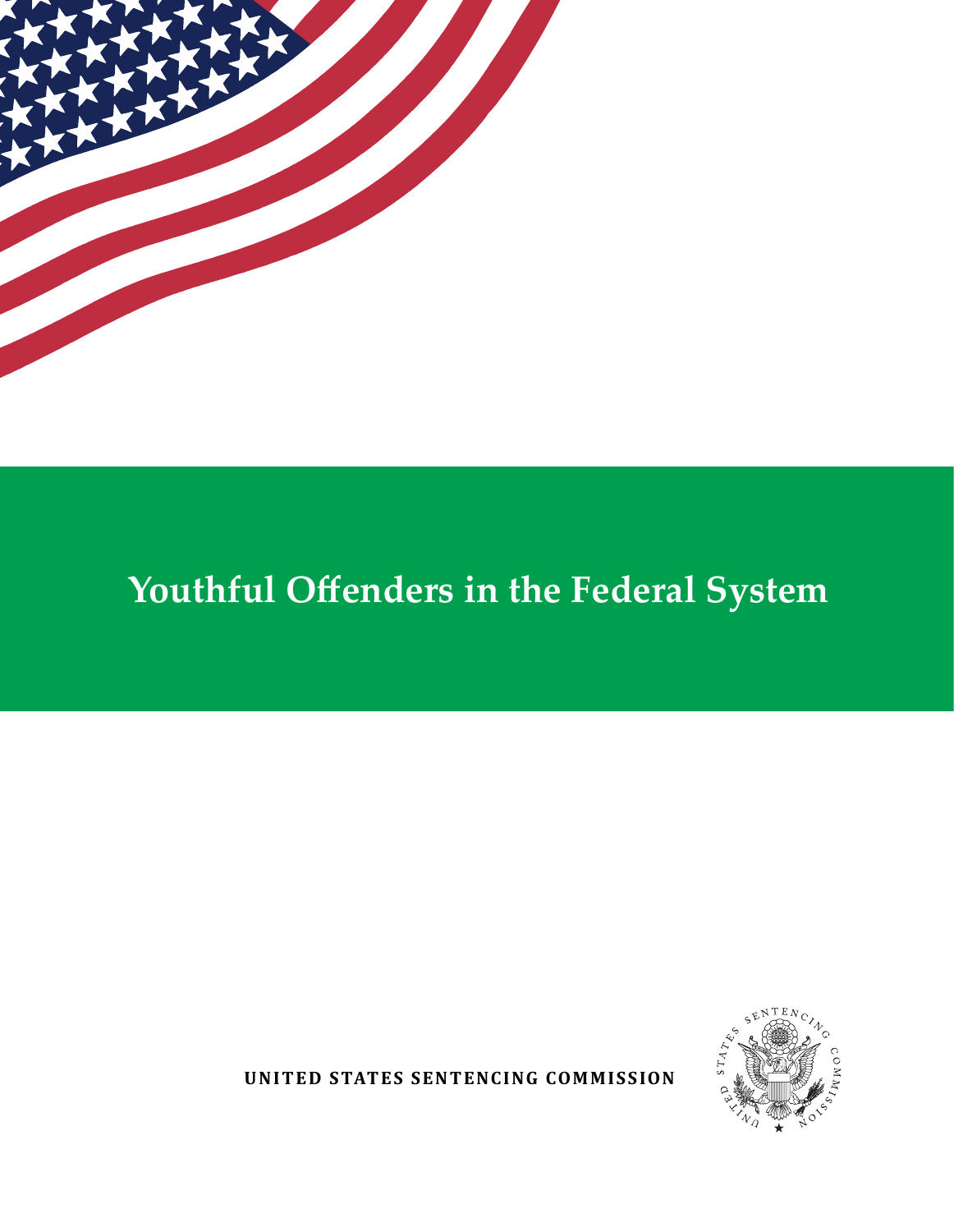# Youthful Offenders in the Federal System

UNITED STATES SENTENCING COMMISSION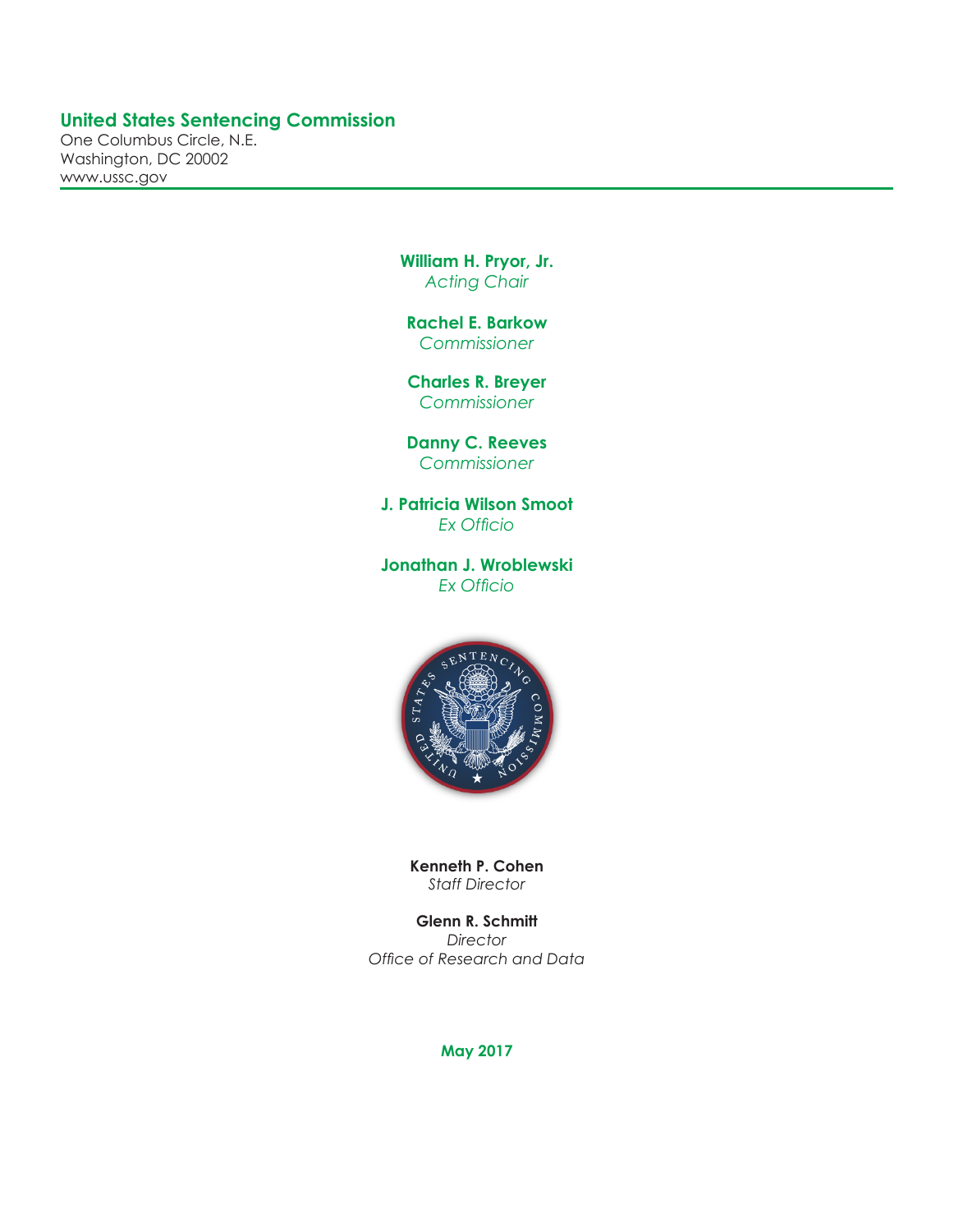**United States Sentencing Commission**
One Columbus Circle, N.E.
Washington, DC 20002
www.ussc.gov

**William H. Pryor, Jr.**
*Acting Chair*

**Rachel E. Barkow**
*Commissioner*

**Charles R. Breyer**
*Commissioner*

**Danny C. Reeves**
*Commissioner*

**J. Patricia Wilson Smoot**
*Ex Officio*

**Jonathan J. Wroblewski**
*Ex Officio*

**Kenneth P. Cohen**
*Staff Director*

**Glenn R. Schmitt**
*Director*
*Office of Research and Data*

**May 2017**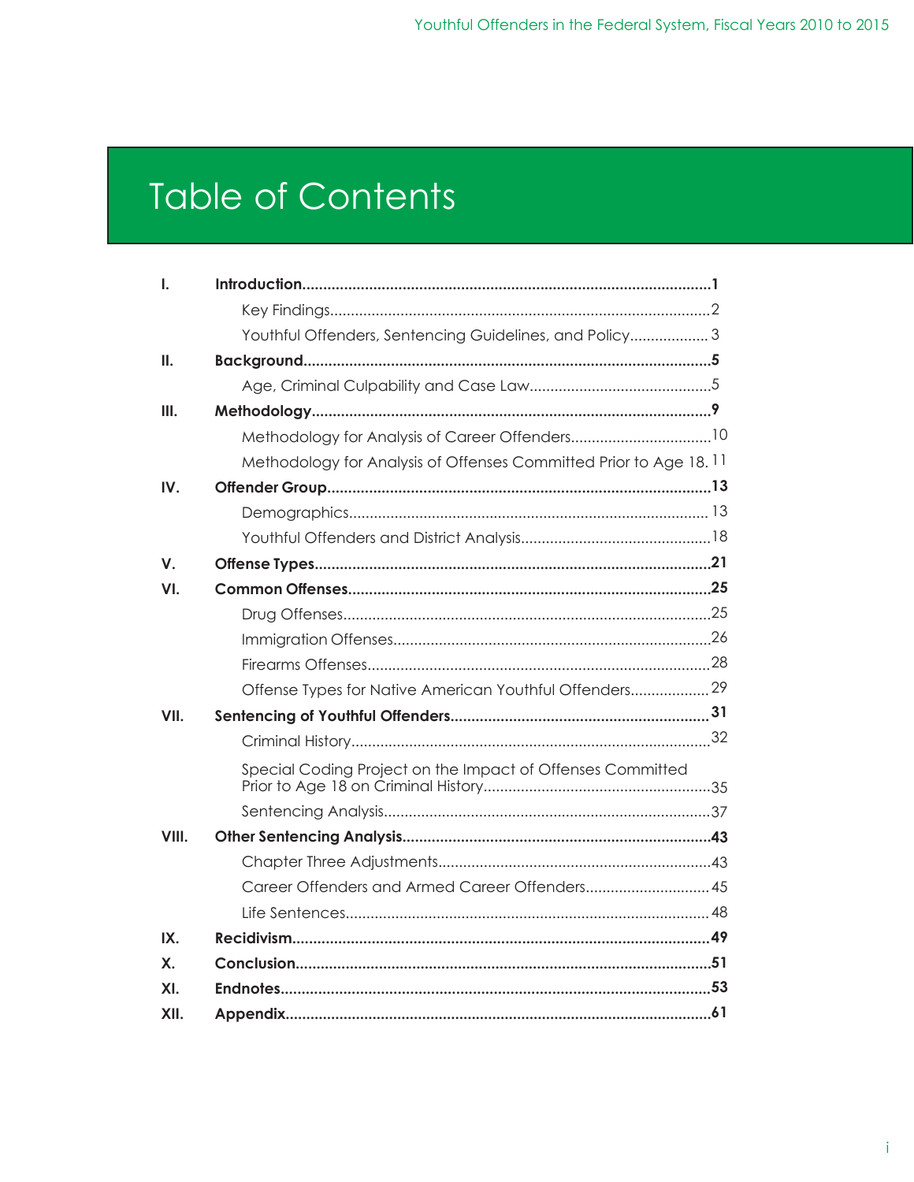# Table of Contents

| | | |
|---|---|---|
| **I.** | **Introduction** | **1** |
| | Key Findings | 2 |
| | Youthful Offenders, Sentencing Guidelines, and Policy | 3 |
| **II.** | **Background** | **5** |
| | Age, Criminal Culpability and Case Law | 5 |
| **III.** | **Methodology** | **9** |
| | Methodology for Analysis of Career Offenders | 10 |
| | Methodology for Analysis of Offenses Committed Prior to Age 18 | 11 |
| **IV.** | **Offender Group** | **13** |
| | Demographics | 13 |
| | Youthful Offenders and District Analysis | 18 |
| **V.** | **Offense Types** | **21** |
| **VI.** | **Common Offenses** | **25** |
| | Drug Offenses | 25 |
| | Immigration Offenses | 26 |
| | Firearms Offenses | 28 |
| | Offense Types for Native American Youthful Offenders | 29 |
| **VII.** | **Sentencing of Youthful Offenders** | **31** |
| | Criminal History | 32 |
| | Special Coding Project on the Impact of Offenses Committed Prior to Age 18 on Criminal History | 35 |
| | Sentencing Analysis | 37 |
| **VIII.** | **Other Sentencing Analysis** | **43** |
| | Chapter Three Adjustments | 43 |
| | Career Offenders and Armed Career Offenders | 45 |
| | Life Sentences | 48 |
| **IX.** | **Recidivism** | **49** |
| **X.** | **Conclusion** | **51** |
| **XI.** | **Endnotes** | **53** |
| **XII.** | **Appendix** | **61** |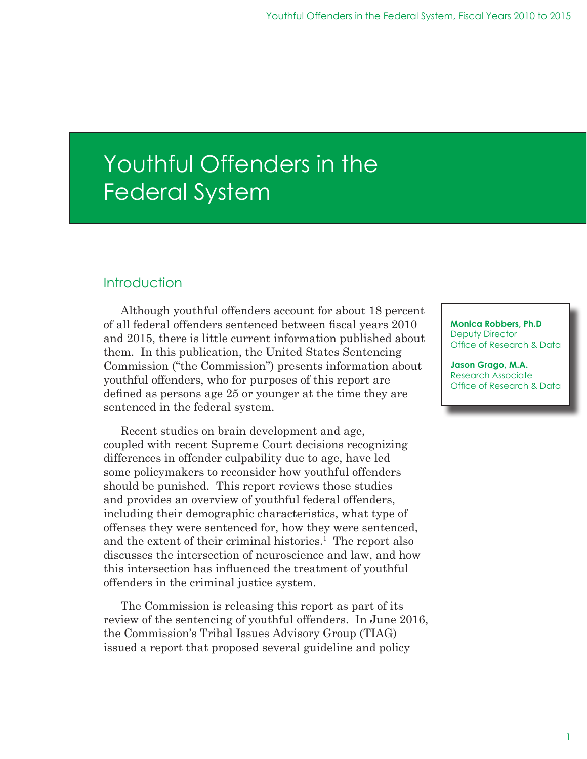# Youthful Offenders in the Federal System

## Introduction

**Monica Robbers, Ph.D**
Deputy Director
Office of Research & Data

**Jason Grago, M.A.**
Research Associate
Office of Research & Data

Although youthful offenders account for about 18 percent of all federal offenders sentenced between fiscal years 2010 and 2015, there is little current information published about them. In this publication, the United States Sentencing Commission ("the Commission") presents information about youthful offenders, who for purposes of this report are defined as persons age 25 or younger at the time they are sentenced in the federal system.

Recent studies on brain development and age, coupled with recent Supreme Court decisions recognizing differences in offender culpability due to age, have led some policymakers to reconsider how youthful offenders should be punished. This report reviews those studies and provides an overview of youthful federal offenders, including their demographic characteristics, what type of offenses they were sentenced for, how they were sentenced, and the extent of their criminal histories.[1] The report also discusses the intersection of neuroscience and law, and how this intersection has influenced the treatment of youthful offenders in the criminal justice system.

The Commission is releasing this report as part of its review of the sentencing of youthful offenders. In June 2016, the Commission's Tribal Issues Advisory Group (TIAG) issued a report that proposed several guideline and policy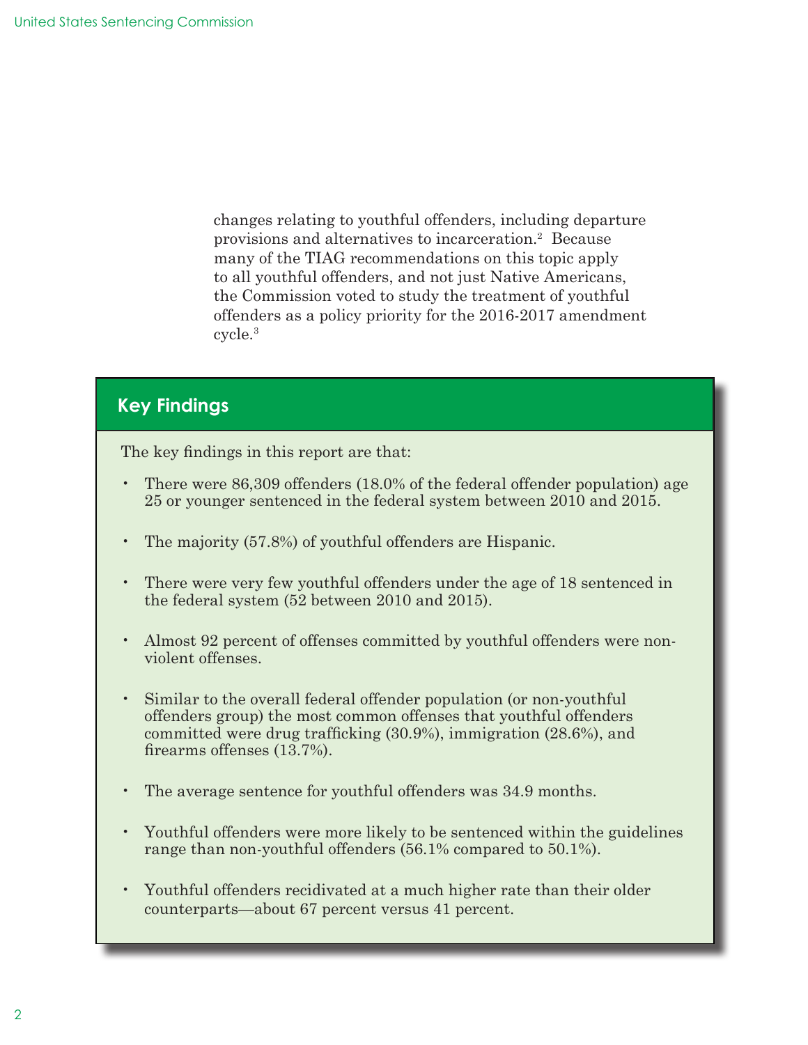changes relating to youthful offenders, including departure provisions and alternatives to incarceration.[2] Because many of the TIAG recommendations on this topic apply to all youthful offenders, and not just Native Americans, the Commission voted to study the treatment of youthful offenders as a policy priority for the 2016-2017 amendment cycle.[3]

## Key Findings

The key findings in this report are that:

- There were 86,309 offenders (18.0% of the federal offender population) age 25 or younger sentenced in the federal system between 2010 and 2015.
- The majority (57.8%) of youthful offenders are Hispanic.
- There were very few youthful offenders under the age of 18 sentenced in the federal system (52 between 2010 and 2015).
- Almost 92 percent of offenses committed by youthful offenders were non-violent offenses.
- Similar to the overall federal offender population (or non-youthful offenders group) the most common offenses that youthful offenders committed were drug trafficking (30.9%), immigration (28.6%), and firearms offenses (13.7%).
- The average sentence for youthful offenders was 34.9 months.
- Youthful offenders were more likely to be sentenced within the guidelines range than non-youthful offenders (56.1% compared to 50.1%).
- Youthful offenders recidivated at a much higher rate than their older counterparts—about 67 percent versus 41 percent.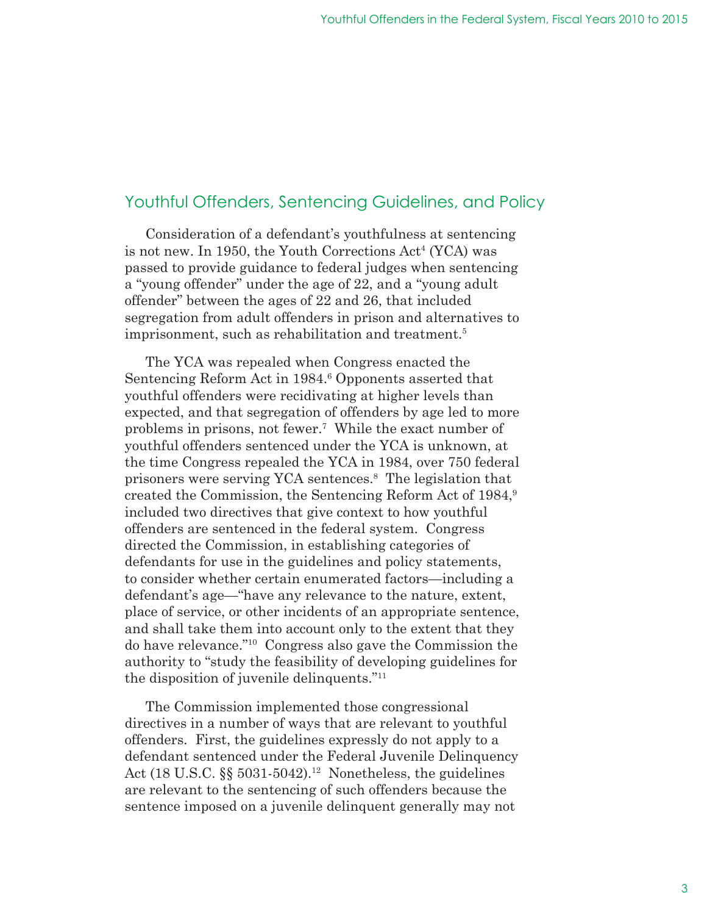## Youthful Offenders, Sentencing Guidelines, and Policy

Consideration of a defendant's youthfulness at sentencing is not new. In 1950, the Youth Corrections Act[4] (YCA) was passed to provide guidance to federal judges when sentencing a "young offender" under the age of 22, and a "young adult offender" between the ages of 22 and 26, that included segregation from adult offenders in prison and alternatives to imprisonment, such as rehabilitation and treatment.[5]

The YCA was repealed when Congress enacted the Sentencing Reform Act in 1984.[6] Opponents asserted that youthful offenders were recidivating at higher levels than expected, and that segregation of offenders by age led to more problems in prisons, not fewer.[7] While the exact number of youthful offenders sentenced under the YCA is unknown, at the time Congress repealed the YCA in 1984, over 750 federal prisoners were serving YCA sentences.[8] The legislation that created the Commission, the Sentencing Reform Act of 1984,[9] included two directives that give context to how youthful offenders are sentenced in the federal system. Congress directed the Commission, in establishing categories of defendants for use in the guidelines and policy statements, to consider whether certain enumerated factors—including a defendant's age—"have any relevance to the nature, extent, place of service, or other incidents of an appropriate sentence, and shall take them into account only to the extent that they do have relevance."[10] Congress also gave the Commission the authority to "study the feasibility of developing guidelines for the disposition of juvenile delinquents."[11]

The Commission implemented those congressional directives in a number of ways that are relevant to youthful offenders. First, the guidelines expressly do not apply to a defendant sentenced under the Federal Juvenile Delinquency Act (18 U.S.C. §§ 5031-5042).[12] Nonetheless, the guidelines are relevant to the sentencing of such offenders because the sentence imposed on a juvenile delinquent generally may not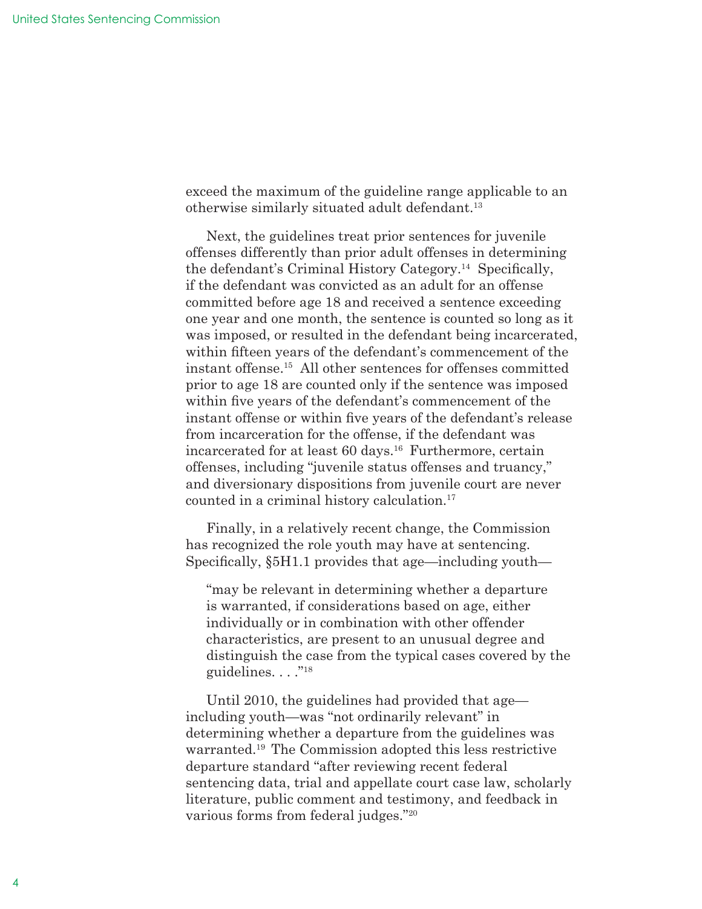exceed the maximum of the guideline range applicable to an otherwise similarly situated adult defendant.[13]

Next, the guidelines treat prior sentences for juvenile offenses differently than prior adult offenses in determining the defendant's Criminal History Category.[14] Specifically, if the defendant was convicted as an adult for an offense committed before age 18 and received a sentence exceeding one year and one month, the sentence is counted so long as it was imposed, or resulted in the defendant being incarcerated, within fifteen years of the defendant's commencement of the instant offense.[15] All other sentences for offenses committed prior to age 18 are counted only if the sentence was imposed within five years of the defendant's commencement of the instant offense or within five years of the defendant's release from incarceration for the offense, if the defendant was incarcerated for at least 60 days.[16] Furthermore, certain offenses, including "juvenile status offenses and truancy," and diversionary dispositions from juvenile court are never counted in a criminal history calculation.[17]

Finally, in a relatively recent change, the Commission has recognized the role youth may have at sentencing. Specifically, §5H1.1 provides that age—including youth—

> "may be relevant in determining whether a departure is warranted, if considerations based on age, either individually or in combination with other offender characteristics, are present to an unusual degree and distinguish the case from the typical cases covered by the guidelines. . . ."[18]

Until 2010, the guidelines had provided that age—including youth—was "not ordinarily relevant" in determining whether a departure from the guidelines was warranted.[19] The Commission adopted this less restrictive departure standard "after reviewing recent federal sentencing data, trial and appellate court case law, scholarly literature, public comment and testimony, and feedback in various forms from federal judges."[20]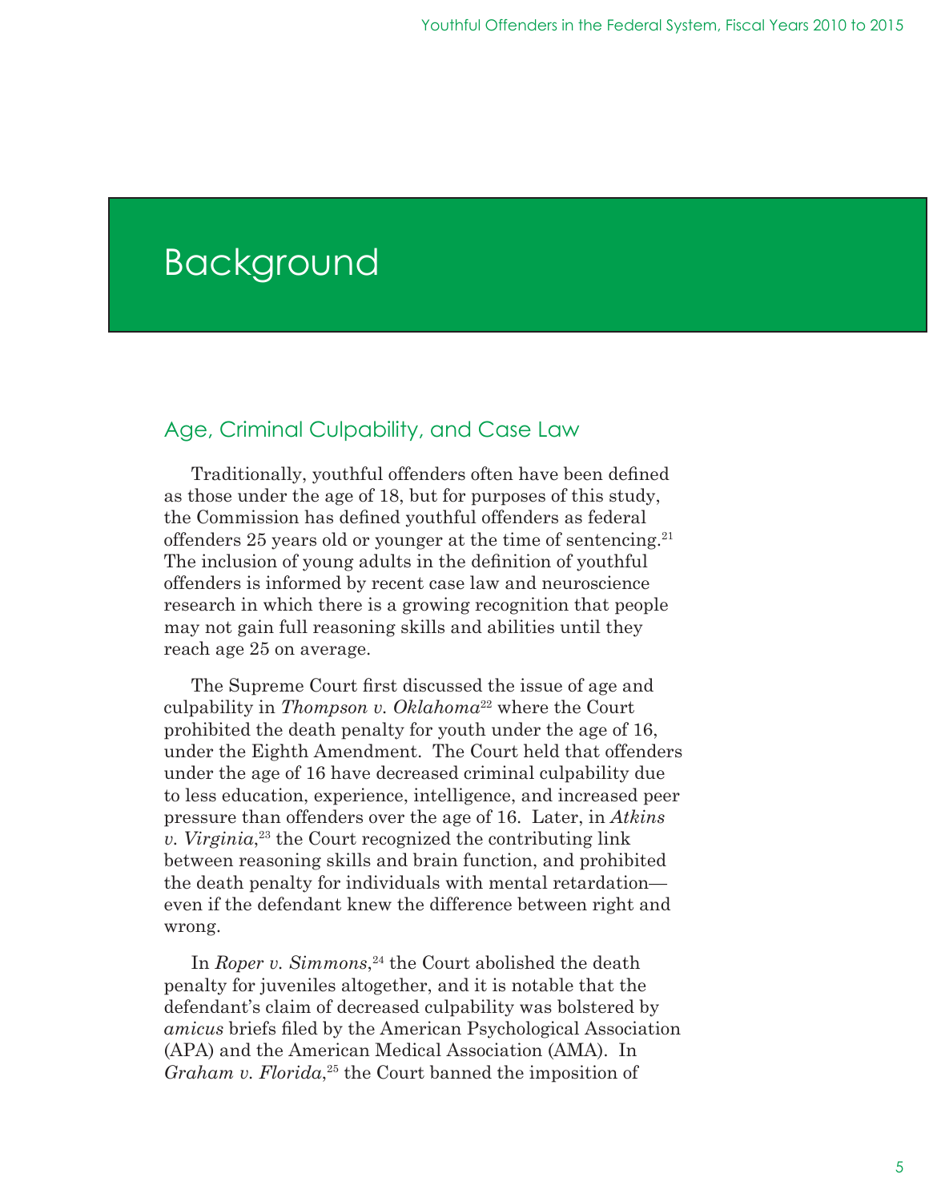# Background

## Age, Criminal Culpability, and Case Law

Traditionally, youthful offenders often have been defined as those under the age of 18, but for purposes of this study, the Commission has defined youthful offenders as federal offenders 25 years old or younger at the time of sentencing.[21] The inclusion of young adults in the definition of youthful offenders is informed by recent case law and neuroscience research in which there is a growing recognition that people may not gain full reasoning skills and abilities until they reach age 25 on average.

The Supreme Court first discussed the issue of age and culpability in *Thompson v. Oklahoma*[22] where the Court prohibited the death penalty for youth under the age of 16, under the Eighth Amendment. The Court held that offenders under the age of 16 have decreased criminal culpability due to less education, experience, intelligence, and increased peer pressure than offenders over the age of 16. Later, in *Atkins v. Virginia*,[23] the Court recognized the contributing link between reasoning skills and brain function, and prohibited the death penalty for individuals with mental retardation—even if the defendant knew the difference between right and wrong.

In *Roper v. Simmons*,[24] the Court abolished the death penalty for juveniles altogether, and it is notable that the defendant's claim of decreased culpability was bolstered by *amicus* briefs filed by the American Psychological Association (APA) and the American Medical Association (AMA). In *Graham v. Florida*,[25] the Court banned the imposition of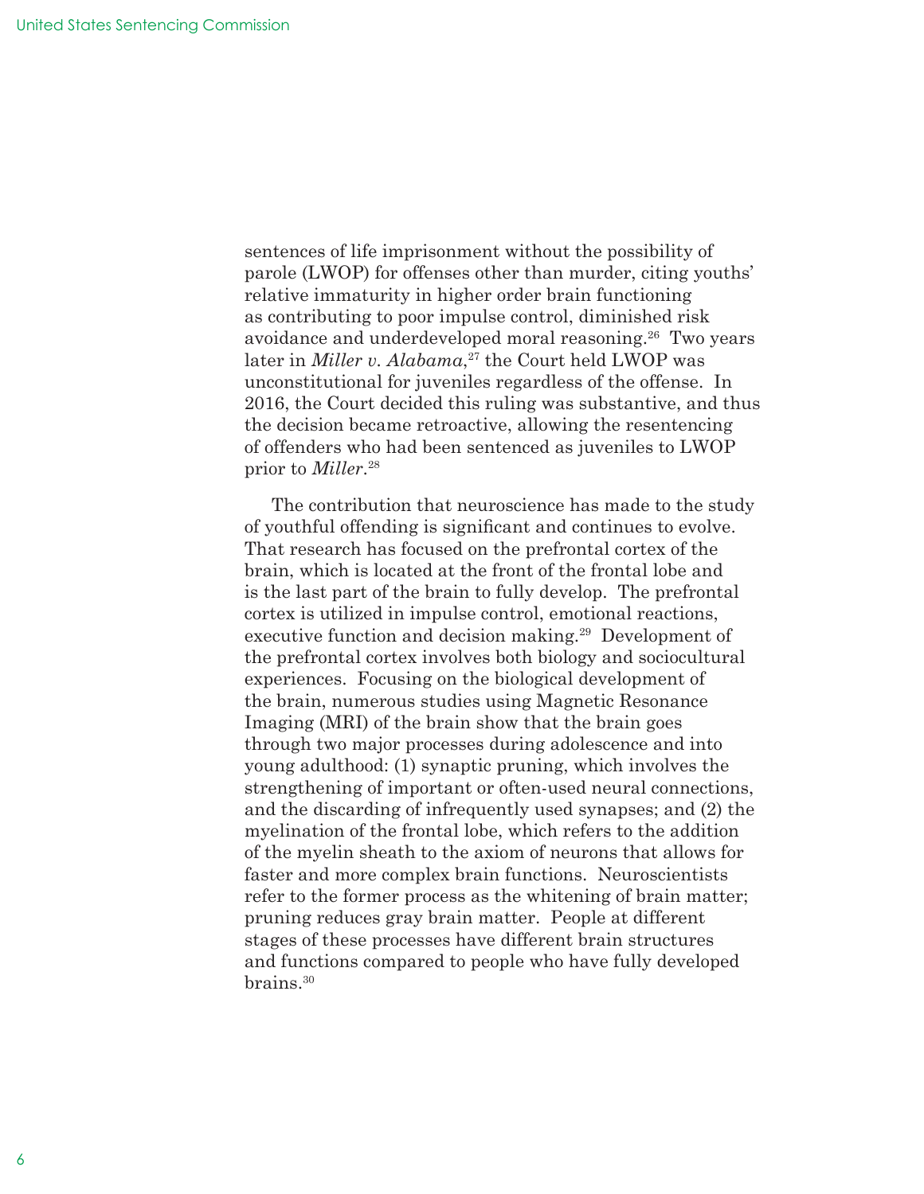sentences of life imprisonment without the possibility of parole (LWOP) for offenses other than murder, citing youths' relative immaturity in higher order brain functioning as contributing to poor impulse control, diminished risk avoidance and underdeveloped moral reasoning.[26] Two years later in *Miller v. Alabama*,[27] the Court held LWOP was unconstitutional for juveniles regardless of the offense. In 2016, the Court decided this ruling was substantive, and thus the decision became retroactive, allowing the resentencing of offenders who had been sentenced as juveniles to LWOP prior to *Miller*.[28]

The contribution that neuroscience has made to the study of youthful offending is significant and continues to evolve. That research has focused on the prefrontal cortex of the brain, which is located at the front of the frontal lobe and is the last part of the brain to fully develop. The prefrontal cortex is utilized in impulse control, emotional reactions, executive function and decision making.[29] Development of the prefrontal cortex involves both biology and sociocultural experiences. Focusing on the biological development of the brain, numerous studies using Magnetic Resonance Imaging (MRI) of the brain show that the brain goes through two major processes during adolescence and into young adulthood: (1) synaptic pruning, which involves the strengthening of important or often-used neural connections, and the discarding of infrequently used synapses; and (2) the myelination of the frontal lobe, which refers to the addition of the myelin sheath to the axiom of neurons that allows for faster and more complex brain functions. Neuroscientists refer to the former process as the whitening of brain matter; pruning reduces gray brain matter. People at different stages of these processes have different brain structures and functions compared to people who have fully developed brains.[30]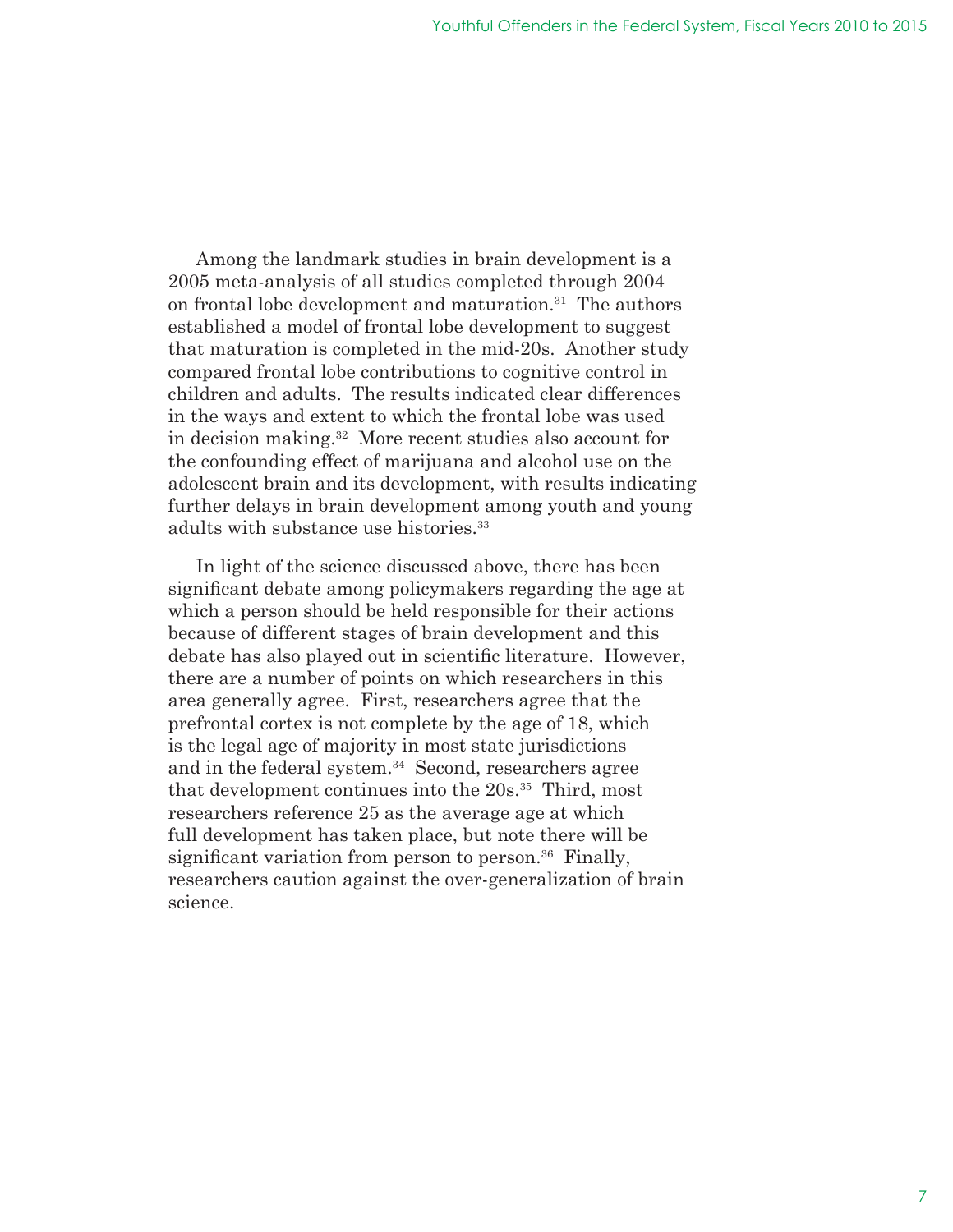Among the landmark studies in brain development is a 2005 meta-analysis of all studies completed through 2004 on frontal lobe development and maturation.[31] The authors established a model of frontal lobe development to suggest that maturation is completed in the mid-20s. Another study compared frontal lobe contributions to cognitive control in children and adults. The results indicated clear differences in the ways and extent to which the frontal lobe was used in decision making.[32] More recent studies also account for the confounding effect of marijuana and alcohol use on the adolescent brain and its development, with results indicating further delays in brain development among youth and young adults with substance use histories.[33]

In light of the science discussed above, there has been significant debate among policymakers regarding the age at which a person should be held responsible for their actions because of different stages of brain development and this debate has also played out in scientific literature. However, there are a number of points on which researchers in this area generally agree. First, researchers agree that the prefrontal cortex is not complete by the age of 18, which is the legal age of majority in most state jurisdictions and in the federal system.[34] Second, researchers agree that development continues into the 20s.[35] Third, most researchers reference 25 as the average age at which full development has taken place, but note there will be significant variation from person to person.[36] Finally, researchers caution against the over-generalization of brain science.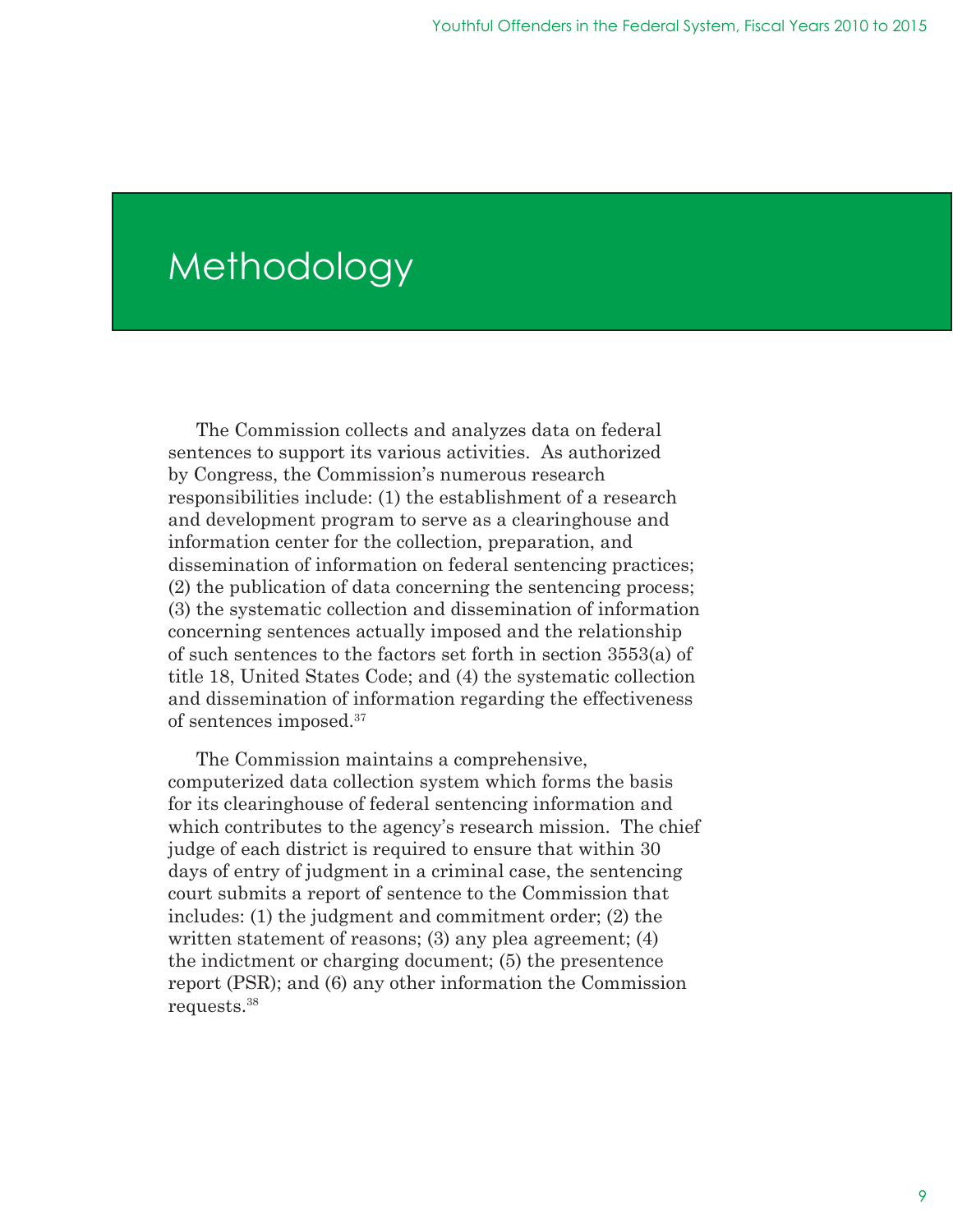# Methodology

The Commission collects and analyzes data on federal sentences to support its various activities. As authorized by Congress, the Commission's numerous research responsibilities include: (1) the establishment of a research and development program to serve as a clearinghouse and information center for the collection, preparation, and dissemination of information on federal sentencing practices; (2) the publication of data concerning the sentencing process; (3) the systematic collection and dissemination of information concerning sentences actually imposed and the relationship of such sentences to the factors set forth in section 3553(a) of title 18, United States Code; and (4) the systematic collection and dissemination of information regarding the effectiveness of sentences imposed.[37]

The Commission maintains a comprehensive, computerized data collection system which forms the basis for its clearinghouse of federal sentencing information and which contributes to the agency's research mission. The chief judge of each district is required to ensure that within 30 days of entry of judgment in a criminal case, the sentencing court submits a report of sentence to the Commission that includes: (1) the judgment and commitment order; (2) the written statement of reasons; (3) any plea agreement; (4) the indictment or charging document; (5) the presentence report (PSR); and (6) any other information the Commission requests.[38]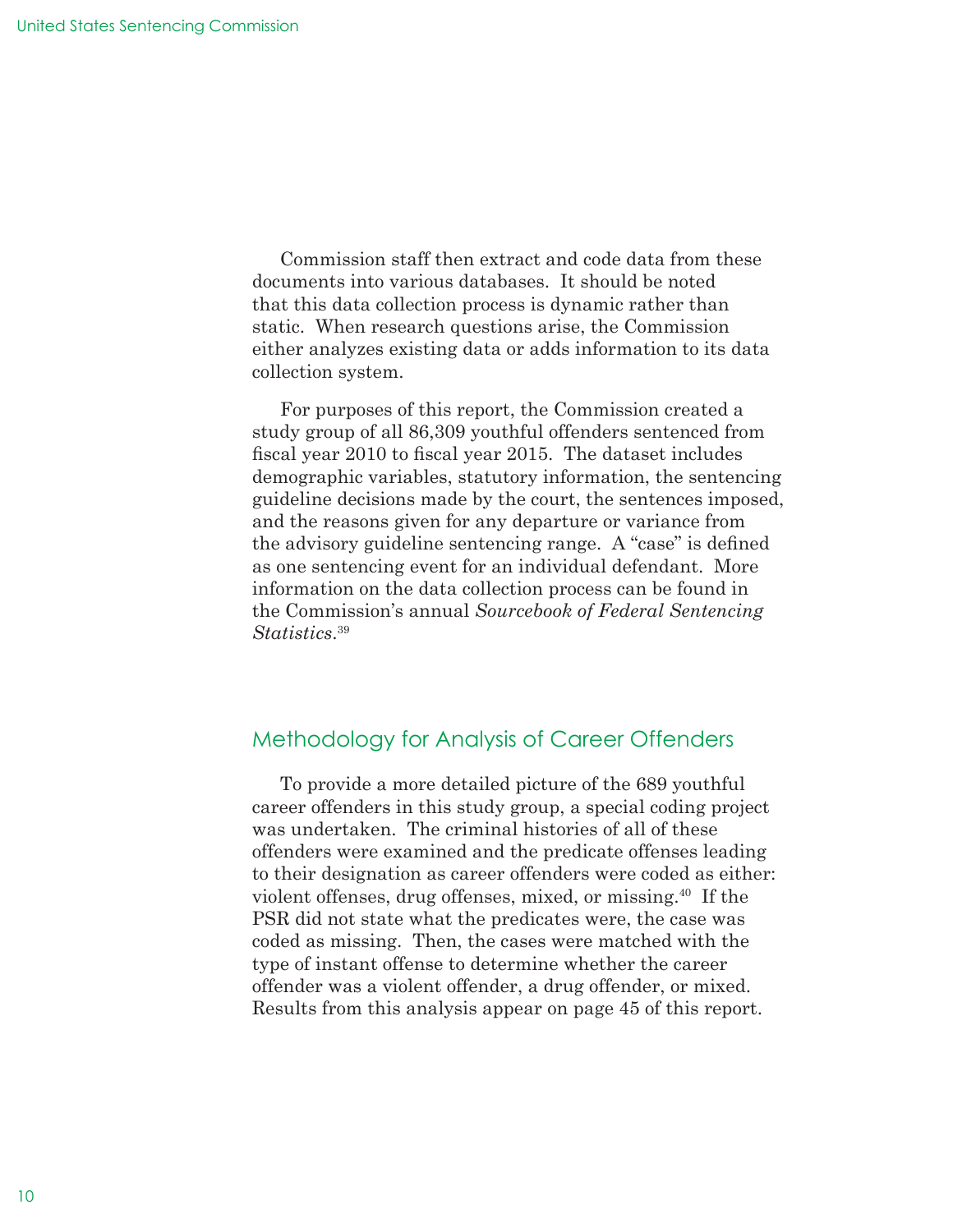Commission staff then extract and code data from these documents into various databases. It should be noted that this data collection process is dynamic rather than static. When research questions arise, the Commission either analyzes existing data or adds information to its data collection system.

For purposes of this report, the Commission created a study group of all 86,309 youthful offenders sentenced from fiscal year 2010 to fiscal year 2015. The dataset includes demographic variables, statutory information, the sentencing guideline decisions made by the court, the sentences imposed, and the reasons given for any departure or variance from the advisory guideline sentencing range. A "case" is defined as one sentencing event for an individual defendant. More information on the data collection process can be found in the Commission's annual *Sourcebook of Federal Sentencing Statistics*.[39]

## Methodology for Analysis of Career Offenders

To provide a more detailed picture of the 689 youthful career offenders in this study group, a special coding project was undertaken. The criminal histories of all of these offenders were examined and the predicate offenses leading to their designation as career offenders were coded as either: violent offenses, drug offenses, mixed, or missing.[40] If the PSR did not state what the predicates were, the case was coded as missing. Then, the cases were matched with the type of instant offense to determine whether the career offender was a violent offender, a drug offender, or mixed. Results from this analysis appear on page 45 of this report.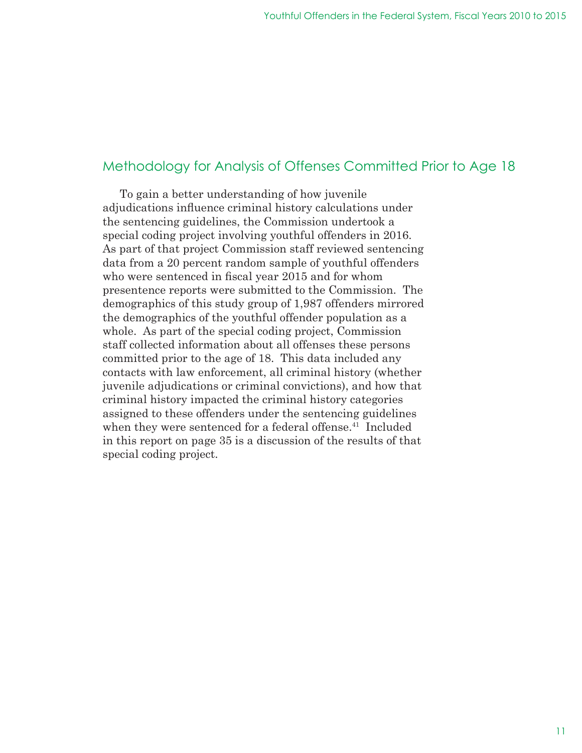## Methodology for Analysis of Offenses Committed Prior to Age 18

To gain a better understanding of how juvenile adjudications influence criminal history calculations under the sentencing guidelines, the Commission undertook a special coding project involving youthful offenders in 2016. As part of that project Commission staff reviewed sentencing data from a 20 percent random sample of youthful offenders who were sentenced in fiscal year 2015 and for whom presentence reports were submitted to the Commission. The demographics of this study group of 1,987 offenders mirrored the demographics of the youthful offender population as a whole. As part of the special coding project, Commission staff collected information about all offenses these persons committed prior to the age of 18. This data included any contacts with law enforcement, all criminal history (whether juvenile adjudications or criminal convictions), and how that criminal history impacted the criminal history categories assigned to these offenders under the sentencing guidelines when they were sentenced for a federal offense.[41] Included in this report on page 35 is a discussion of the results of that special coding project.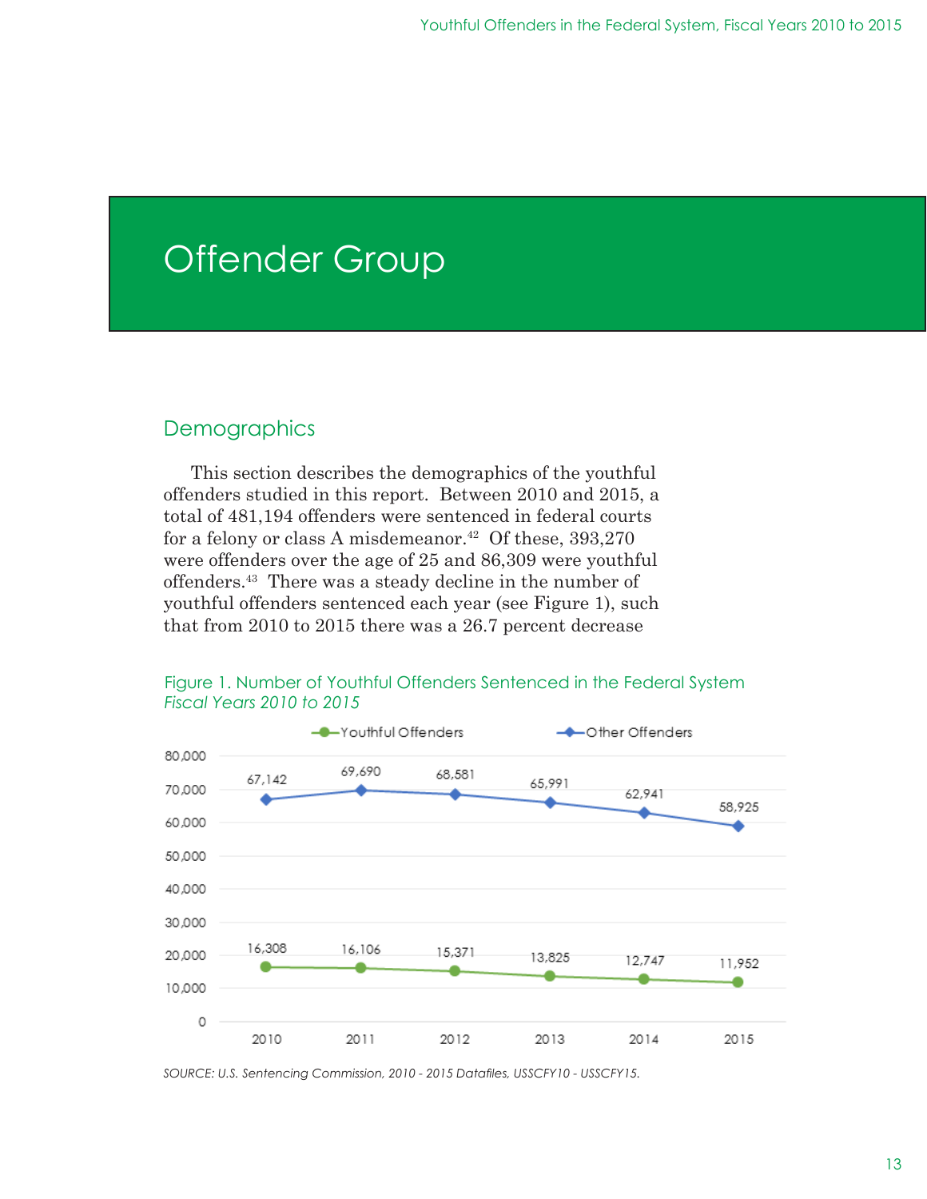# Offender Group

## Demographics

This section describes the demographics of the youthful offenders studied in this report. Between 2010 and 2015, a total of 481,194 offenders were sentenced in federal courts for a felony or class A misdemeanor.[42] Of these, 393,270 were offenders over the age of 25 and 86,309 were youthful offenders.[43] There was a steady decline in the number of youthful offenders sentenced each year (see Figure 1), such that from 2010 to 2015 there was a 26.7 percent decrease

Figure 1. Number of Youthful Offenders Sentenced in the Federal System
*Fiscal Years 2010 to 2015*

| Year | Youthful Offenders | Other Offenders |
|---|---|---|
| 2010 | 16,308 | 67,142 |
| 2011 | 16,106 | 69,690 |
| 2012 | 15,371 | 68,581 |
| 2013 | 13,825 | 65,991 |
| 2014 | 12,747 | 62,941 |
| 2015 | 11,952 | 58,925 |

*SOURCE: U.S. Sentencing Commission, 2010 - 2015 Datafiles, USSCFY10 - USSCFY15.*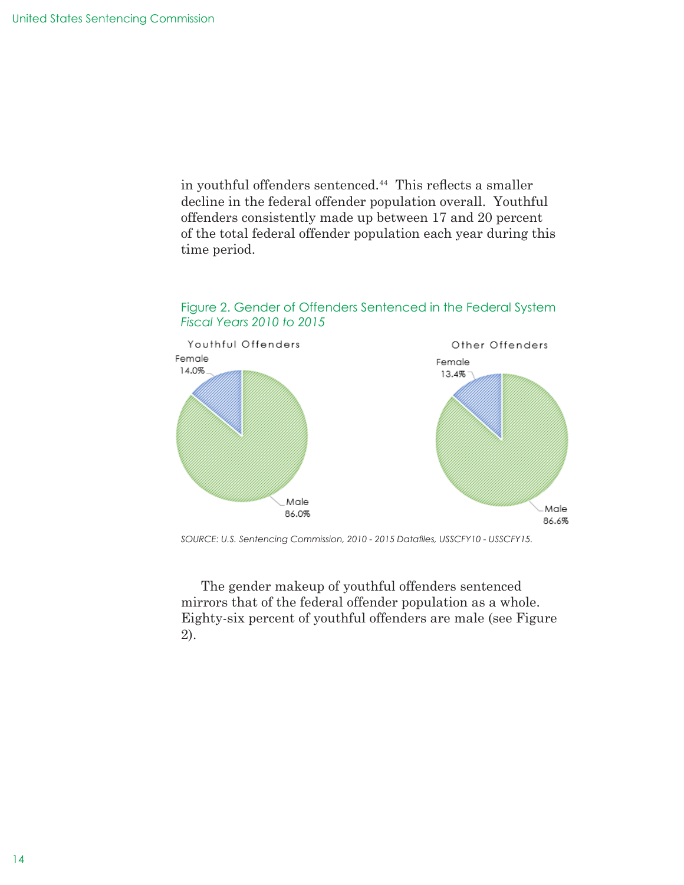in youthful offenders sentenced.[44] This reflects a smaller decline in the federal offender population overall. Youthful offenders consistently made up between 17 and 20 percent of the total federal offender population each year during this time period.

Figure 2. Gender of Offenders Sentenced in the Federal System
*Fiscal Years 2010 to 2015*

Youthful Offenders

Female 14.0%

Male 86.0%

Other Offenders

Female 13.4%

Male 86.6%

*SOURCE: U.S. Sentencing Commission, 2010 - 2015 Datafiles, USSCFY10 - USSCFY15.*

The gender makeup of youthful offenders sentenced mirrors that of the federal offender population as a whole. Eighty-six percent of youthful offenders are male (see Figure 2).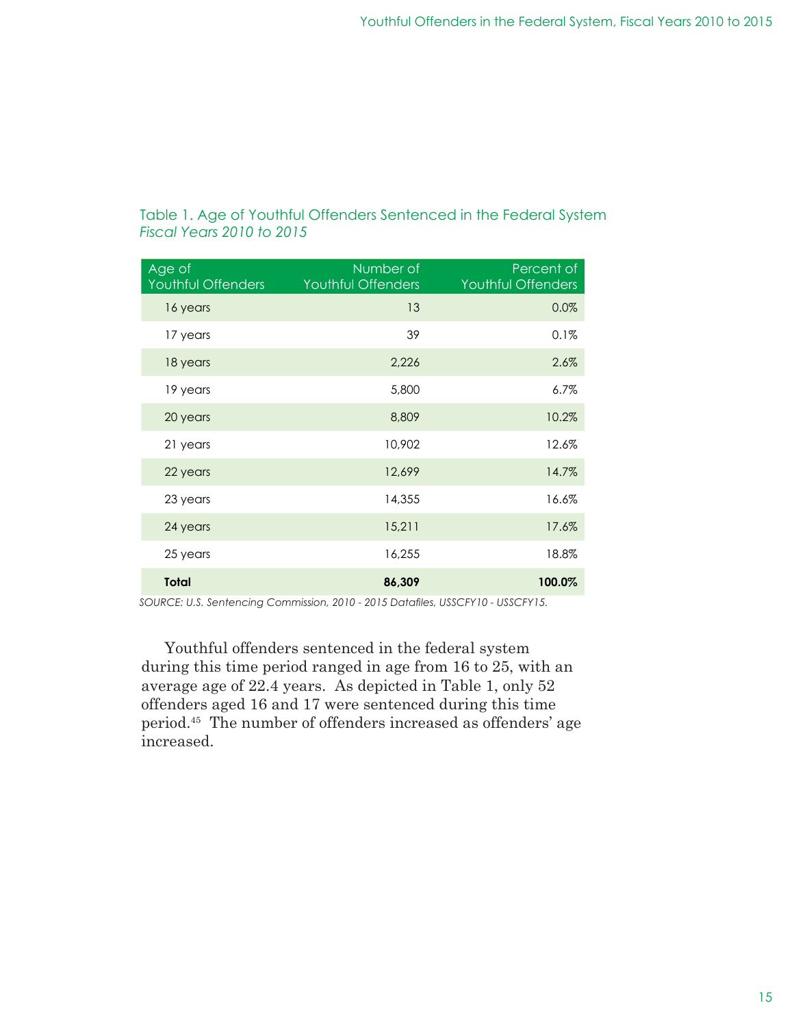Table 1. Age of Youthful Offenders Sentenced in the Federal System
*Fiscal Years 2010 to 2015*

| Age of Youthful Offenders | Number of Youthful Offenders | Percent of Youthful Offenders |
|---|---:|---:|
| 16 years | 13 | 0.0% |
| 17 years | 39 | 0.1% |
| 18 years | 2,226 | 2.6% |
| 19 years | 5,800 | 6.7% |
| 20 years | 8,809 | 10.2% |
| 21 years | 10,902 | 12.6% |
| 22 years | 12,699 | 14.7% |
| 23 years | 14,355 | 16.6% |
| 24 years | 15,211 | 17.6% |
| 25 years | 16,255 | 18.8% |
| **Total** | **86,309** | **100.0%** |

*SOURCE: U.S. Sentencing Commission, 2010 - 2015 Datafiles, USSCFY10 - USSCFY15.*

Youthful offenders sentenced in the federal system during this time period ranged in age from 16 to 25, with an average age of 22.4 years. As depicted in Table 1, only 52 offenders aged 16 and 17 were sentenced during this time period.[45] The number of offenders increased as offenders' age increased.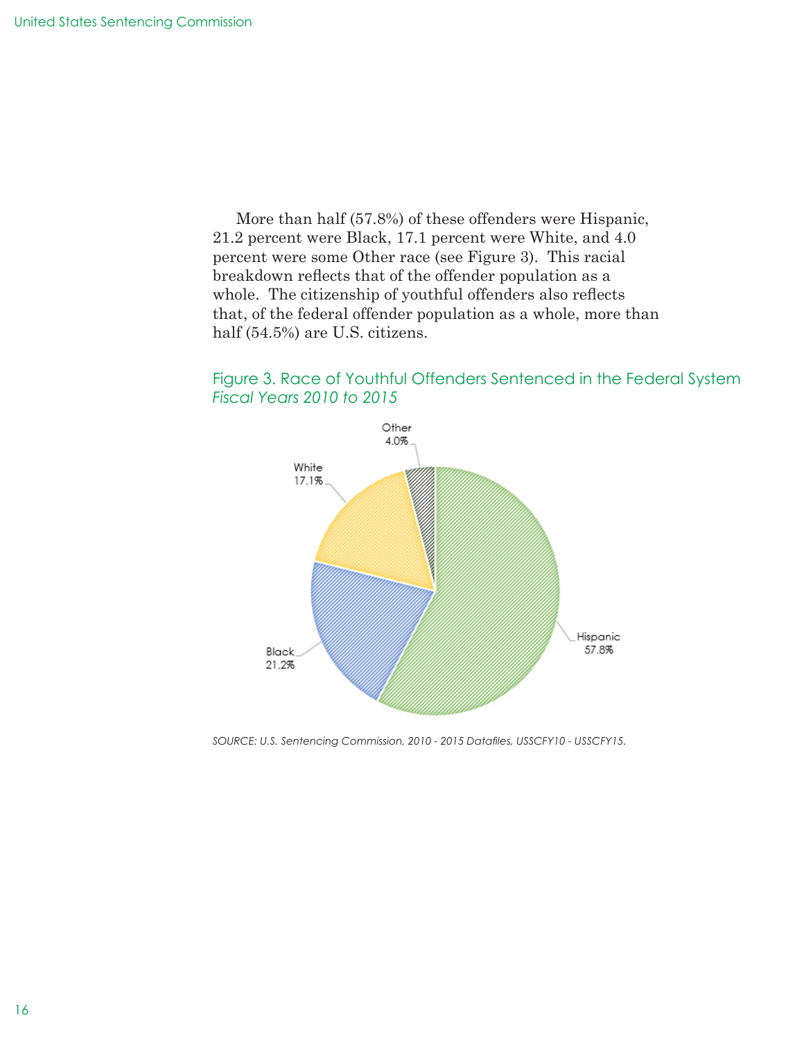More than half (57.8%) of these offenders were Hispanic, 21.2 percent were Black, 17.1 percent were White, and 4.0 percent were some Other race (see Figure 3). This racial breakdown reflects that of the offender population as a whole. The citizenship of youthful offenders also reflects that, of the federal offender population as a whole, more than half (54.5%) are U.S. citizens.

Figure 3. Race of Youthful Offenders Sentenced in the Federal System
*Fiscal Years 2010 to 2015*

| Race | Percent |
| --- | --- |
| Hispanic | 57.8% |
| Black | 21.2% |
| White | 17.1% |
| Other | 4.0% |

*SOURCE: U.S. Sentencing Commission, 2010 - 2015 Datafiles, USSCFY10 - USSCFY15.*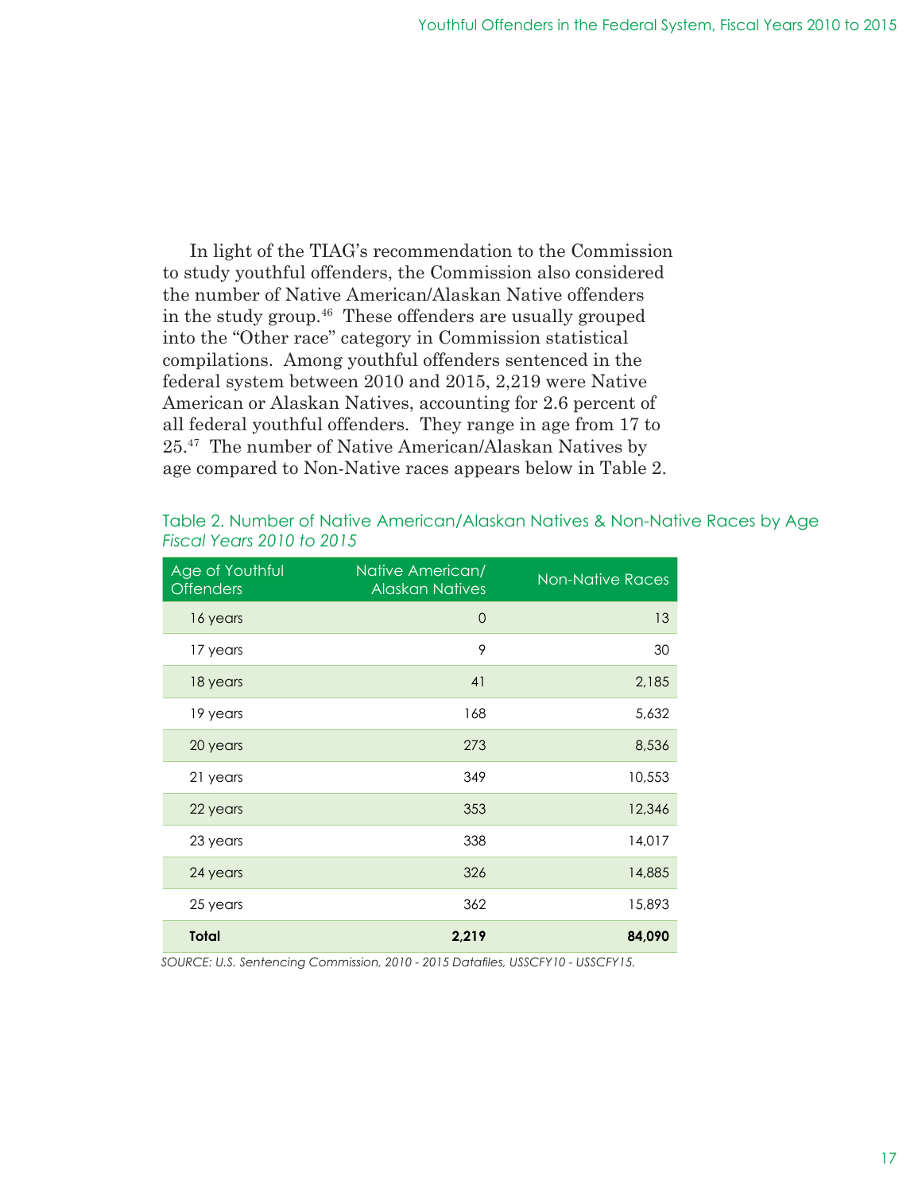In light of the TIAG's recommendation to the Commission to study youthful offenders, the Commission also considered the number of Native American/Alaskan Native offenders in the study group.[46] These offenders are usually grouped into the "Other race" category in Commission statistical compilations. Among youthful offenders sentenced in the federal system between 2010 and 2015, 2,219 were Native American or Alaskan Natives, accounting for 2.6 percent of all federal youthful offenders. They range in age from 17 to 25.[47] The number of Native American/Alaskan Natives by age compared to Non-Native races appears below in Table 2.

Table 2. Number of Native American/Alaskan Natives & Non-Native Races by Age
*Fiscal Years 2010 to 2015*

| Age of Youthful Offenders | Native American/ Alaskan Natives | Non-Native Races |
|---|---|---|
| 16 years | 0 | 13 |
| 17 years | 9 | 30 |
| 18 years | 41 | 2,185 |
| 19 years | 168 | 5,632 |
| 20 years | 273 | 8,536 |
| 21 years | 349 | 10,553 |
| 22 years | 353 | 12,346 |
| 23 years | 338 | 14,017 |
| 24 years | 326 | 14,885 |
| 25 years | 362 | 15,893 |
| **Total** | **2,219** | **84,090** |

*SOURCE: U.S. Sentencing Commission, 2010 - 2015 Datafiles, USSCFY10 - USSCFY15.*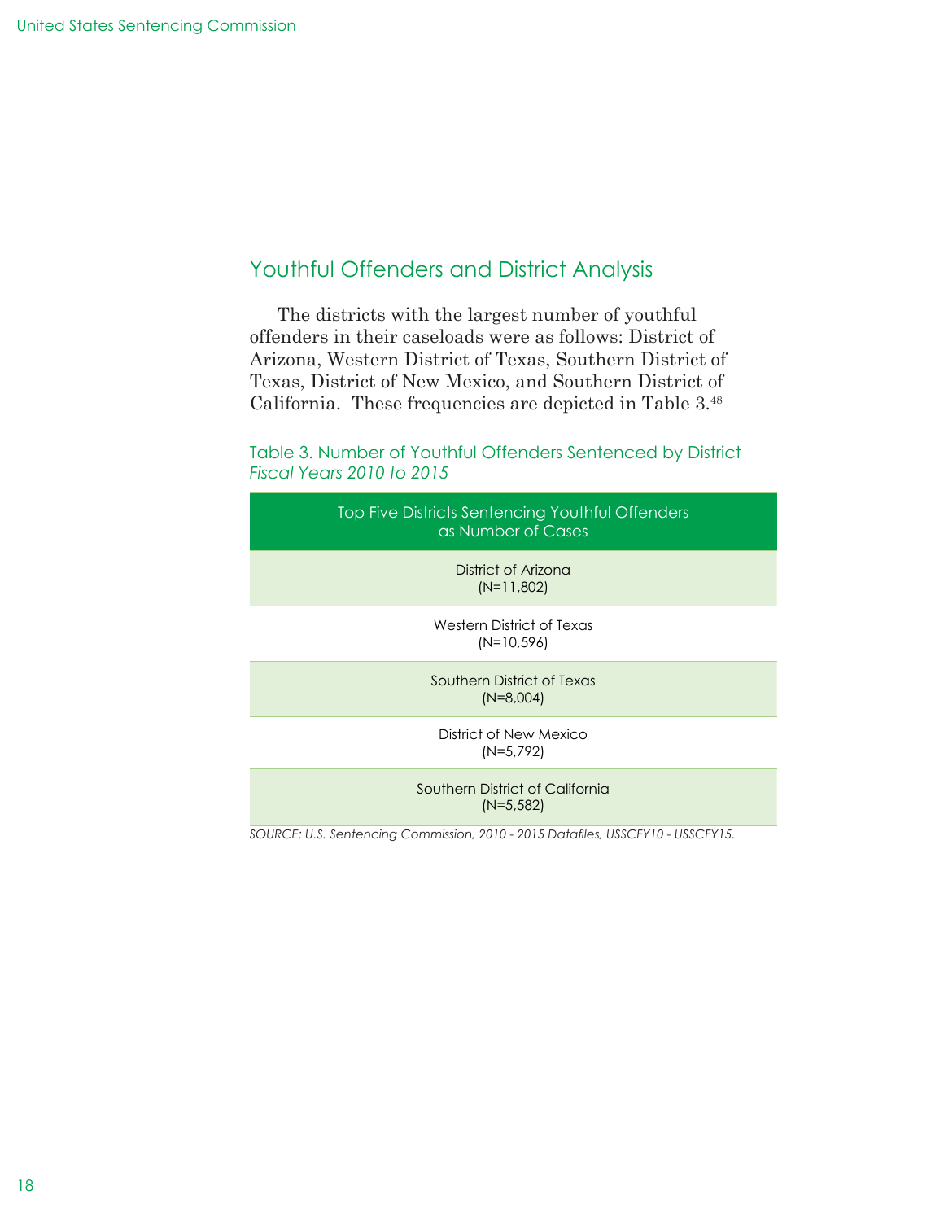## Youthful Offenders and District Analysis

The districts with the largest number of youthful offenders in their caseloads were as follows: District of Arizona, Western District of Texas, Southern District of Texas, District of New Mexico, and Southern District of California. These frequencies are depicted in Table 3.[48]

Table 3. Number of Youthful Offenders Sentenced by District
*Fiscal Years 2010 to 2015*

| Top Five Districts Sentencing Youthful Offenders as Number of Cases |
|---|
| District of Arizona (N=11,802) |
| Western District of Texas (N=10,596) |
| Southern District of Texas (N=8,004) |
| District of New Mexico (N=5,792) |
| Southern District of California (N=5,582) |

*SOURCE: U.S. Sentencing Commission, 2010 - 2015 Datafiles, USSCFY10 - USSCFY15.*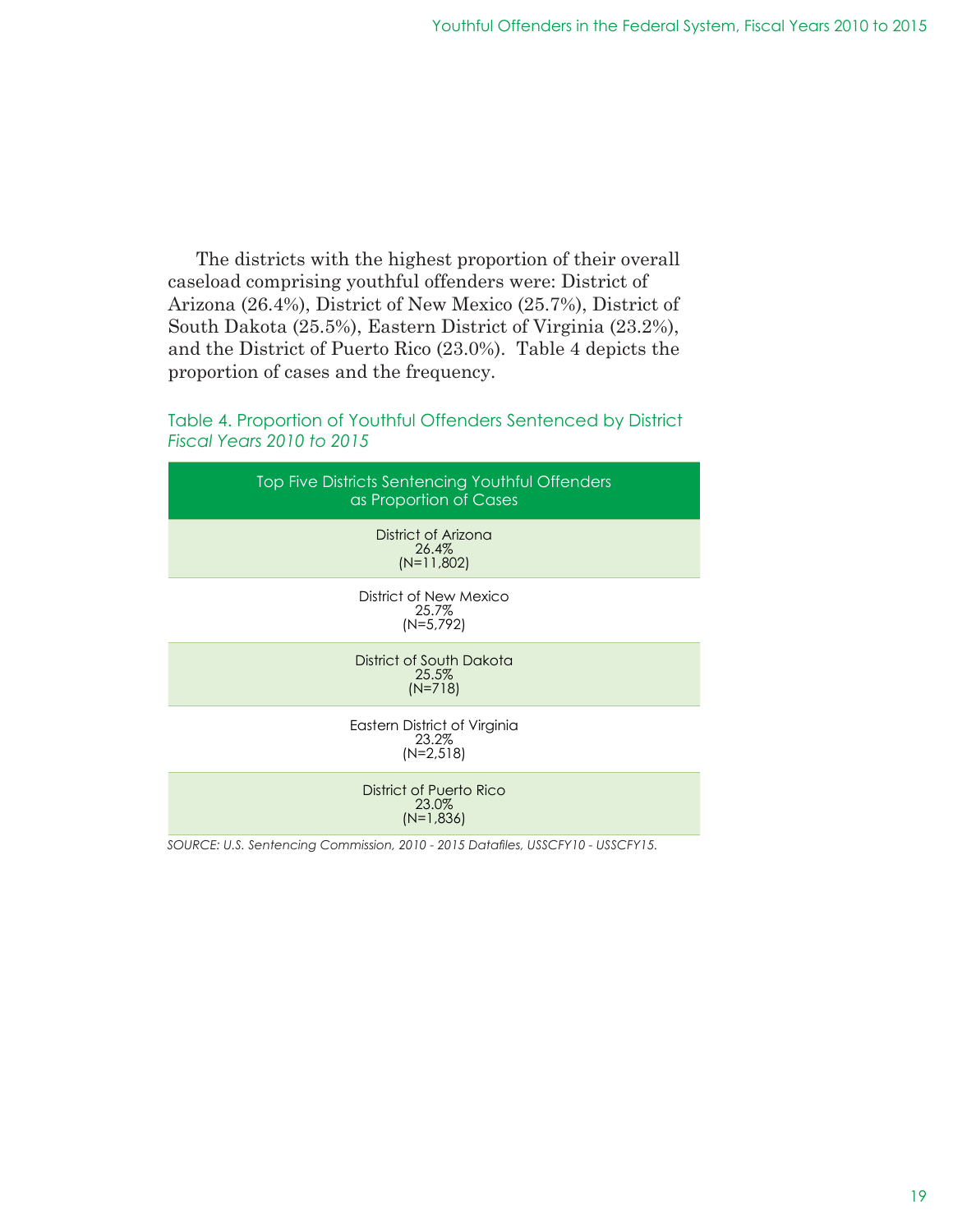The districts with the highest proportion of their overall caseload comprising youthful offenders were: District of Arizona (26.4%), District of New Mexico (25.7%), District of South Dakota (25.5%), Eastern District of Virginia (23.2%), and the District of Puerto Rico (23.0%). Table 4 depicts the proportion of cases and the frequency.

Table 4. Proportion of Youthful Offenders Sentenced by District
*Fiscal Years 2010 to 2015*

| Top Five Districts Sentencing Youthful Offenders as Proportion of Cases |
|---|
| District of Arizona<br>26.4%<br>(N=11,802) |
| District of New Mexico<br>25.7%<br>(N=5,792) |
| District of South Dakota<br>25.5%<br>(N=718) |
| Eastern District of Virginia<br>23.2%<br>(N=2,518) |
| District of Puerto Rico<br>23.0%<br>(N=1,836) |

*SOURCE: U.S. Sentencing Commission, 2010 - 2015 Datafiles, USSCFY10 - USSCFY15.*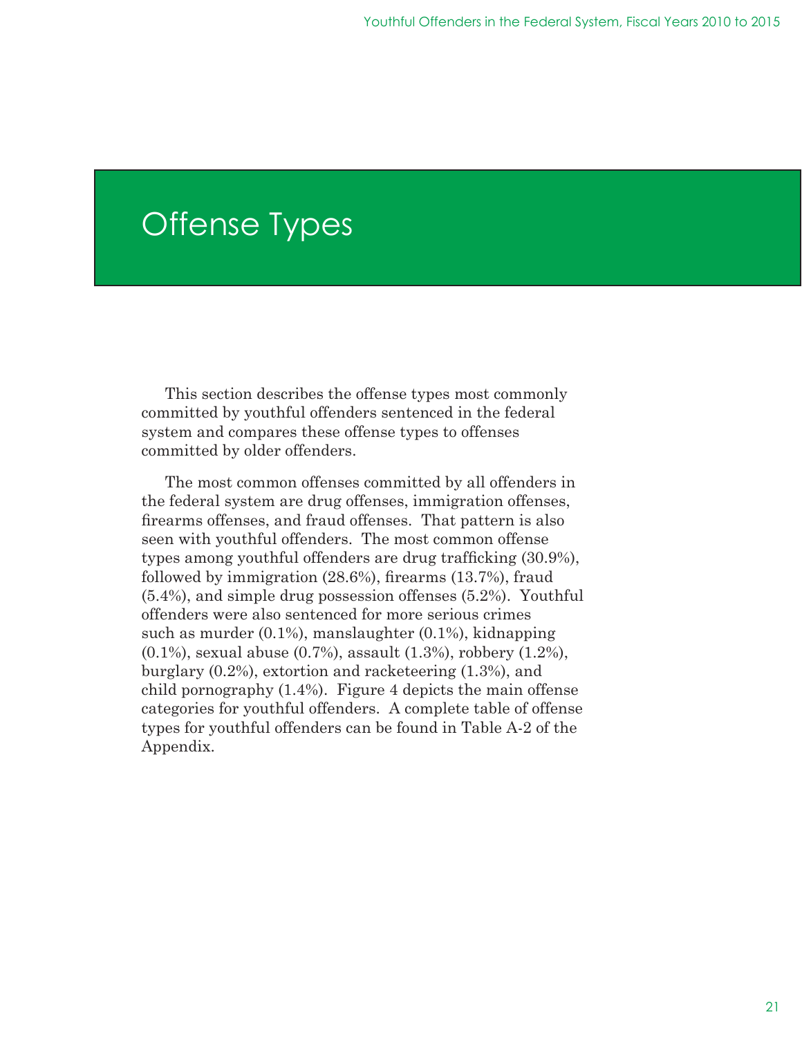# Offense Types

This section describes the offense types most commonly committed by youthful offenders sentenced in the federal system and compares these offense types to offenses committed by older offenders.

The most common offenses committed by all offenders in the federal system are drug offenses, immigration offenses, firearms offenses, and fraud offenses. That pattern is also seen with youthful offenders. The most common offense types among youthful offenders are drug trafficking (30.9%), followed by immigration (28.6%), firearms (13.7%), fraud (5.4%), and simple drug possession offenses (5.2%). Youthful offenders were also sentenced for more serious crimes such as murder (0.1%), manslaughter (0.1%), kidnapping (0.1%), sexual abuse (0.7%), assault (1.3%), robbery (1.2%), burglary (0.2%), extortion and racketeering (1.3%), and child pornography (1.4%). Figure 4 depicts the main offense categories for youthful offenders. A complete table of offense types for youthful offenders can be found in Table A-2 of the Appendix.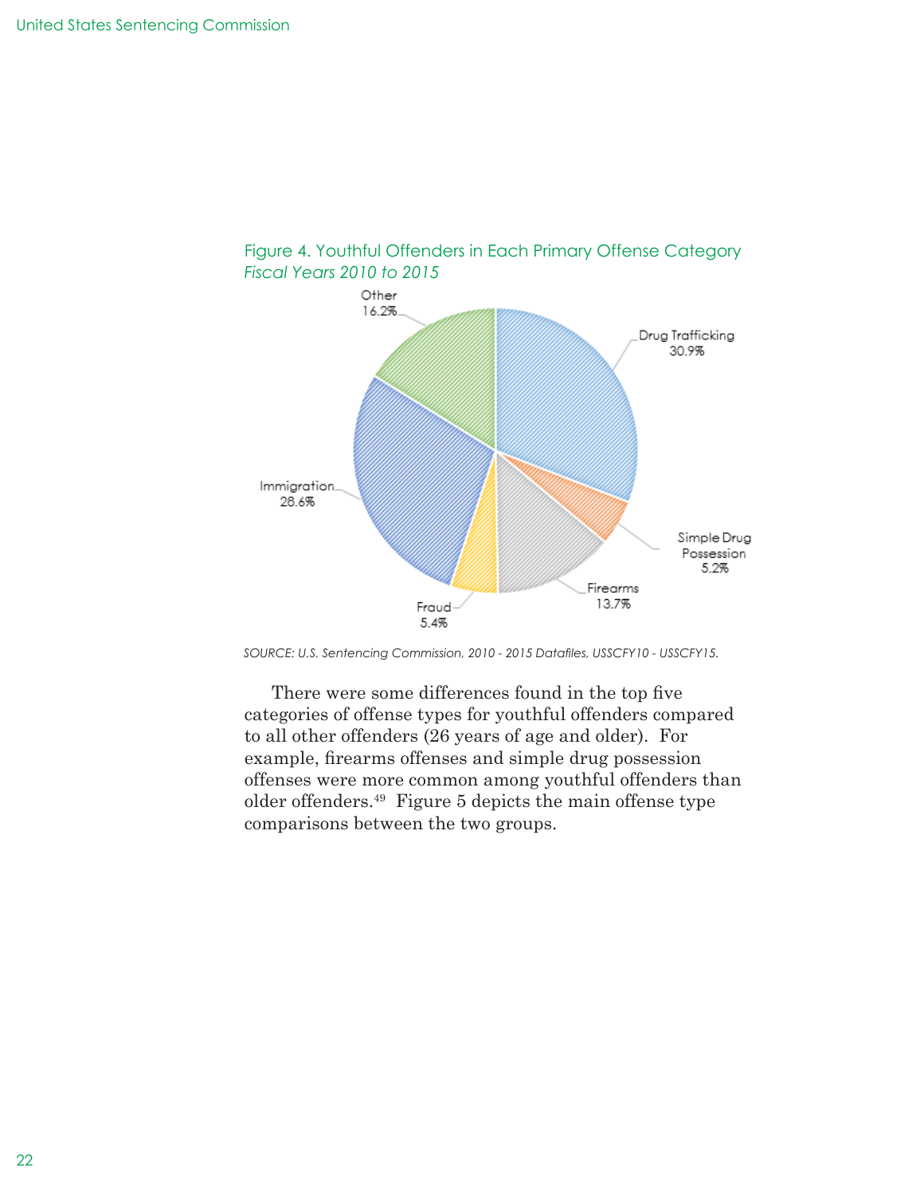Figure 4. Youthful Offenders in Each Primary Offense Category
*Fiscal Years 2010 to 2015*

| Offense Category | Percent |
|---|---|
| Drug Trafficking | 30.9% |
| Simple Drug Possession | 5.2% |
| Firearms | 13.7% |
| Fraud | 5.4% |
| Immigration | 28.6% |
| Other | 16.2% |

*SOURCE: U.S. Sentencing Commission, 2010 - 2015 Datafiles, USSCFY10 - USSCFY15.*

There were some differences found in the top five categories of offense types for youthful offenders compared to all other offenders (26 years of age and older). For example, firearms offenses and simple drug possession offenses were more common among youthful offenders than older offenders.[49] Figure 5 depicts the main offense type comparisons between the two groups.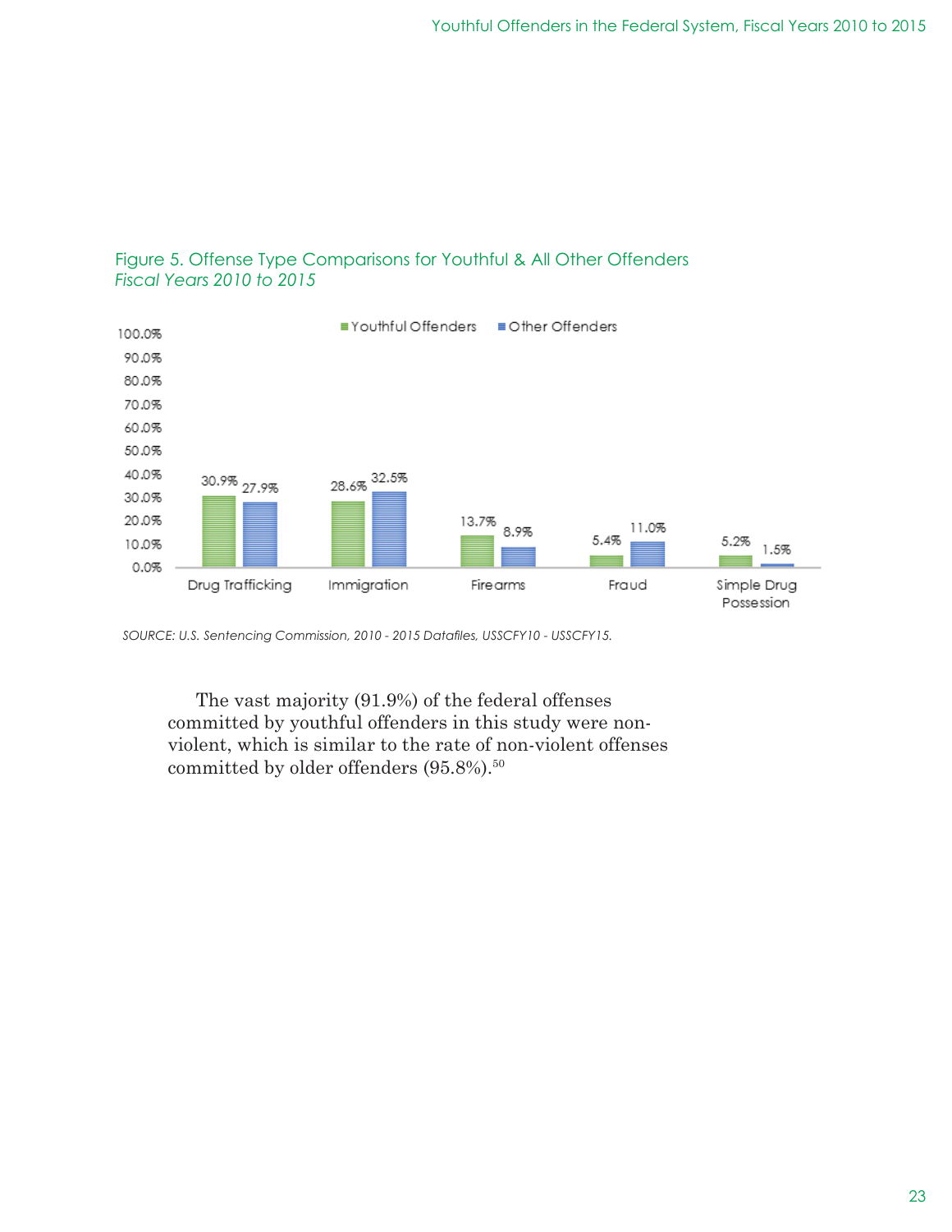Figure 5. Offense Type Comparisons for Youthful & All Other Offenders
*Fiscal Years 2010 to 2015*

| Offense Type | Youthful Offenders | Other Offenders |
|---|---|---|
| Drug Trafficking | 30.9% | 27.9% |
| Immigration | 28.6% | 32.5% |
| Firearms | 13.7% | 8.9% |
| Fraud | 5.4% | 11.0% |
| Simple Drug Possession | 5.2% | 1.5% |

*SOURCE: U.S. Sentencing Commission, 2010 - 2015 Datafiles, USSCFY10 - USSCFY15.*

The vast majority (91.9%) of the federal offenses committed by youthful offenders in this study were non-violent, which is similar to the rate of non-violent offenses committed by older offenders (95.8%).[50]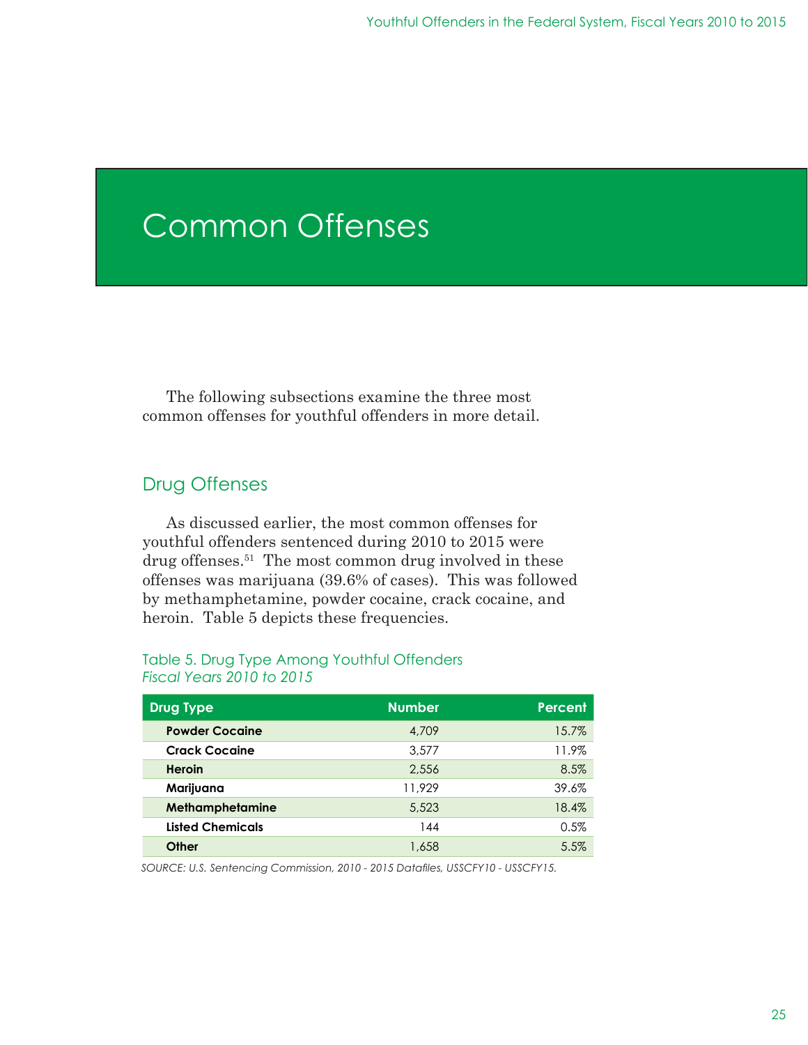# Common Offenses

The following subsections examine the three most common offenses for youthful offenders in more detail.

## Drug Offenses

As discussed earlier, the most common offenses for youthful offenders sentenced during 2010 to 2015 were drug offenses.[51] The most common drug involved in these offenses was marijuana (39.6% of cases). This was followed by methamphetamine, powder cocaine, crack cocaine, and heroin. Table 5 depicts these frequencies.

Table 5. Drug Type Among Youthful Offenders
*Fiscal Years 2010 to 2015*

| Drug Type | Number | Percent |
|---|---|---|
| **Powder Cocaine** | 4,709 | 15.7% |
| **Crack Cocaine** | 3,577 | 11.9% |
| **Heroin** | 2,556 | 8.5% |
| **Marijuana** | 11,929 | 39.6% |
| **Methamphetamine** | 5,523 | 18.4% |
| **Listed Chemicals** | 144 | 0.5% |
| **Other** | 1,658 | 5.5% |

*SOURCE: U.S. Sentencing Commission, 2010 - 2015 Datafiles, USSCFY10 - USSCFY15.*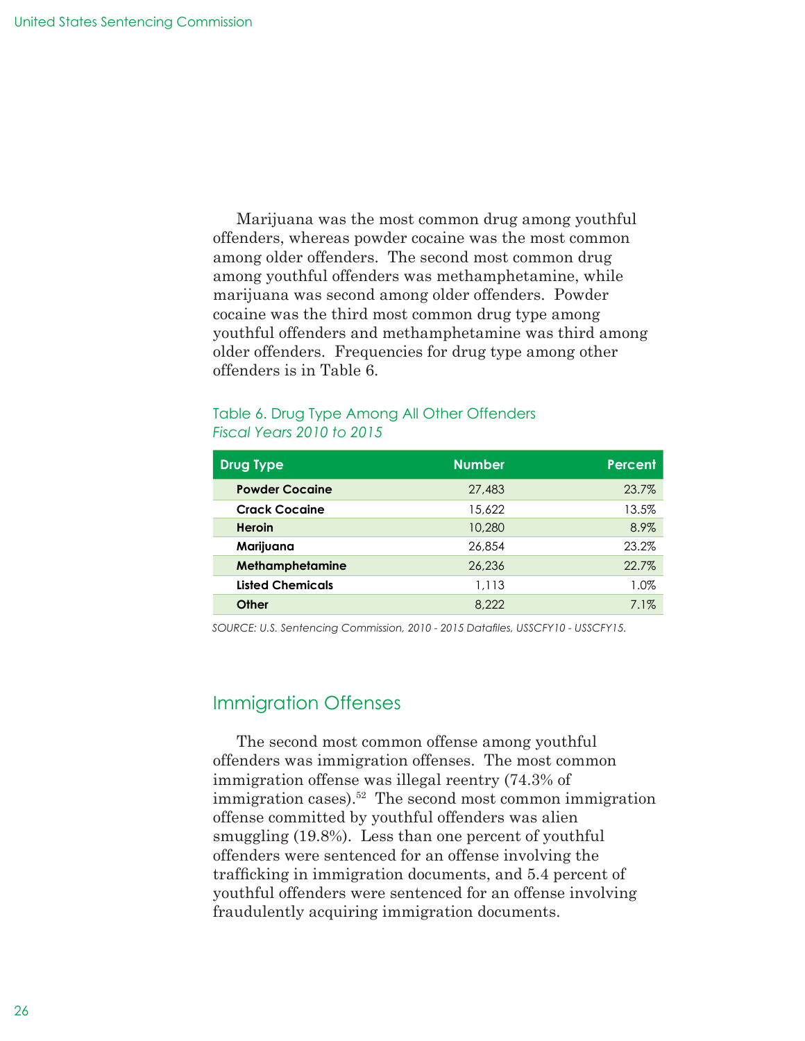Marijuana was the most common drug among youthful offenders, whereas powder cocaine was the most common among older offenders. The second most common drug among youthful offenders was methamphetamine, while marijuana was second among older offenders. Powder cocaine was the third most common drug type among youthful offenders and methamphetamine was third among older offenders. Frequencies for drug type among other offenders is in Table 6.

Table 6. Drug Type Among All Other Offenders
*Fiscal Years 2010 to 2015*

| Drug Type | Number | Percent |
|---|---|---|
| **Powder Cocaine** | 27,483 | 23.7% |
| **Crack Cocaine** | 15,622 | 13.5% |
| **Heroin** | 10,280 | 8.9% |
| **Marijuana** | 26,854 | 23.2% |
| **Methamphetamine** | 26,236 | 22.7% |
| **Listed Chemicals** | 1,113 | 1.0% |
| **Other** | 8,222 | 7.1% |

*SOURCE: U.S. Sentencing Commission, 2010 - 2015 Datafiles, USSCFY10 - USSCFY15.*

## Immigration Offenses

The second most common offense among youthful offenders was immigration offenses. The most common immigration offense was illegal reentry (74.3% of immigration cases).[52] The second most common immigration offense committed by youthful offenders was alien smuggling (19.8%). Less than one percent of youthful offenders were sentenced for an offense involving the trafficking in immigration documents, and 5.4 percent of youthful offenders were sentenced for an offense involving fraudulently acquiring immigration documents.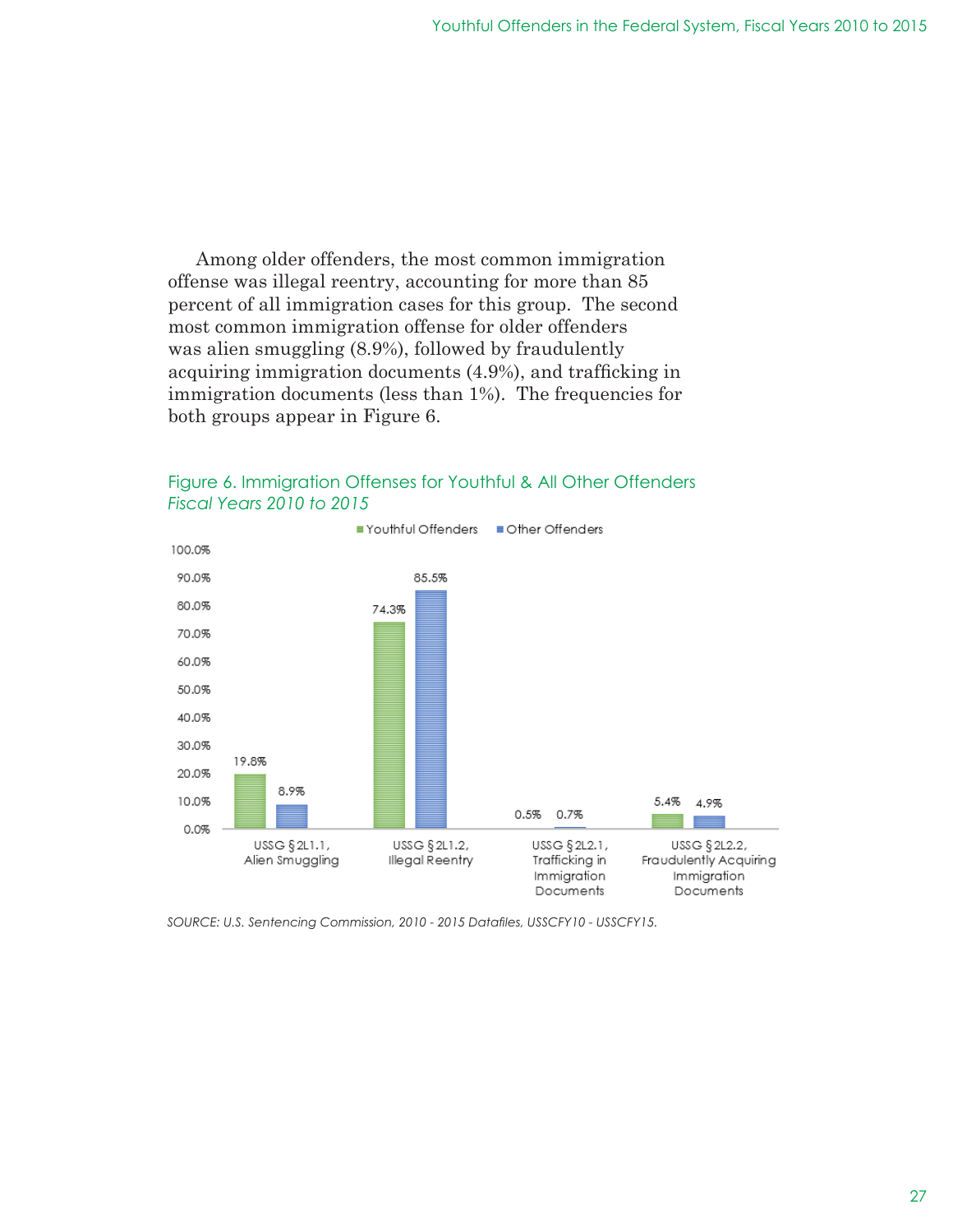Among older offenders, the most common immigration offense was illegal reentry, accounting for more than 85 percent of all immigration cases for this group. The second most common immigration offense for older offenders was alien smuggling (8.9%), followed by fraudulently acquiring immigration documents (4.9%), and trafficking in immigration documents (less than 1%). The frequencies for both groups appear in Figure 6.

Figure 6. Immigration Offenses for Youthful & All Other Offenders
*Fiscal Years 2010 to 2015*

| Offense | Youthful Offenders | Other Offenders |
|---|---|---|
| USSG §2L1.1, Alien Smuggling | 19.8% | 8.9% |
| USSG §2L1.2, Illegal Reentry | 74.3% | 85.5% |
| USSG §2L2.1, Trafficking in Immigration Documents | 0.5% | 0.7% |
| USSG §2L2.2, Fraudulently Acquiring Immigration Documents | 5.4% | 4.9% |

*SOURCE: U.S. Sentencing Commission, 2010 - 2015 Datafiles, USSCFY10 - USSCFY15.*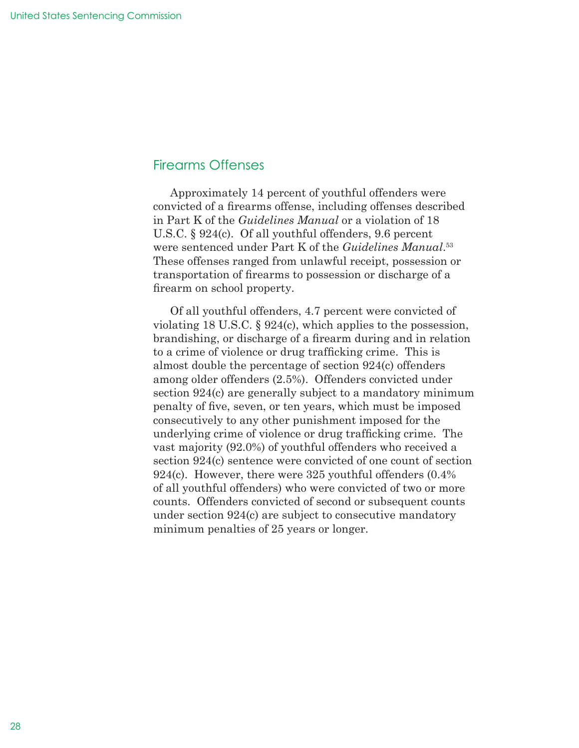## Firearms Offenses

Approximately 14 percent of youthful offenders were convicted of a firearms offense, including offenses described in Part K of the *Guidelines Manual* or a violation of 18 U.S.C. § 924(c). Of all youthful offenders, 9.6 percent were sentenced under Part K of the *Guidelines Manual*.[53] These offenses ranged from unlawful receipt, possession or transportation of firearms to possession or discharge of a firearm on school property.

Of all youthful offenders, 4.7 percent were convicted of violating 18 U.S.C. § 924(c), which applies to the possession, brandishing, or discharge of a firearm during and in relation to a crime of violence or drug trafficking crime. This is almost double the percentage of section 924(c) offenders among older offenders (2.5%). Offenders convicted under section 924(c) are generally subject to a mandatory minimum penalty of five, seven, or ten years, which must be imposed consecutively to any other punishment imposed for the underlying crime of violence or drug trafficking crime. The vast majority (92.0%) of youthful offenders who received a section 924(c) sentence were convicted of one count of section 924(c). However, there were 325 youthful offenders (0.4% of all youthful offenders) who were convicted of two or more counts. Offenders convicted of second or subsequent counts under section 924(c) are subject to consecutive mandatory minimum penalties of 25 years or longer.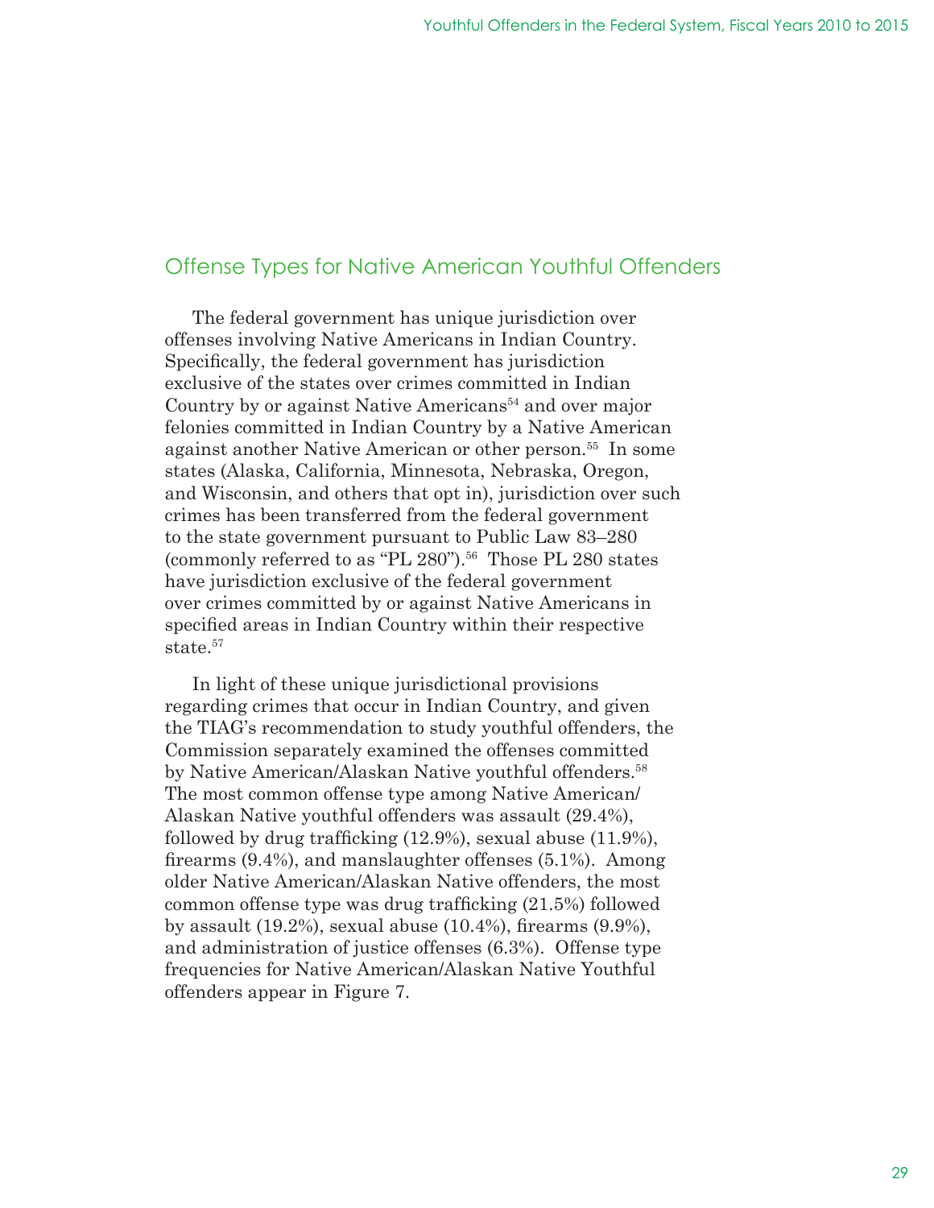## Offense Types for Native American Youthful Offenders

The federal government has unique jurisdiction over offenses involving Native Americans in Indian Country. Specifically, the federal government has jurisdiction exclusive of the states over crimes committed in Indian Country by or against Native Americans[54] and over major felonies committed in Indian Country by a Native American against another Native American or other person.[55] In some states (Alaska, California, Minnesota, Nebraska, Oregon, and Wisconsin, and others that opt in), jurisdiction over such crimes has been transferred from the federal government to the state government pursuant to Public Law 83–280 (commonly referred to as "PL 280").[56] Those PL 280 states have jurisdiction exclusive of the federal government over crimes committed by or against Native Americans in specified areas in Indian Country within their respective state.[57]

In light of these unique jurisdictional provisions regarding crimes that occur in Indian Country, and given the TIAG's recommendation to study youthful offenders, the Commission separately examined the offenses committed by Native American/Alaskan Native youthful offenders.[58] The most common offense type among Native American/Alaskan Native youthful offenders was assault (29.4%), followed by drug trafficking (12.9%), sexual abuse (11.9%), firearms (9.4%), and manslaughter offenses (5.1%). Among older Native American/Alaskan Native offenders, the most common offense type was drug trafficking (21.5%) followed by assault (19.2%), sexual abuse (10.4%), firearms (9.9%), and administration of justice offenses (6.3%). Offense type frequencies for Native American/Alaskan Native Youthful offenders appear in Figure 7.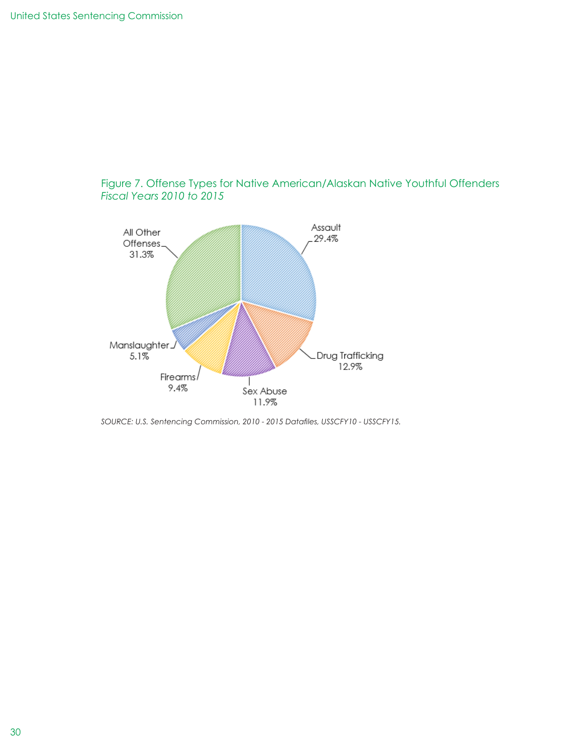Figure 7. Offense Types for Native American/Alaskan Native Youthful Offenders
*Fiscal Years 2010 to 2015*

| Offense Type | Percent |
| --- | --- |
| All Other Offenses | 31.3% |
| Assault | 29.4% |
| Drug Trafficking | 12.9% |
| Sex Abuse | 11.9% |
| Firearms | 9.4% |
| Manslaughter | 5.1% |

*SOURCE: U.S. Sentencing Commission, 2010 - 2015 Datafiles, USSCFY10 - USSCFY15.*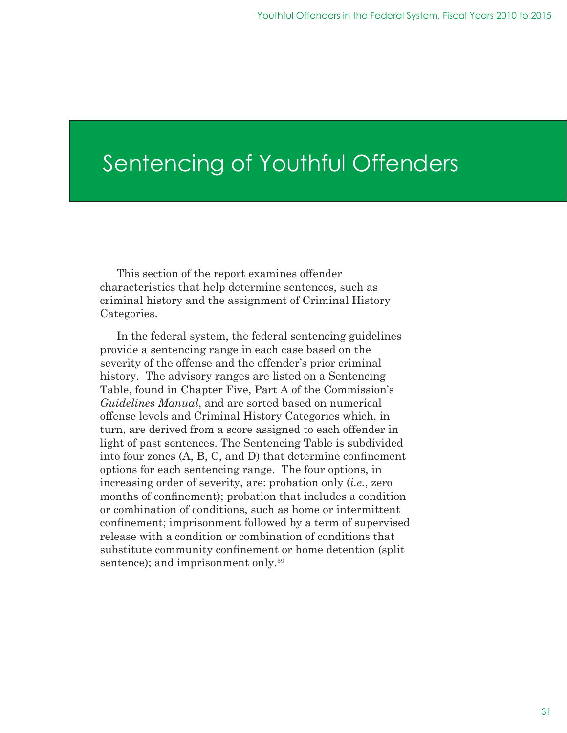# Sentencing of Youthful Offenders

This section of the report examines offender characteristics that help determine sentences, such as criminal history and the assignment of Criminal History Categories.

In the federal system, the federal sentencing guidelines provide a sentencing range in each case based on the severity of the offense and the offender's prior criminal history. The advisory ranges are listed on a Sentencing Table, found in Chapter Five, Part A of the Commission's *Guidelines Manual*, and are sorted based on numerical offense levels and Criminal History Categories which, in turn, are derived from a score assigned to each offender in light of past sentences. The Sentencing Table is subdivided into four zones (A, B, C, and D) that determine confinement options for each sentencing range. The four options, in increasing order of severity, are: probation only (*i.e.*, zero months of confinement); probation that includes a condition or combination of conditions, such as home or intermittent confinement; imprisonment followed by a term of supervised release with a condition or combination of conditions that substitute community confinement or home detention (split sentence); and imprisonment only.[59]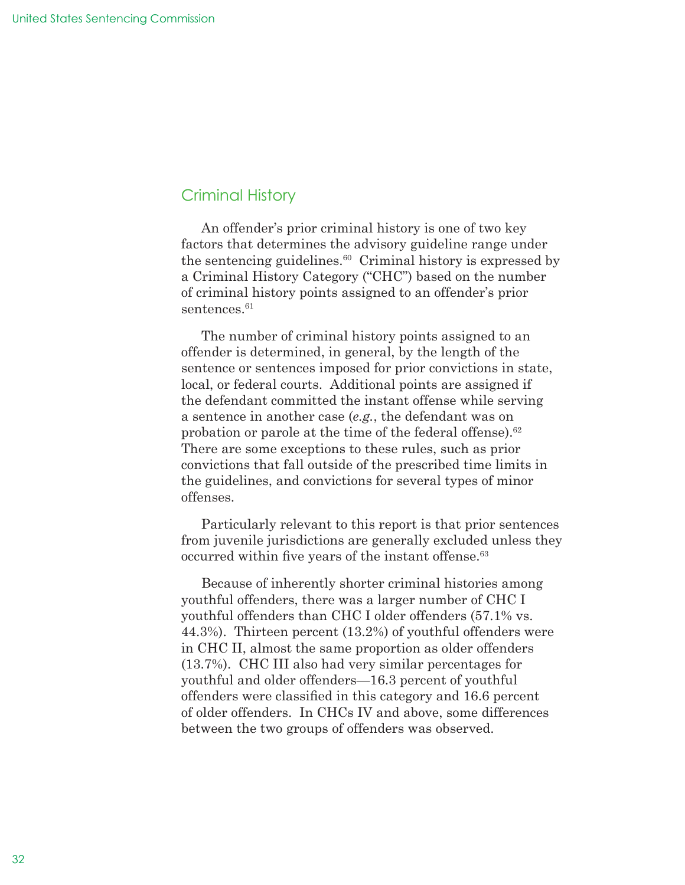## Criminal History

An offender's prior criminal history is one of two key factors that determines the advisory guideline range under the sentencing guidelines.[60] Criminal history is expressed by a Criminal History Category ("CHC") based on the number of criminal history points assigned to an offender's prior sentences.[61]

The number of criminal history points assigned to an offender is determined, in general, by the length of the sentence or sentences imposed for prior convictions in state, local, or federal courts. Additional points are assigned if the defendant committed the instant offense while serving a sentence in another case (*e.g.*, the defendant was on probation or parole at the time of the federal offense).[62] There are some exceptions to these rules, such as prior convictions that fall outside of the prescribed time limits in the guidelines, and convictions for several types of minor offenses.

Particularly relevant to this report is that prior sentences from juvenile jurisdictions are generally excluded unless they occurred within five years of the instant offense.[63]

Because of inherently shorter criminal histories among youthful offenders, there was a larger number of CHC I youthful offenders than CHC I older offenders (57.1% vs. 44.3%). Thirteen percent (13.2%) of youthful offenders were in CHC II, almost the same proportion as older offenders (13.7%). CHC III also had very similar percentages for youthful and older offenders—16.3 percent of youthful offenders were classified in this category and 16.6 percent of older offenders. In CHCs IV and above, some differences between the two groups of offenders was observed.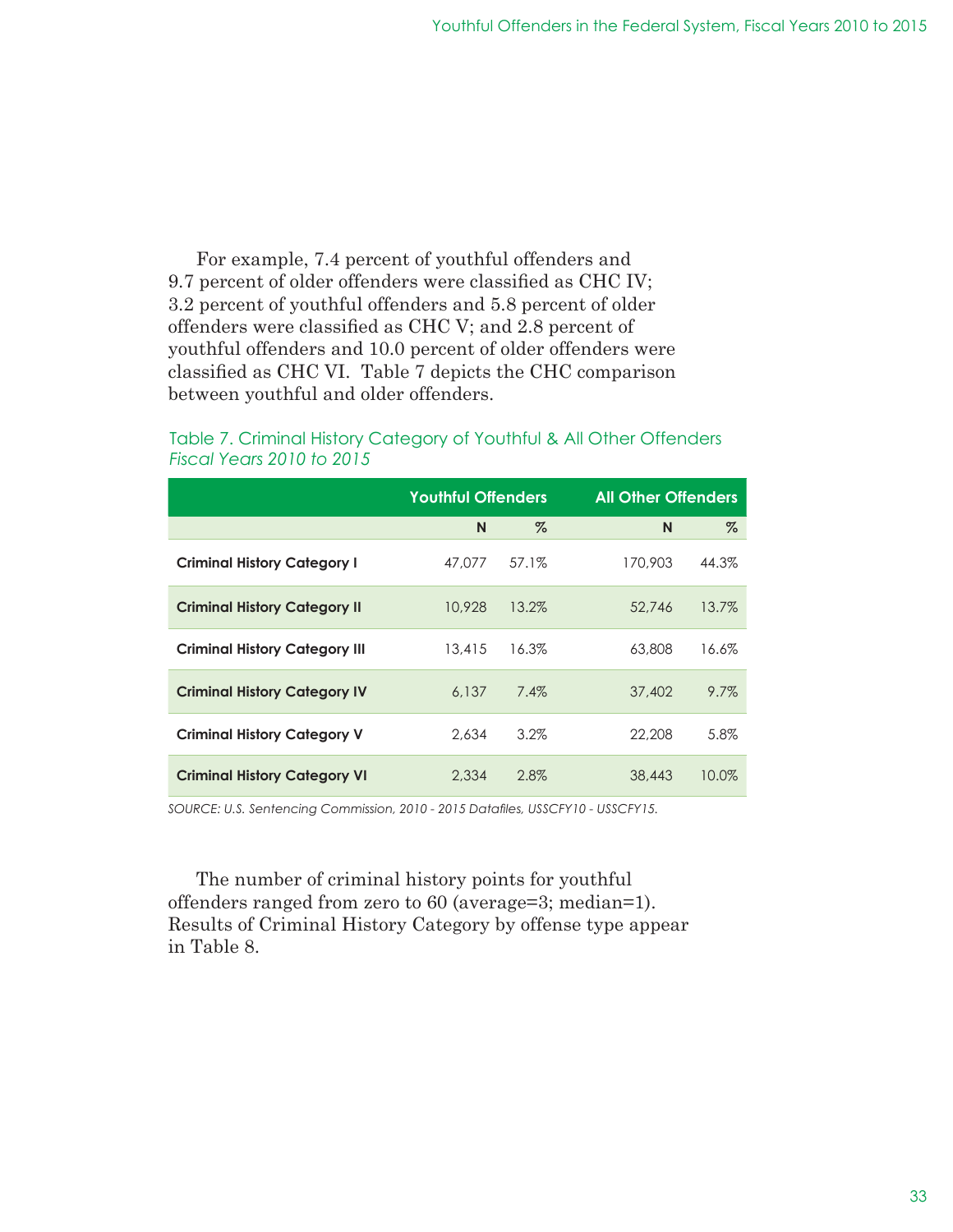For example, 7.4 percent of youthful offenders and 9.7 percent of older offenders were classified as CHC IV; 3.2 percent of youthful offenders and 5.8 percent of older offenders were classified as CHC V; and 2.8 percent of youthful offenders and 10.0 percent of older offenders were classified as CHC VI. Table 7 depicts the CHC comparison between youthful and older offenders.

Table 7. Criminal History Category of Youthful & All Other Offenders
*Fiscal Years 2010 to 2015*

| | Youthful Offenders | | All Other Offenders | |
|---|---|---|---|---|
| | N | % | N | % |
| **Criminal History Category I** | 47,077 | 57.1% | 170,903 | 44.3% |
| **Criminal History Category II** | 10,928 | 13.2% | 52,746 | 13.7% |
| **Criminal History Category III** | 13,415 | 16.3% | 63,808 | 16.6% |
| **Criminal History Category IV** | 6,137 | 7.4% | 37,402 | 9.7% |
| **Criminal History Category V** | 2,634 | 3.2% | 22,208 | 5.8% |
| **Criminal History Category VI** | 2,334 | 2.8% | 38,443 | 10.0% |

*SOURCE: U.S. Sentencing Commission, 2010 - 2015 Datafiles, USSCFY10 - USSCFY15.*

The number of criminal history points for youthful offenders ranged from zero to 60 (average=3; median=1). Results of Criminal History Category by offense type appear in Table 8.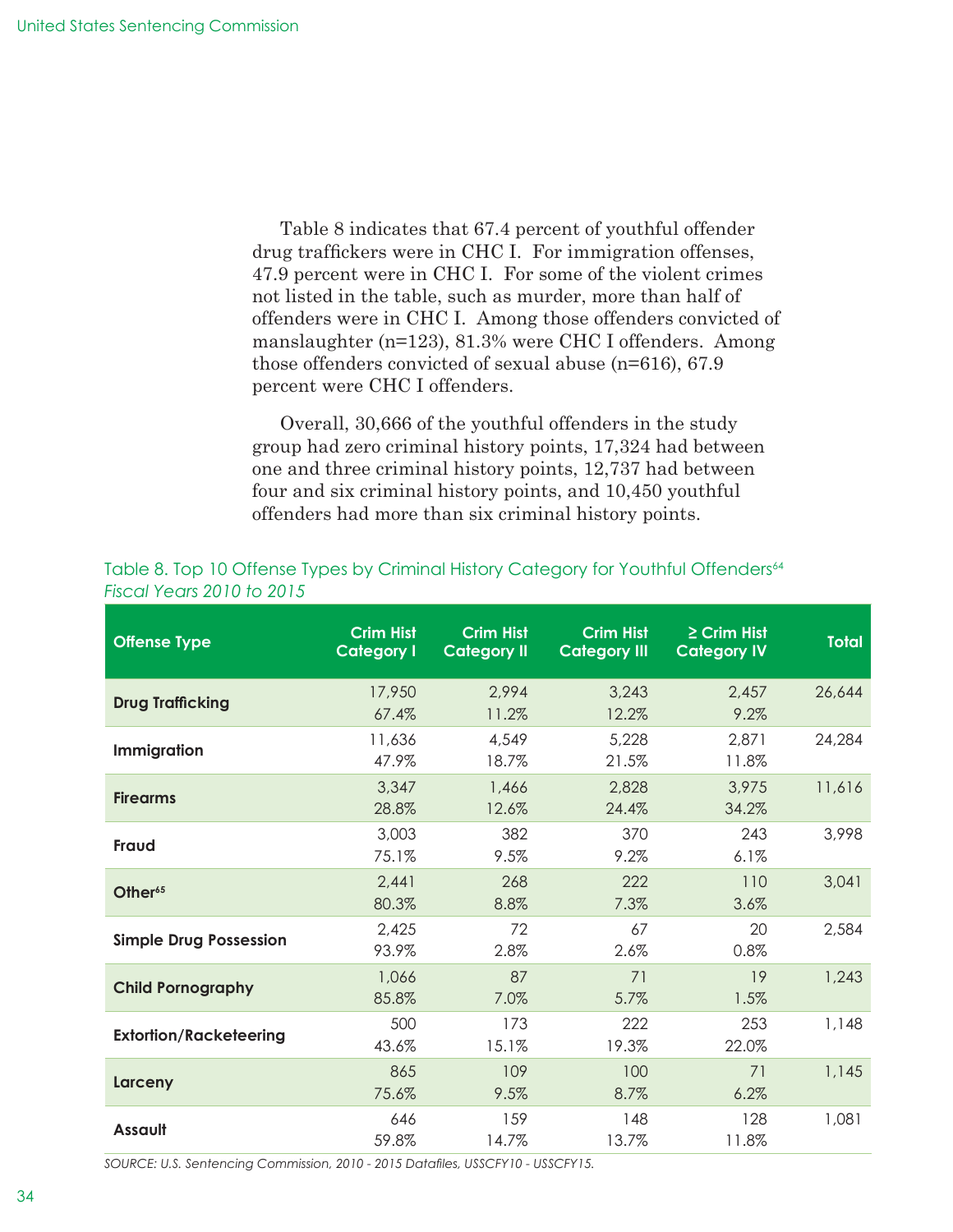Table 8 indicates that 67.4 percent of youthful offender drug traffickers were in CHC I. For immigration offenses, 47.9 percent were in CHC I. For some of the violent crimes not listed in the table, such as murder, more than half of offenders were in CHC I. Among those offenders convicted of manslaughter (n=123), 81.3% were CHC I offenders. Among those offenders convicted of sexual abuse (n=616), 67.9 percent were CHC I offenders.

Overall, 30,666 of the youthful offenders in the study group had zero criminal history points, 17,324 had between one and three criminal history points, 12,737 had between four and six criminal history points, and 10,450 youthful offenders had more than six criminal history points.

Table 8. Top 10 Offense Types by Criminal History Category for Youthful Offenders[64]
*Fiscal Years 2010 to 2015*

| Offense Type | Crim Hist Category I | Crim Hist Category II | Crim Hist Category III | ≥ Crim Hist Category IV | Total |
|---|---|---|---|---|---|
| **Drug Trafficking** | 17,950<br>67.4% | 2,994<br>11.2% | 3,243<br>12.2% | 2,457<br>9.2% | 26,644 |
| **Immigration** | 11,636<br>47.9% | 4,549<br>18.7% | 5,228<br>21.5% | 2,871<br>11.8% | 24,284 |
| **Firearms** | 3,347<br>28.8% | 1,466<br>12.6% | 2,828<br>24.4% | 3,975<br>34.2% | 11,616 |
| **Fraud** | 3,003<br>75.1% | 382<br>9.5% | 370<br>9.2% | 243<br>6.1% | 3,998 |
| **Other[65]** | 2,441<br>80.3% | 268<br>8.8% | 222<br>7.3% | 110<br>3.6% | 3,041 |
| **Simple Drug Possession** | 2,425<br>93.9% | 72<br>2.8% | 67<br>2.6% | 20<br>0.8% | 2,584 |
| **Child Pornography** | 1,066<br>85.8% | 87<br>7.0% | 71<br>5.7% | 19<br>1.5% | 1,243 |
| **Extortion/Racketeering** | 500<br>43.6% | 173<br>15.1% | 222<br>19.3% | 253<br>22.0% | 1,148 |
| **Larceny** | 865<br>75.6% | 109<br>9.5% | 100<br>8.7% | 71<br>6.2% | 1,145 |
| **Assault** | 646<br>59.8% | 159<br>14.7% | 148<br>13.7% | 128<br>11.8% | 1,081 |

*SOURCE: U.S. Sentencing Commission, 2010 - 2015 Datafiles, USSCFY10 - USSCFY15.*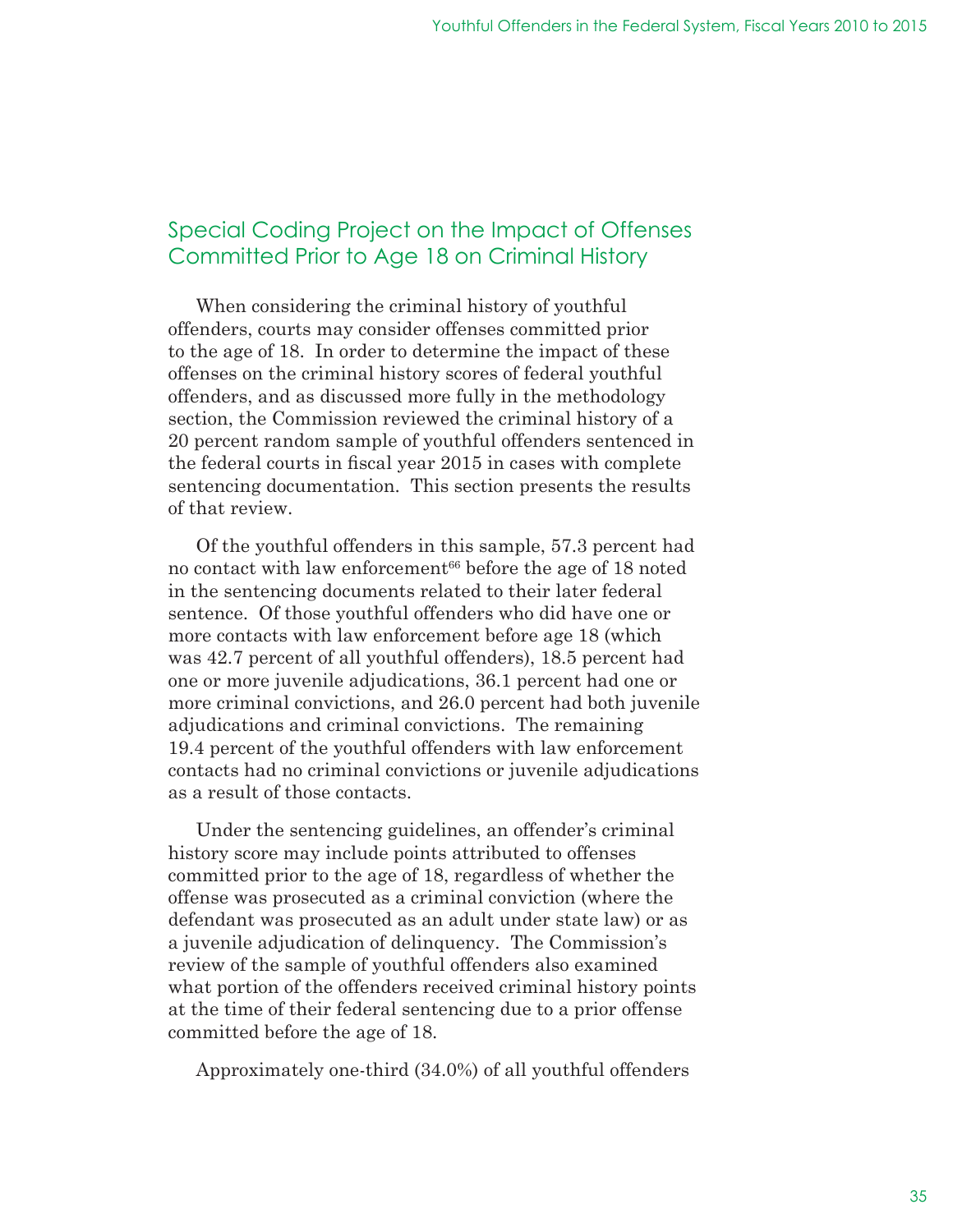## Special Coding Project on the Impact of Offenses Committed Prior to Age 18 on Criminal History

When considering the criminal history of youthful offenders, courts may consider offenses committed prior to the age of 18. In order to determine the impact of these offenses on the criminal history scores of federal youthful offenders, and as discussed more fully in the methodology section, the Commission reviewed the criminal history of a 20 percent random sample of youthful offenders sentenced in the federal courts in fiscal year 2015 in cases with complete sentencing documentation. This section presents the results of that review.

Of the youthful offenders in this sample, 57.3 percent had no contact with law enforcement[66] before the age of 18 noted in the sentencing documents related to their later federal sentence. Of those youthful offenders who did have one or more contacts with law enforcement before age 18 (which was 42.7 percent of all youthful offenders), 18.5 percent had one or more juvenile adjudications, 36.1 percent had one or more criminal convictions, and 26.0 percent had both juvenile adjudications and criminal convictions. The remaining 19.4 percent of the youthful offenders with law enforcement contacts had no criminal convictions or juvenile adjudications as a result of those contacts.

Under the sentencing guidelines, an offender's criminal history score may include points attributed to offenses committed prior to the age of 18, regardless of whether the offense was prosecuted as a criminal conviction (where the defendant was prosecuted as an adult under state law) or as a juvenile adjudication of delinquency. The Commission's review of the sample of youthful offenders also examined what portion of the offenders received criminal history points at the time of their federal sentencing due to a prior offense committed before the age of 18.

Approximately one-third (34.0%) of all youthful offenders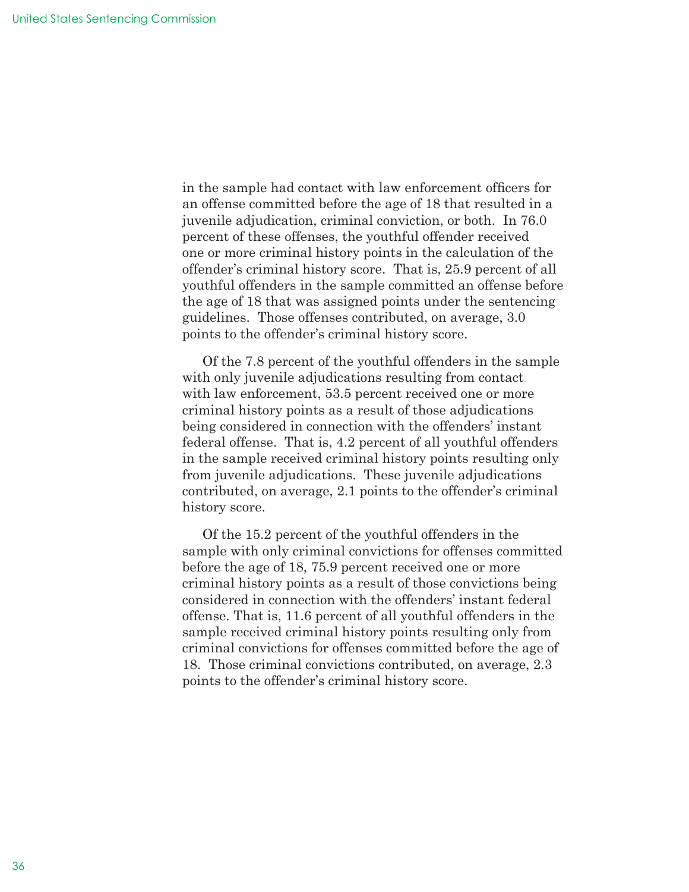in the sample had contact with law enforcement officers for an offense committed before the age of 18 that resulted in a juvenile adjudication, criminal conviction, or both. In 76.0 percent of these offenses, the youthful offender received one or more criminal history points in the calculation of the offender's criminal history score. That is, 25.9 percent of all youthful offenders in the sample committed an offense before the age of 18 that was assigned points under the sentencing guidelines. Those offenses contributed, on average, 3.0 points to the offender's criminal history score.

Of the 7.8 percent of the youthful offenders in the sample with only juvenile adjudications resulting from contact with law enforcement, 53.5 percent received one or more criminal history points as a result of those adjudications being considered in connection with the offenders' instant federal offense. That is, 4.2 percent of all youthful offenders in the sample received criminal history points resulting only from juvenile adjudications. These juvenile adjudications contributed, on average, 2.1 points to the offender's criminal history score.

Of the 15.2 percent of the youthful offenders in the sample with only criminal convictions for offenses committed before the age of 18, 75.9 percent received one or more criminal history points as a result of those convictions being considered in connection with the offenders' instant federal offense. That is, 11.6 percent of all youthful offenders in the sample received criminal history points resulting only from criminal convictions for offenses committed before the age of 18. Those criminal convictions contributed, on average, 2.3 points to the offender's criminal history score.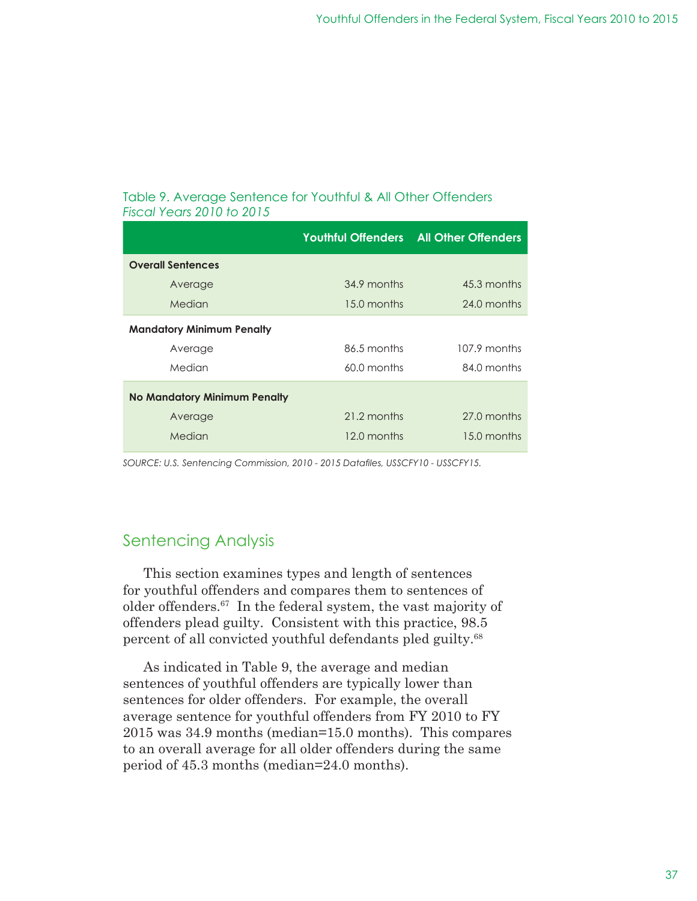Table 9. Average Sentence for Youthful & All Other Offenders
*Fiscal Years 2010 to 2015*

| | Youthful Offenders | All Other Offenders |
|---|---|---|
| **Overall Sentences** | | |
| Average | 34.9 months | 45.3 months |
| Median | 15.0 months | 24.0 months |
| **Mandatory Minimum Penalty** | | |
| Average | 86.5 months | 107.9 months |
| Median | 60.0 months | 84.0 months |
| **No Mandatory Minimum Penalty** | | |
| Average | 21.2 months | 27.0 months |
| Median | 12.0 months | 15.0 months |

*SOURCE: U.S. Sentencing Commission, 2010 - 2015 Datafiles, USSCFY10 - USSCFY15.*

## Sentencing Analysis

This section examines types and length of sentences for youthful offenders and compares them to sentences of older offenders.[67] In the federal system, the vast majority of offenders plead guilty. Consistent with this practice, 98.5 percent of all convicted youthful defendants pled guilty.[68]

As indicated in Table 9, the average and median sentences of youthful offenders are typically lower than sentences for older offenders. For example, the overall average sentence for youthful offenders from FY 2010 to FY 2015 was 34.9 months (median=15.0 months). This compares to an overall average for all older offenders during the same period of 45.3 months (median=24.0 months).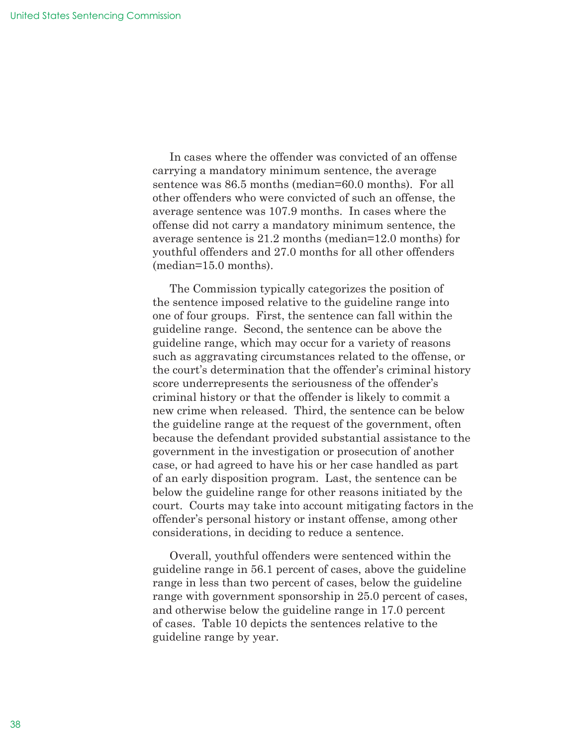In cases where the offender was convicted of an offense carrying a mandatory minimum sentence, the average sentence was 86.5 months (median=60.0 months). For all other offenders who were convicted of such an offense, the average sentence was 107.9 months. In cases where the offense did not carry a mandatory minimum sentence, the average sentence is 21.2 months (median=12.0 months) for youthful offenders and 27.0 months for all other offenders (median=15.0 months).

The Commission typically categorizes the position of the sentence imposed relative to the guideline range into one of four groups. First, the sentence can fall within the guideline range. Second, the sentence can be above the guideline range, which may occur for a variety of reasons such as aggravating circumstances related to the offense, or the court's determination that the offender's criminal history score underrepresents the seriousness of the offender's criminal history or that the offender is likely to commit a new crime when released. Third, the sentence can be below the guideline range at the request of the government, often because the defendant provided substantial assistance to the government in the investigation or prosecution of another case, or had agreed to have his or her case handled as part of an early disposition program. Last, the sentence can be below the guideline range for other reasons initiated by the court. Courts may take into account mitigating factors in the offender's personal history or instant offense, among other considerations, in deciding to reduce a sentence.

Overall, youthful offenders were sentenced within the guideline range in 56.1 percent of cases, above the guideline range in less than two percent of cases, below the guideline range with government sponsorship in 25.0 percent of cases, and otherwise below the guideline range in 17.0 percent of cases. Table 10 depicts the sentences relative to the guideline range by year.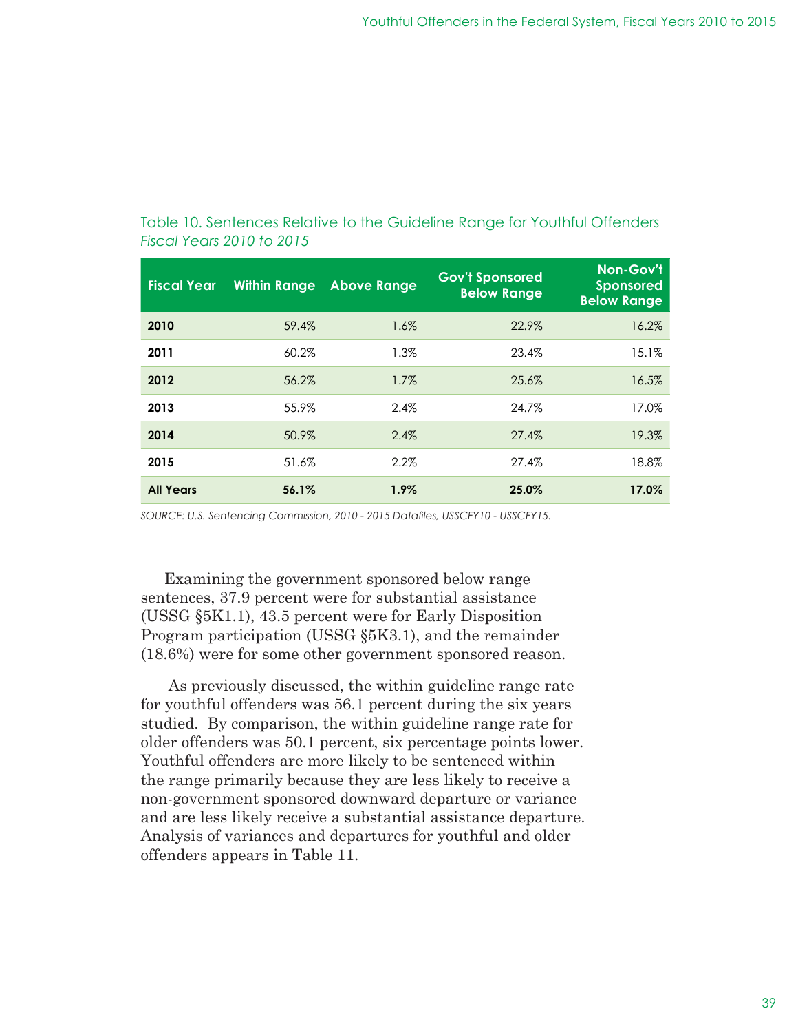Table 10. Sentences Relative to the Guideline Range for Youthful Offenders
*Fiscal Years 2010 to 2015*

| Fiscal Year | Within Range | Above Range | Gov't Sponsored Below Range | Non-Gov't Sponsored Below Range |
|---|---|---|---|---|
| **2010** | 59.4% | 1.6% | 22.9% | 16.2% |
| **2011** | 60.2% | 1.3% | 23.4% | 15.1% |
| **2012** | 56.2% | 1.7% | 25.6% | 16.5% |
| **2013** | 55.9% | 2.4% | 24.7% | 17.0% |
| **2014** | 50.9% | 2.4% | 27.4% | 19.3% |
| **2015** | 51.6% | 2.2% | 27.4% | 18.8% |
| **All Years** | **56.1%** | **1.9%** | **25.0%** | **17.0%** |

*SOURCE: U.S. Sentencing Commission, 2010 - 2015 Datafiles, USSCFY10 - USSCFY15.*

Examining the government sponsored below range sentences, 37.9 percent were for substantial assistance (USSG §5K1.1), 43.5 percent were for Early Disposition Program participation (USSG §5K3.1), and the remainder (18.6%) were for some other government sponsored reason.

As previously discussed, the within guideline range rate for youthful offenders was 56.1 percent during the six years studied. By comparison, the within guideline range rate for older offenders was 50.1 percent, six percentage points lower. Youthful offenders are more likely to be sentenced within the range primarily because they are less likely to receive a non-government sponsored downward departure or variance and are less likely receive a substantial assistance departure. Analysis of variances and departures for youthful and older offenders appears in Table 11.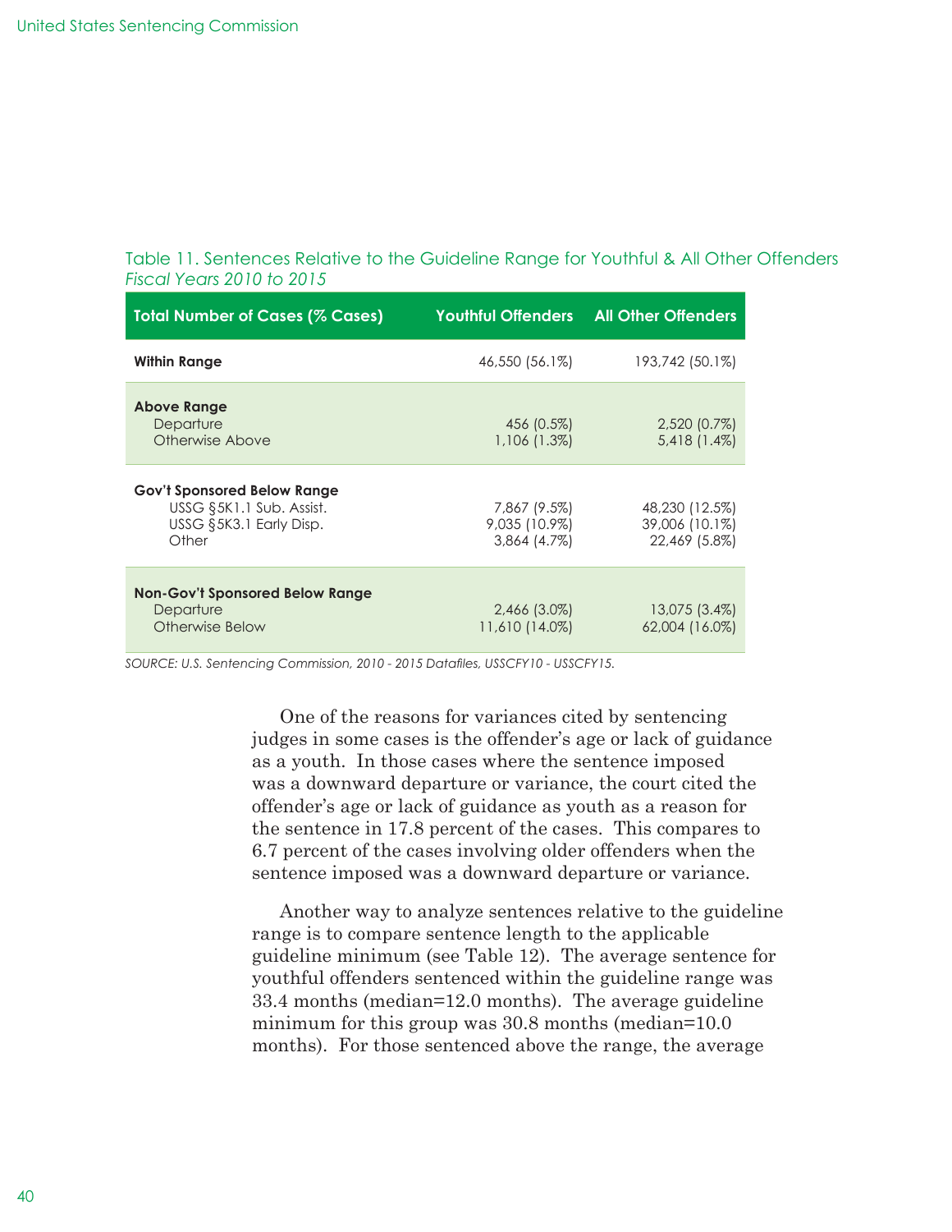Table 11. Sentences Relative to the Guideline Range for Youthful & All Other Offenders
*Fiscal Years 2010 to 2015*

| Total Number of Cases (% Cases) | Youthful Offenders | All Other Offenders |
|---|---|---|
| **Within Range** | 46,550 (56.1%) | 193,742 (50.1%) |
| **Above Range** | | |
| Departure | 456 (0.5%) | 2,520 (0.7%) |
| Otherwise Above | 1,106 (1.3%) | 5,418 (1.4%) |
| **Gov't Sponsored Below Range** | | |
| USSG §5K1.1 Sub. Assist. | 7,867 (9.5%) | 48,230 (12.5%) |
| USSG §5K3.1 Early Disp. | 9,035 (10.9%) | 39,006 (10.1%) |
| Other | 3,864 (4.7%) | 22,469 (5.8%) |
| **Non-Gov't Sponsored Below Range** | | |
| Departure | 2,466 (3.0%) | 13,075 (3.4%) |
| Otherwise Below | 11,610 (14.0%) | 62,004 (16.0%) |

*SOURCE: U.S. Sentencing Commission, 2010 - 2015 Datafiles, USSCFY10 - USSCFY15.*

One of the reasons for variances cited by sentencing judges in some cases is the offender's age or lack of guidance as a youth. In those cases where the sentence imposed was a downward departure or variance, the court cited the offender's age or lack of guidance as youth as a reason for the sentence in 17.8 percent of the cases. This compares to 6.7 percent of the cases involving older offenders when the sentence imposed was a downward departure or variance.

Another way to analyze sentences relative to the guideline range is to compare sentence length to the applicable guideline minimum (see Table 12). The average sentence for youthful offenders sentenced within the guideline range was 33.4 months (median=12.0 months). The average guideline minimum for this group was 30.8 months (median=10.0 months). For those sentenced above the range, the average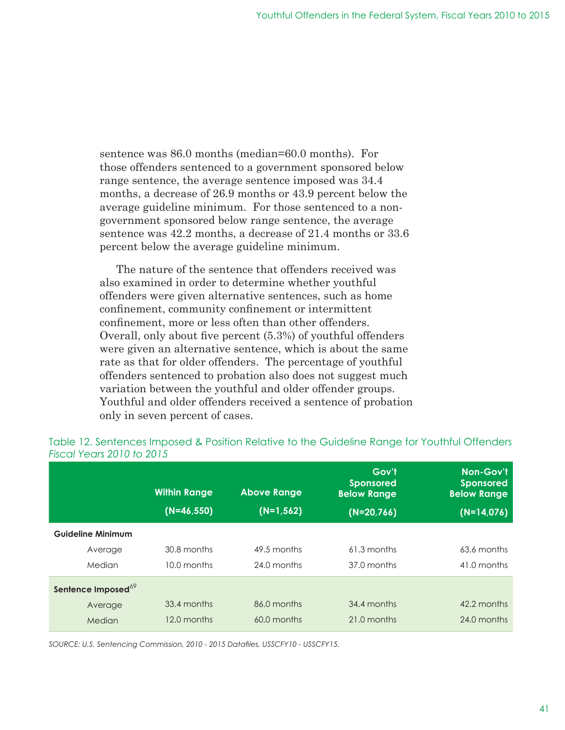sentence was 86.0 months (median=60.0 months). For those offenders sentenced to a government sponsored below range sentence, the average sentence imposed was 34.4 months, a decrease of 26.9 months or 43.9 percent below the average guideline minimum. For those sentenced to a non-government sponsored below range sentence, the average sentence was 42.2 months, a decrease of 21.4 months or 33.6 percent below the average guideline minimum.

The nature of the sentence that offenders received was also examined in order to determine whether youthful offenders were given alternative sentences, such as home confinement, community confinement or intermittent confinement, more or less often than other offenders. Overall, only about five percent (5.3%) of youthful offenders were given an alternative sentence, which is about the same rate as that for older offenders. The percentage of youthful offenders sentenced to probation also does not suggest much variation between the youthful and older offender groups. Youthful and older offenders received a sentence of probation only in seven percent of cases.

Table 12. Sentences Imposed & Position Relative to the Guideline Range for Youthful Offenders
*Fiscal Years 2010 to 2015*

| | Within Range (N=46,550) | Above Range (N=1,562) | Gov't Sponsored Below Range (N=20,766) | Non-Gov't Sponsored Below Range (N=14,076) |
|---|---|---|---|---|
| **Guideline Minimum** | | | | |
| Average | 30.8 months | 49.5 months | 61.3 months | 63.6 months |
| Median | 10.0 months | 24.0 months | 37.0 months | 41.0 months |
| **Sentence Imposed**[69] | | | | |
| Average | 33.4 months | 86.0 months | 34.4 months | 42.2 months |
| Median | 12.0 months | 60.0 months | 21.0 months | 24.0 months |

*SOURCE: U.S. Sentencing Commission, 2010 - 2015 Datafiles, USSCFY10 - USSCFY15.*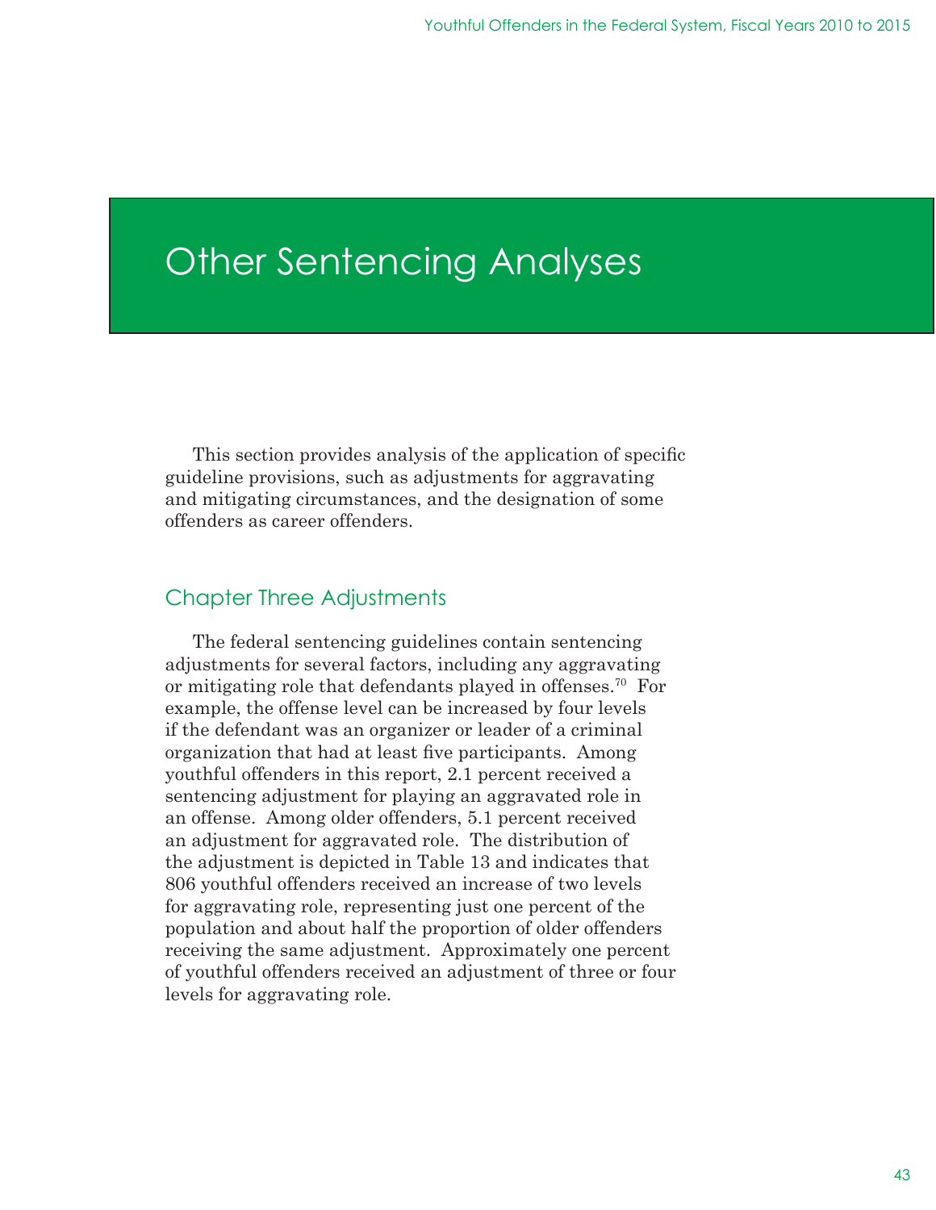# Other Sentencing Analyses

This section provides analysis of the application of specific guideline provisions, such as adjustments for aggravating and mitigating circumstances, and the designation of some offenders as career offenders.

## Chapter Three Adjustments

The federal sentencing guidelines contain sentencing adjustments for several factors, including any aggravating or mitigating role that defendants played in offenses.[70] For example, the offense level can be increased by four levels if the defendant was an organizer or leader of a criminal organization that had at least five participants. Among youthful offenders in this report, 2.1 percent received a sentencing adjustment for playing an aggravated role in an offense. Among older offenders, 5.1 percent received an adjustment for aggravated role. The distribution of the adjustment is depicted in Table 13 and indicates that 806 youthful offenders received an increase of two levels for aggravating role, representing just one percent of the population and about half the proportion of older offenders receiving the same adjustment. Approximately one percent of youthful offenders received an adjustment of three or four levels for aggravating role.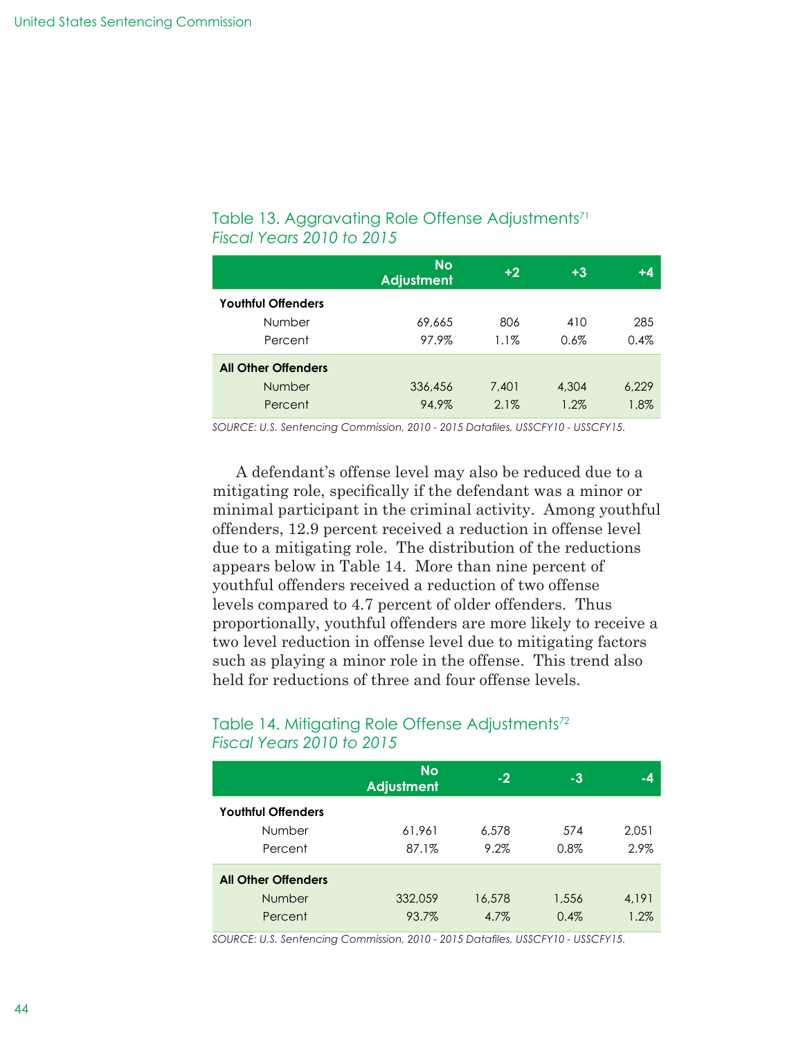Table 13. Aggravating Role Offense Adjustments[71]
*Fiscal Years 2010 to 2015*

| | No Adjustment | +2 | +3 | +4 |
|---|---|---|---|---|
| **Youthful Offenders** | | | | |
| Number | 69,665 | 806 | 410 | 285 |
| Percent | 97.9% | 1.1% | 0.6% | 0.4% |
| **All Other Offenders** | | | | |
| Number | 336,456 | 7,401 | 4,304 | 6,229 |
| Percent | 94.9% | 2.1% | 1.2% | 1.8% |

*SOURCE: U.S. Sentencing Commission, 2010 - 2015 Datafiles, USSCFY10 - USSCFY15.*

A defendant's offense level may also be reduced due to a mitigating role, specifically if the defendant was a minor or minimal participant in the criminal activity. Among youthful offenders, 12.9 percent received a reduction in offense level due to a mitigating role. The distribution of the reductions appears below in Table 14. More than nine percent of youthful offenders received a reduction of two offense levels compared to 4.7 percent of older offenders. Thus proportionally, youthful offenders are more likely to receive a two level reduction in offense level due to mitigating factors such as playing a minor role in the offense. This trend also held for reductions of three and four offense levels.

Table 14. Mitigating Role Offense Adjustments[72]
*Fiscal Years 2010 to 2015*

| | No Adjustment | -2 | -3 | -4 |
|---|---|---|---|---|
| **Youthful Offenders** | | | | |
| Number | 61,961 | 6,578 | 574 | 2,051 |
| Percent | 87.1% | 9.2% | 0.8% | 2.9% |
| **All Other Offenders** | | | | |
| Number | 332,059 | 16,578 | 1,556 | 4,191 |
| Percent | 93.7% | 4.7% | 0.4% | 1.2% |

*SOURCE: U.S. Sentencing Commission, 2010 - 2015 Datafiles, USSCFY10 - USSCFY15.*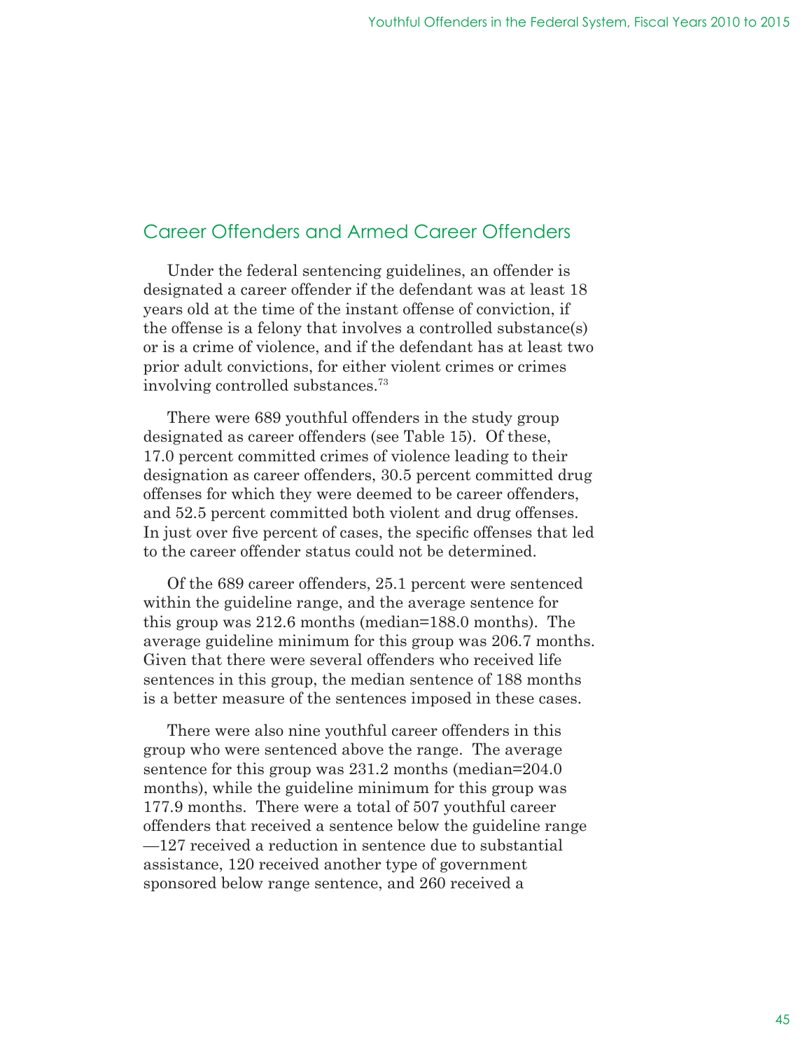## Career Offenders and Armed Career Offenders

Under the federal sentencing guidelines, an offender is designated a career offender if the defendant was at least 18 years old at the time of the instant offense of conviction, if the offense is a felony that involves a controlled substance(s) or is a crime of violence, and if the defendant has at least two prior adult convictions, for either violent crimes or crimes involving controlled substances.[73]

There were 689 youthful offenders in the study group designated as career offenders (see Table 15). Of these, 17.0 percent committed crimes of violence leading to their designation as career offenders, 30.5 percent committed drug offenses for which they were deemed to be career offenders, and 52.5 percent committed both violent and drug offenses. In just over five percent of cases, the specific offenses that led to the career offender status could not be determined.

Of the 689 career offenders, 25.1 percent were sentenced within the guideline range, and the average sentence for this group was 212.6 months (median=188.0 months). The average guideline minimum for this group was 206.7 months. Given that there were several offenders who received life sentences in this group, the median sentence of 188 months is a better measure of the sentences imposed in these cases.

There were also nine youthful career offenders in this group who were sentenced above the range. The average sentence for this group was 231.2 months (median=204.0 months), while the guideline minimum for this group was 177.9 months. There were a total of 507 youthful career offenders that received a sentence below the guideline range —127 received a reduction in sentence due to substantial assistance, 120 received another type of government sponsored below range sentence, and 260 received a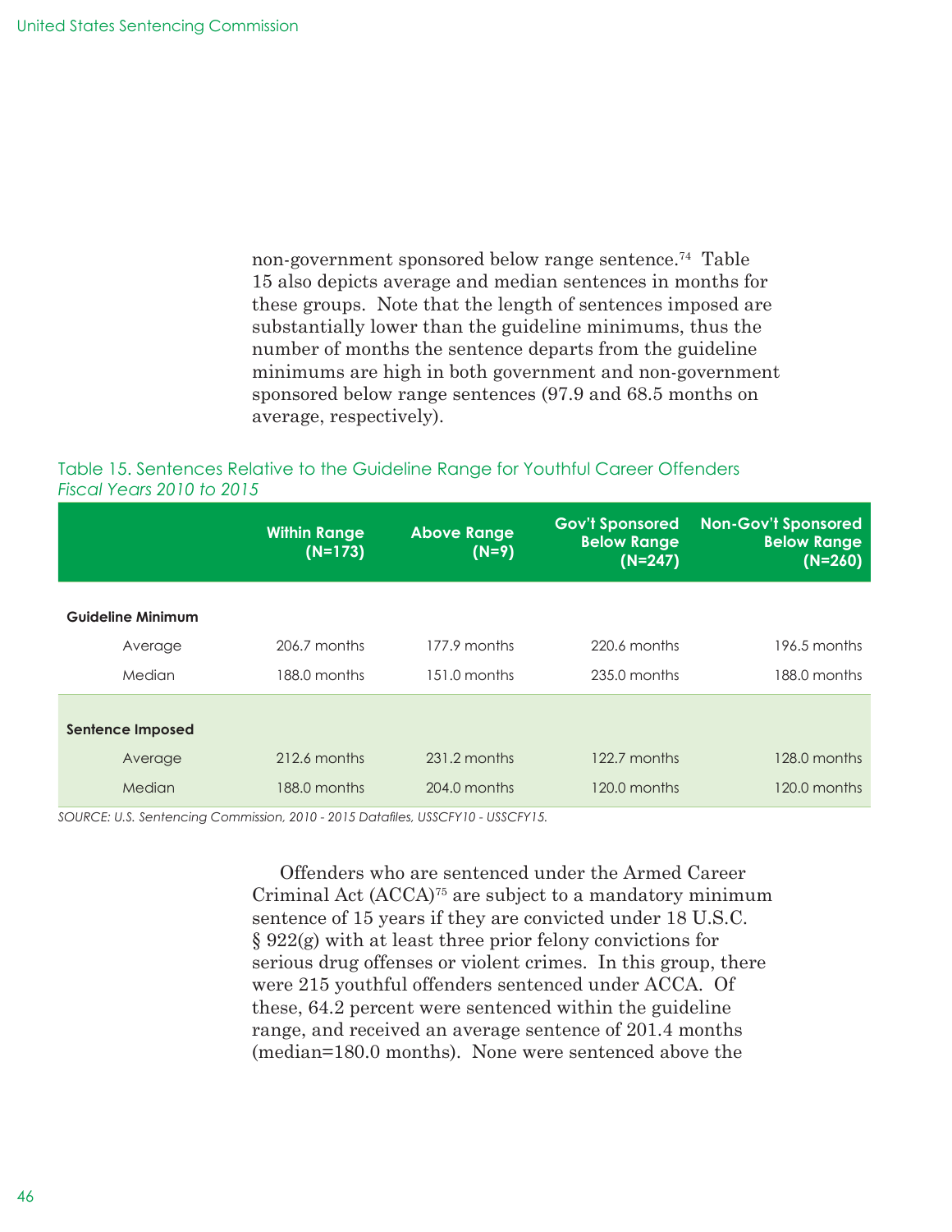non-government sponsored below range sentence.[74] Table 15 also depicts average and median sentences in months for these groups. Note that the length of sentences imposed are substantially lower than the guideline minimums, thus the number of months the sentence departs from the guideline minimums are high in both government and non-government sponsored below range sentences (97.9 and 68.5 months on average, respectively).

Table 15. Sentences Relative to the Guideline Range for Youthful Career Offenders
*Fiscal Years 2010 to 2015*

| | Within Range (N=173) | Above Range (N=9) | Gov't Sponsored Below Range (N=247) | Non-Gov't Sponsored Below Range (N=260) |
|---|---|---|---|---|
| **Guideline Minimum** | | | | |
| Average | 206.7 months | 177.9 months | 220.6 months | 196.5 months |
| Median | 188.0 months | 151.0 months | 235.0 months | 188.0 months |
| **Sentence Imposed** | | | | |
| Average | 212.6 months | 231.2 months | 122.7 months | 128.0 months |
| Median | 188.0 months | 204.0 months | 120.0 months | 120.0 months |

*SOURCE: U.S. Sentencing Commission, 2010 - 2015 Datafiles, USSCFY10 - USSCFY15.*

Offenders who are sentenced under the Armed Career Criminal Act (ACCA)[75] are subject to a mandatory minimum sentence of 15 years if they are convicted under 18 U.S.C. § 922(g) with at least three prior felony convictions for serious drug offenses or violent crimes. In this group, there were 215 youthful offenders sentenced under ACCA. Of these, 64.2 percent were sentenced within the guideline range, and received an average sentence of 201.4 months (median=180.0 months). None were sentenced above the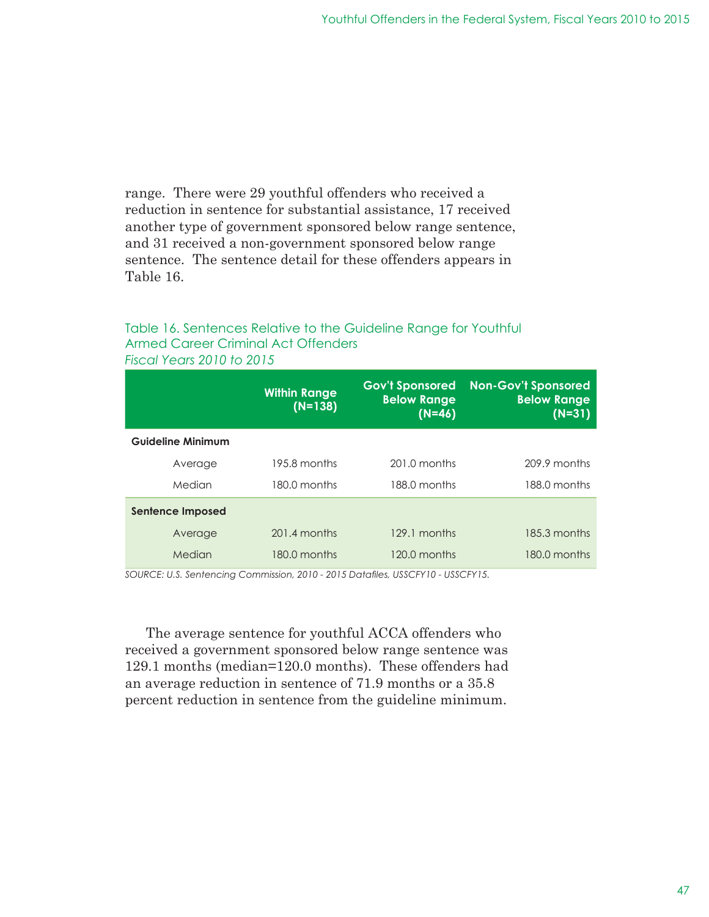range. There were 29 youthful offenders who received a reduction in sentence for substantial assistance, 17 received another type of government sponsored below range sentence, and 31 received a non-government sponsored below range sentence. The sentence detail for these offenders appears in Table 16.

Table 16. Sentences Relative to the Guideline Range for Youthful Armed Career Criminal Act Offenders
*Fiscal Years 2010 to 2015*

| | Within Range (N=138) | Gov't Sponsored Below Range (N=46) | Non-Gov't Sponsored Below Range (N=31) |
|---|---|---|---|
| **Guideline Minimum** | | | |
| Average | 195.8 months | 201.0 months | 209.9 months |
| Median | 180.0 months | 188.0 months | 188.0 months |
| **Sentence Imposed** | | | |
| Average | 201.4 months | 129.1 months | 185.3 months |
| Median | 180.0 months | 120.0 months | 180.0 months |

*SOURCE: U.S. Sentencing Commission, 2010 - 2015 Datafiles, USSCFY10 - USSCFY15.*

The average sentence for youthful ACCA offenders who received a government sponsored below range sentence was 129.1 months (median=120.0 months). These offenders had an average reduction in sentence of 71.9 months or a 35.8 percent reduction in sentence from the guideline minimum.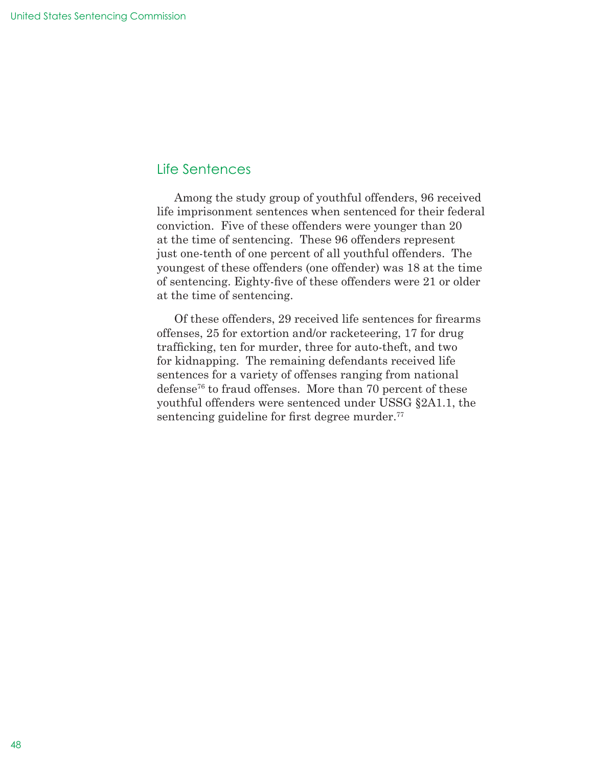## Life Sentences

Among the study group of youthful offenders, 96 received life imprisonment sentences when sentenced for their federal conviction. Five of these offenders were younger than 20 at the time of sentencing. These 96 offenders represent just one-tenth of one percent of all youthful offenders. The youngest of these offenders (one offender) was 18 at the time of sentencing. Eighty-five of these offenders were 21 or older at the time of sentencing.

Of these offenders, 29 received life sentences for firearms offenses, 25 for extortion and/or racketeering, 17 for drug trafficking, ten for murder, three for auto-theft, and two for kidnapping. The remaining defendants received life sentences for a variety of offenses ranging from national defense[76] to fraud offenses. More than 70 percent of these youthful offenders were sentenced under USSG §2A1.1, the sentencing guideline for first degree murder.[77]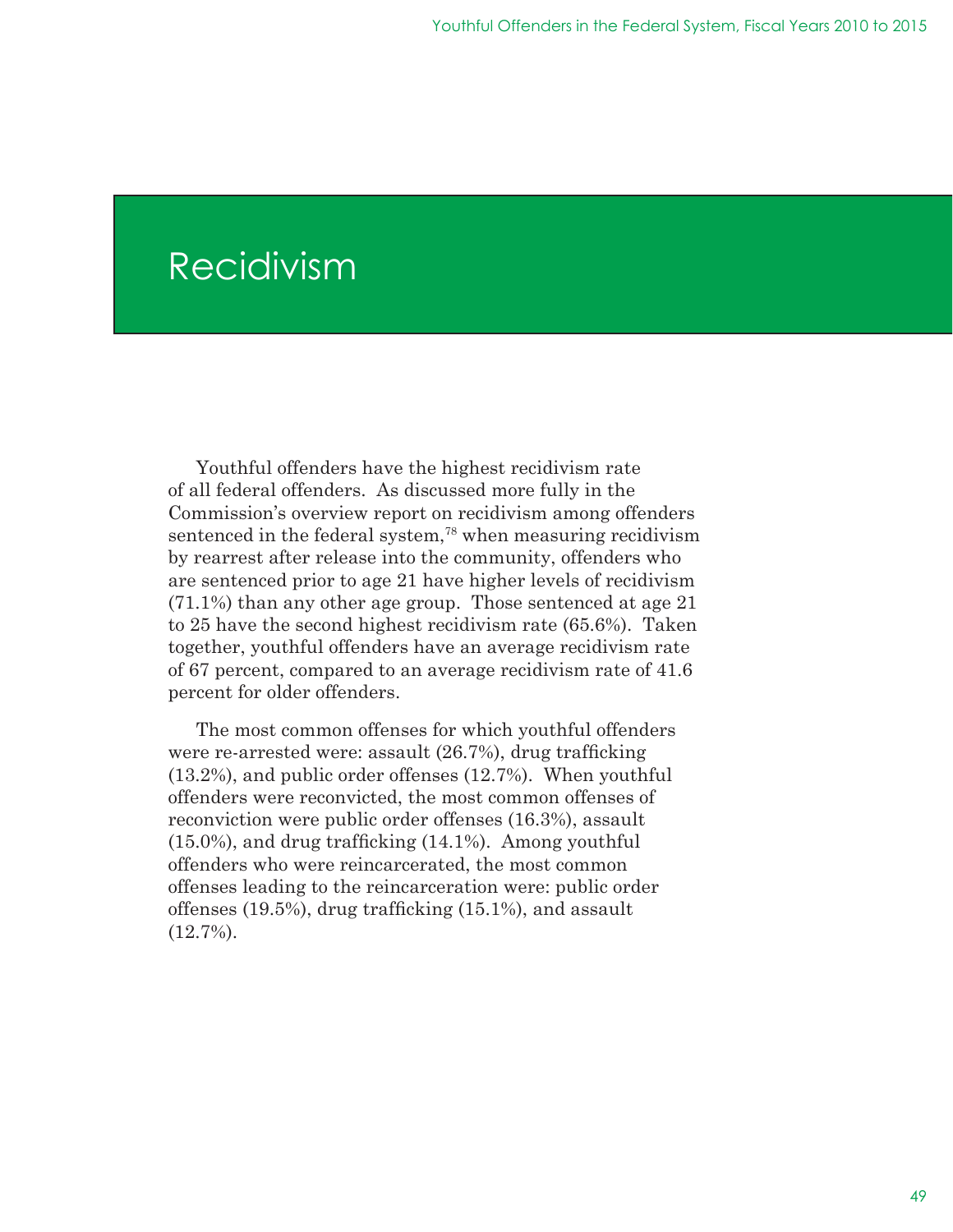# Recidivism

Youthful offenders have the highest recidivism rate of all federal offenders. As discussed more fully in the Commission's overview report on recidivism among offenders sentenced in the federal system,[78] when measuring recidivism by rearrest after release into the community, offenders who are sentenced prior to age 21 have higher levels of recidivism (71.1%) than any other age group. Those sentenced at age 21 to 25 have the second highest recidivism rate (65.6%). Taken together, youthful offenders have an average recidivism rate of 67 percent, compared to an average recidivism rate of 41.6 percent for older offenders.

The most common offenses for which youthful offenders were re-arrested were: assault (26.7%), drug trafficking (13.2%), and public order offenses (12.7%). When youthful offenders were reconvicted, the most common offenses of reconviction were public order offenses (16.3%), assault (15.0%), and drug trafficking (14.1%). Among youthful offenders who were reincarcerated, the most common offenses leading to the reincarceration were: public order offenses (19.5%), drug trafficking (15.1%), and assault (12.7%).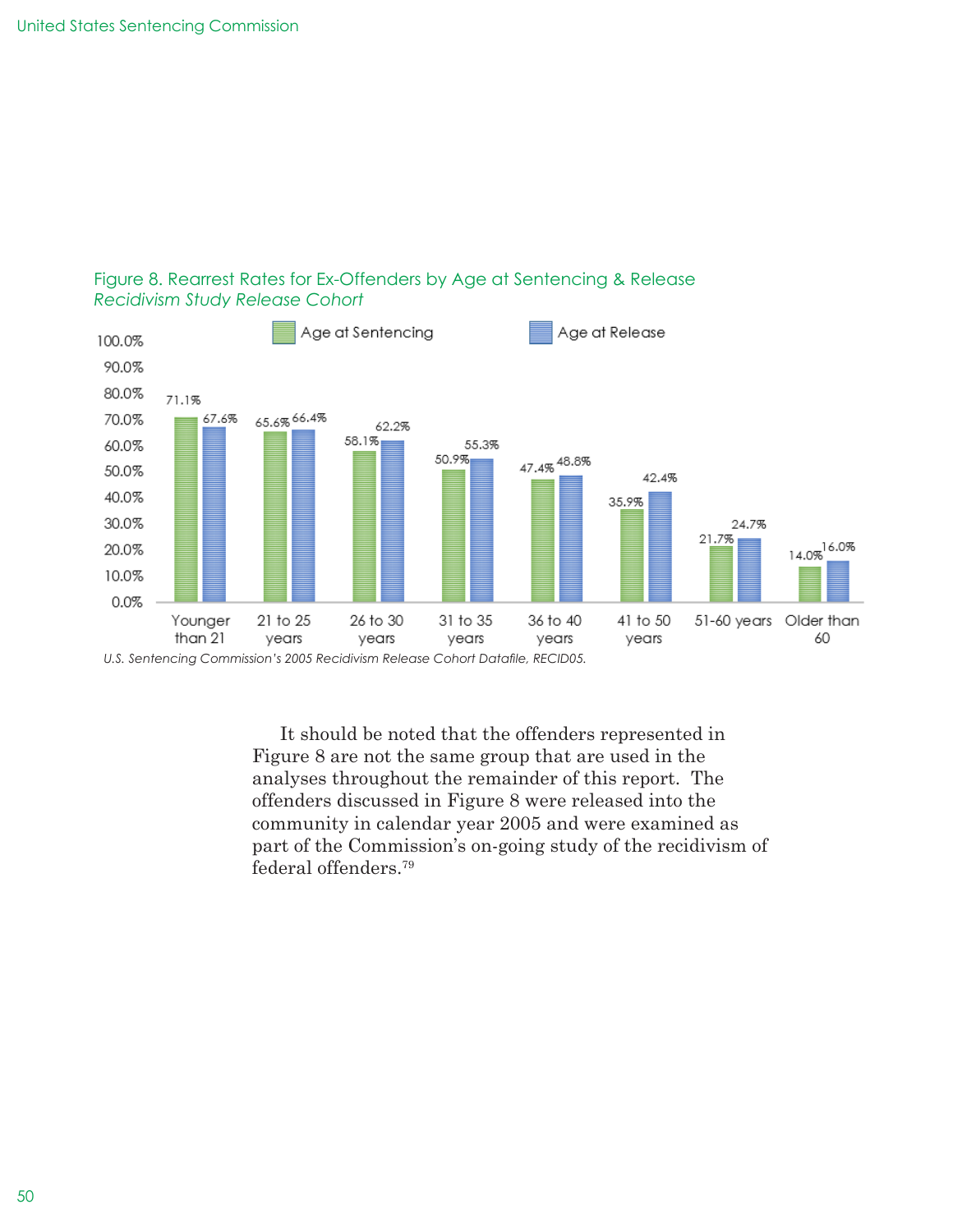Figure 8. Rearrest Rates for Ex-Offenders by Age at Sentencing & Release
*Recidivism Study Release Cohort*

| | Age at Sentencing | Age at Release |
|---|---|---|
| Younger than 21 | 71.1% | 67.6% |
| 21 to 25 years | 65.6% | 66.4% |
| 26 to 30 years | 58.1% | 62.2% |
| 31 to 35 years | 50.9% | 55.3% |
| 36 to 40 years | 47.4% | 48.8% |
| 41 to 50 years | 35.9% | 42.4% |
| 51-60 years | 21.7% | 24.7% |
| Older than 60 | 14.0% | 16.0% |

*U.S. Sentencing Commission's 2005 Recidivism Release Cohort Datafile, RECID05.*

It should be noted that the offenders represented in Figure 8 are not the same group that are used in the analyses throughout the remainder of this report. The offenders discussed in Figure 8 were released into the community in calendar year 2005 and were examined as part of the Commission's on-going study of the recidivism of federal offenders.[79]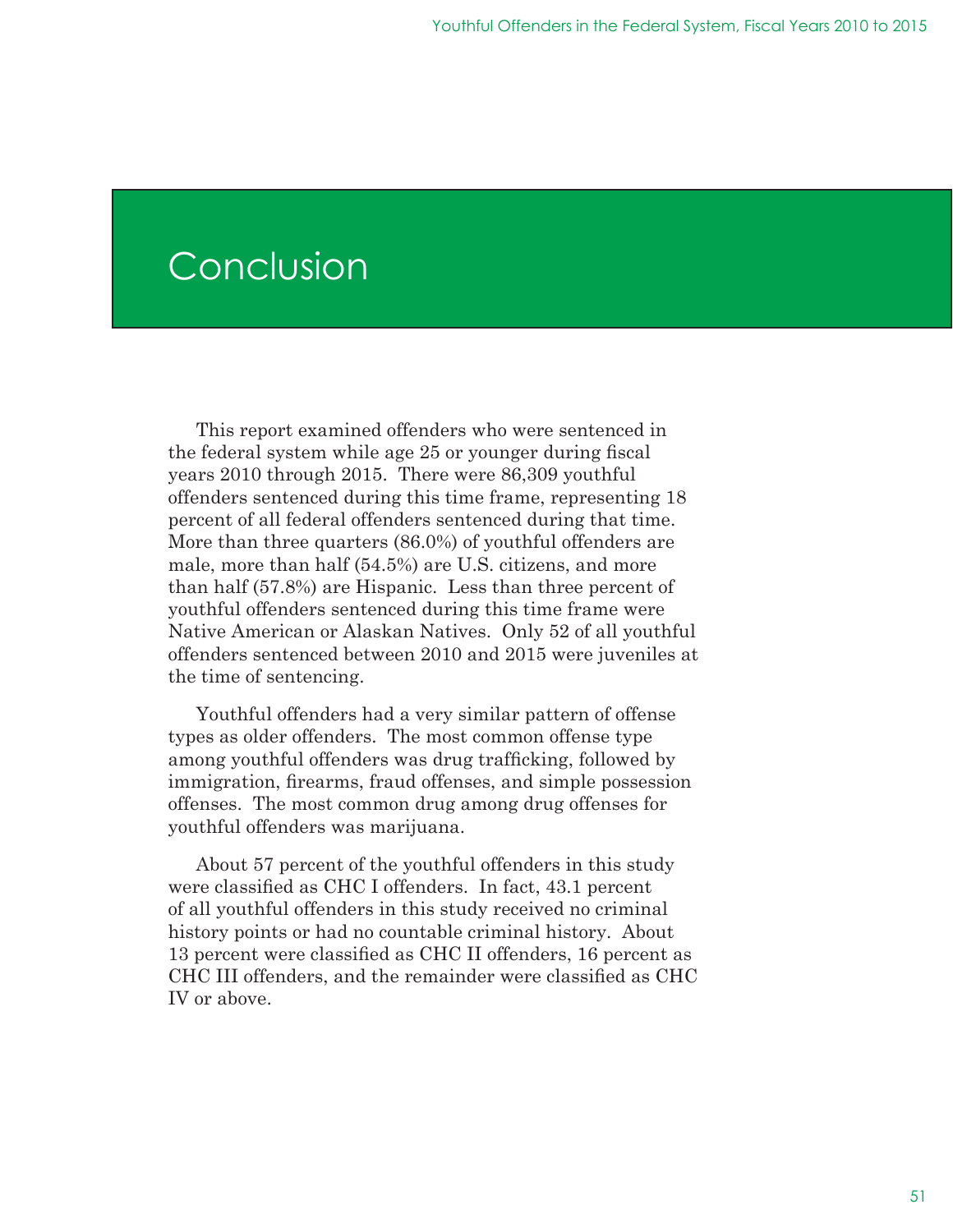# Conclusion

This report examined offenders who were sentenced in the federal system while age 25 or younger during fiscal years 2010 through 2015. There were 86,309 youthful offenders sentenced during this time frame, representing 18 percent of all federal offenders sentenced during that time. More than three quarters (86.0%) of youthful offenders are male, more than half (54.5%) are U.S. citizens, and more than half (57.8%) are Hispanic. Less than three percent of youthful offenders sentenced during this time frame were Native American or Alaskan Natives. Only 52 of all youthful offenders sentenced between 2010 and 2015 were juveniles at the time of sentencing.

Youthful offenders had a very similar pattern of offense types as older offenders. The most common offense type among youthful offenders was drug trafficking, followed by immigration, firearms, fraud offenses, and simple possession offenses. The most common drug among drug offenses for youthful offenders was marijuana.

About 57 percent of the youthful offenders in this study were classified as CHC I offenders. In fact, 43.1 percent of all youthful offenders in this study received no criminal history points or had no countable criminal history. About 13 percent were classified as CHC II offenders, 16 percent as CHC III offenders, and the remainder were classified as CHC IV or above.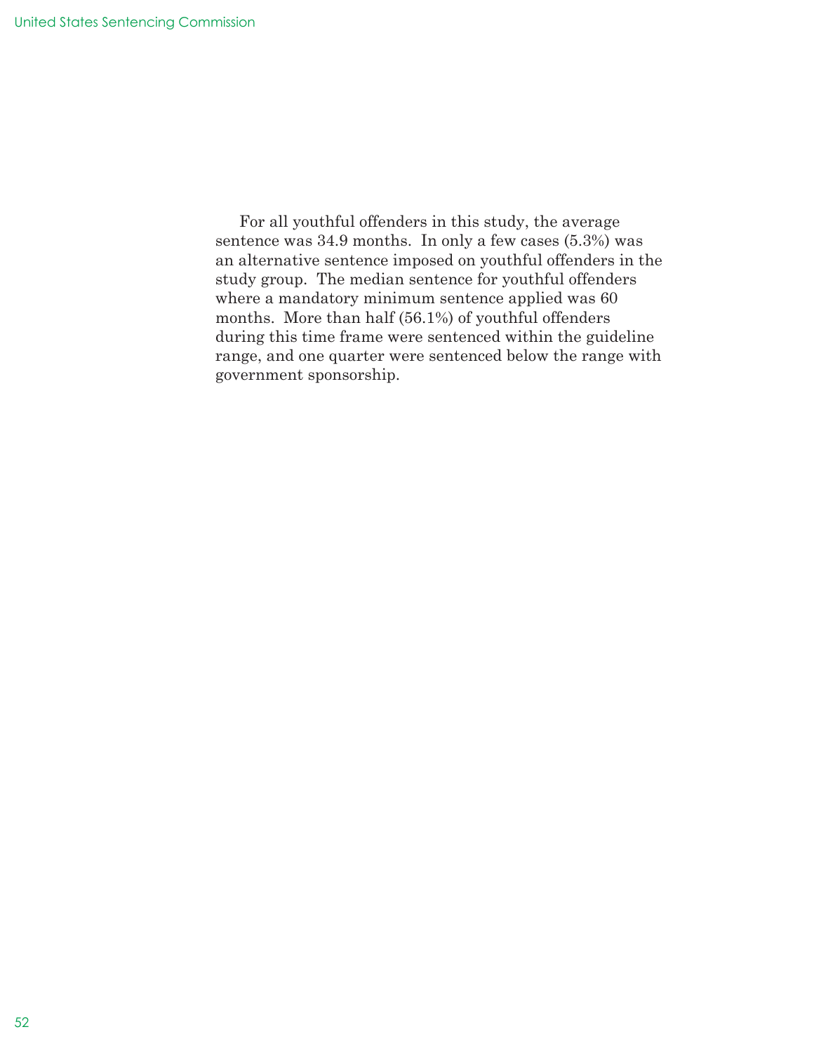For all youthful offenders in this study, the average sentence was 34.9 months. In only a few cases (5.3%) was an alternative sentence imposed on youthful offenders in the study group. The median sentence for youthful offenders where a mandatory minimum sentence applied was 60 months. More than half (56.1%) of youthful offenders during this time frame were sentenced within the guideline range, and one quarter were sentenced below the range with government sponsorship.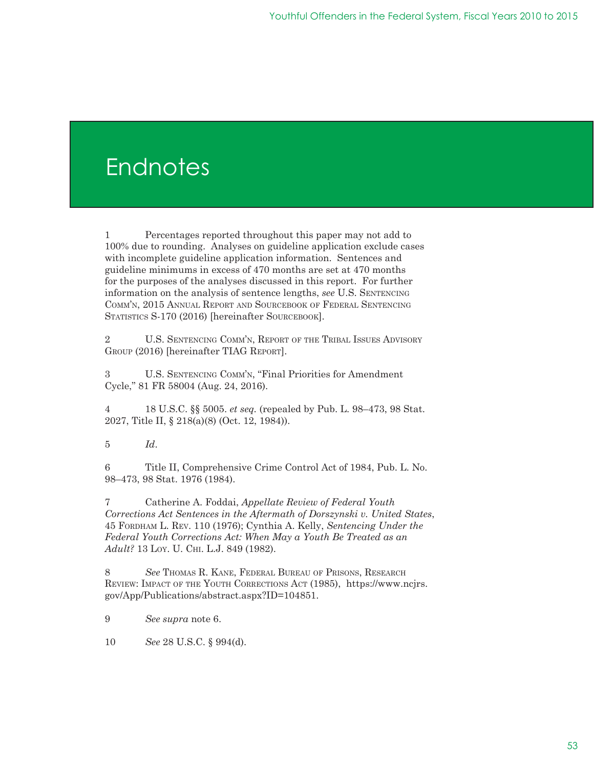# Endnotes

1 Percentages reported throughout this paper may not add to 100% due to rounding. Analyses on guideline application exclude cases with incomplete guideline application information. Sentences and guideline minimums in excess of 470 months are set at 470 months for the purposes of the analyses discussed in this report. For further information on the analysis of sentence lengths, *see* U.S. Sentencing Comm'n, 2015 Annual Report and Sourcebook of Federal Sentencing Statistics S-170 (2016) [hereinafter Sourcebook].

2 U.S. Sentencing Comm'n, Report of the Tribal Issues Advisory Group (2016) [hereinafter TIAG Report].

3 U.S. Sentencing Comm'n, "Final Priorities for Amendment Cycle," 81 FR 58004 (Aug. 24, 2016).

4 18 U.S.C. §§ 5005. *et seq.* (repealed by Pub. L. 98–473, 98 Stat. 2027, Title II, § 218(a)(8) (Oct. 12, 1984)).

5 *Id*.

6 Title II, Comprehensive Crime Control Act of 1984, Pub. L. No. 98–473, 98 Stat. 1976 (1984).

7 Catherine A. Foddai, *Appellate Review of Federal Youth Corrections Act Sentences in the Aftermath of Dorszynski v. United States*, 45 Fordham L. Rev. 110 (1976); Cynthia A. Kelly, *Sentencing Under the Federal Youth Corrections Act: When May a Youth Be Treated as an Adult?* 13 Loy. U. Chi. L.J. 849 (1982).

8 *See* Thomas R. Kane, Federal Bureau of Prisons, Research Review: Impact of the Youth Corrections Act (1985), https://www.ncjrs.gov/App/Publications/abstract.aspx?ID=104851.

9 *See supra* note 6.

10 *See* 28 U.S.C. § 994(d).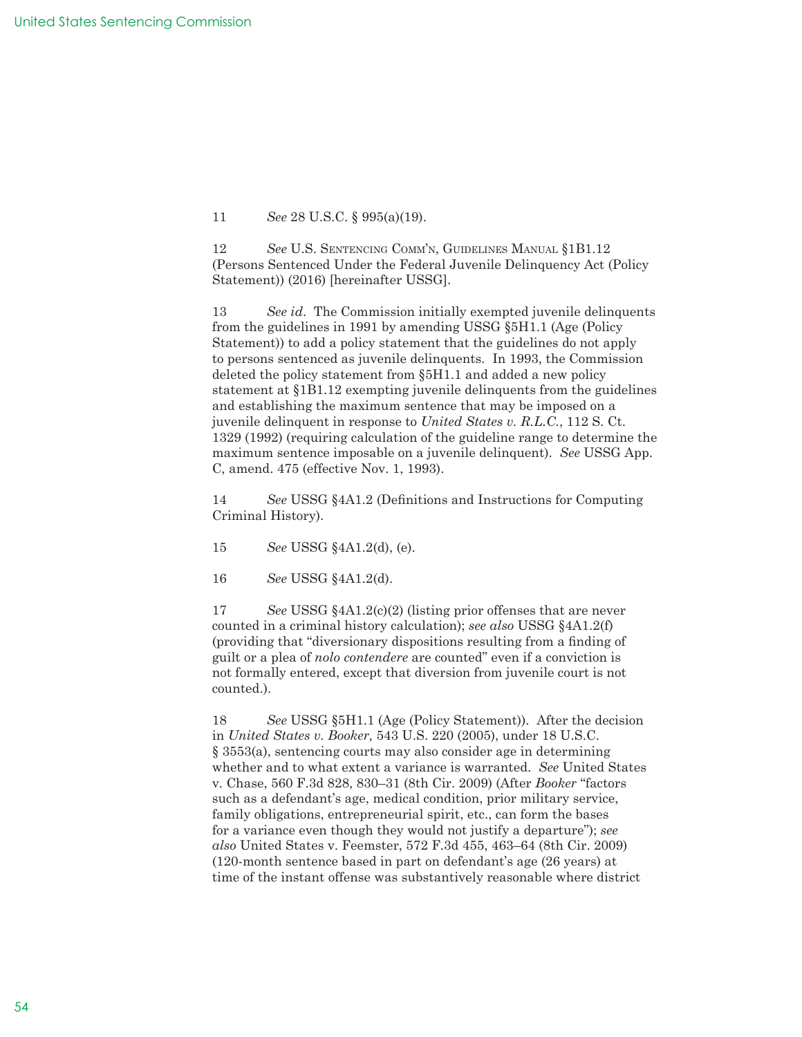11 *See* 28 U.S.C. § 995(a)(19).

12 *See* U.S. Sentencing Comm'n, Guidelines Manual §1B1.12 (Persons Sentenced Under the Federal Juvenile Delinquency Act (Policy Statement)) (2016) [hereinafter USSG].

13 *See id*. The Commission initially exempted juvenile delinquents from the guidelines in 1991 by amending USSG §5H1.1 (Age (Policy Statement)) to add a policy statement that the guidelines do not apply to persons sentenced as juvenile delinquents. In 1993, the Commission deleted the policy statement from §5H1.1 and added a new policy statement at §1B1.12 exempting juvenile delinquents from the guidelines and establishing the maximum sentence that may be imposed on a juvenile delinquent in response to *United States v. R.L.C.*, 112 S. Ct. 1329 (1992) (requiring calculation of the guideline range to determine the maximum sentence imposable on a juvenile delinquent). *See* USSG App. C, amend. 475 (effective Nov. 1, 1993).

14 *See* USSG §4A1.2 (Definitions and Instructions for Computing Criminal History).

15 *See* USSG §4A1.2(d), (e).

16 *See* USSG §4A1.2(d).

17 *See* USSG §4A1.2(c)(2) (listing prior offenses that are never counted in a criminal history calculation); *see also* USSG §4A1.2(f) (providing that "diversionary dispositions resulting from a finding of guilt or a plea of *nolo contendere* are counted" even if a conviction is not formally entered, except that diversion from juvenile court is not counted.).

18 *See* USSG §5H1.1 (Age (Policy Statement)). After the decision in *United States v. Booker,* 543 U.S. 220 (2005), under 18 U.S.C. § 3553(a), sentencing courts may also consider age in determining whether and to what extent a variance is warranted. *See* United States v. Chase, 560 F.3d 828, 830–31 (8th Cir. 2009) (After *Booker* "factors such as a defendant's age, medical condition, prior military service, family obligations, entrepreneurial spirit, etc., can form the bases for a variance even though they would not justify a departure"); *see also* United States v. Feemster, 572 F.3d 455, 463–64 (8th Cir. 2009) (120-month sentence based in part on defendant's age (26 years) at time of the instant offense was substantively reasonable where district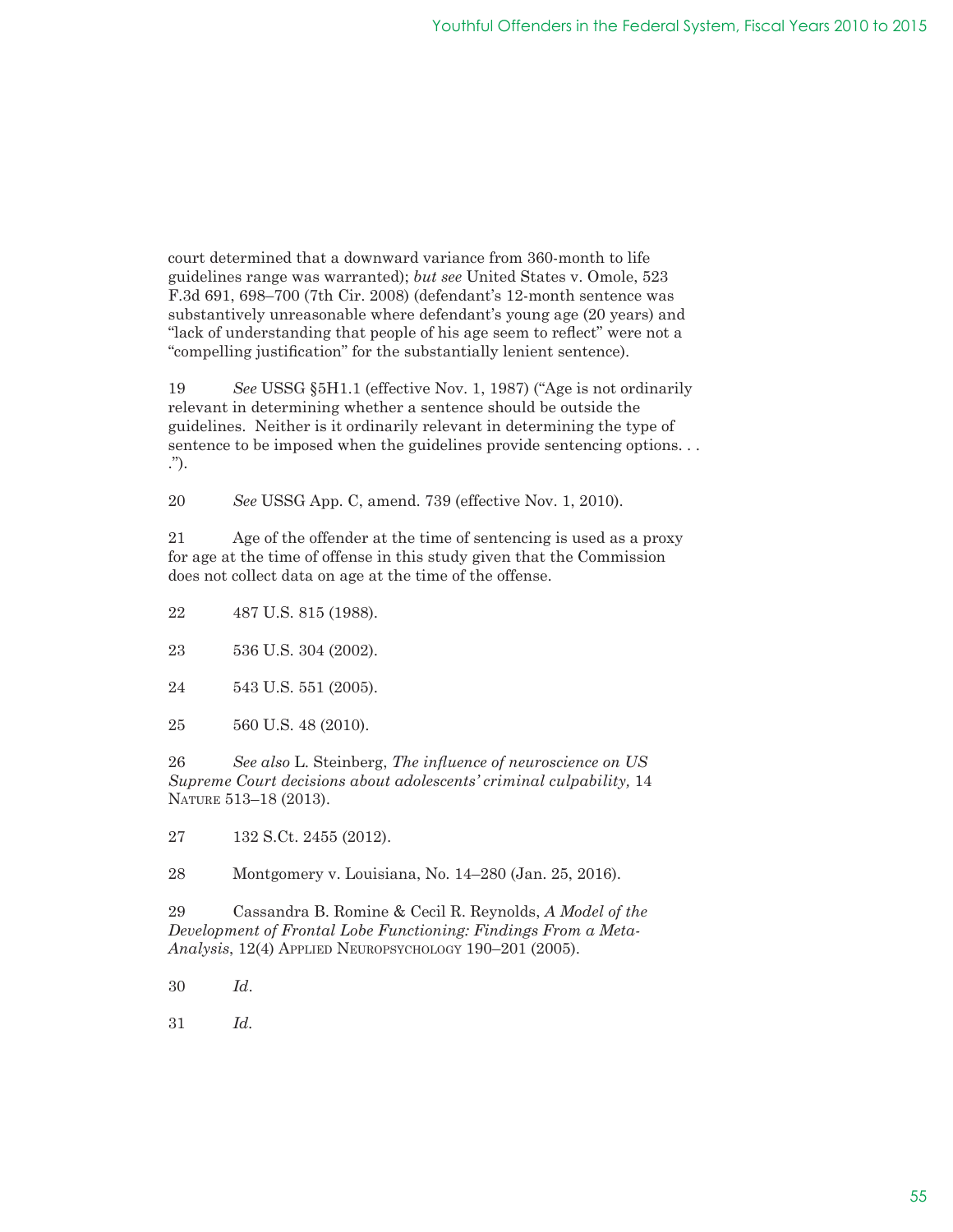court determined that a downward variance from 360-month to life guidelines range was warranted); *but see* United States v. Omole, 523 F.3d 691, 698–700 (7th Cir. 2008) (defendant's 12-month sentence was substantively unreasonable where defendant's young age (20 years) and "lack of understanding that people of his age seem to reflect" were not a "compelling justification" for the substantially lenient sentence).

19 *See* USSG §5H1.1 (effective Nov. 1, 1987) ("Age is not ordinarily relevant in determining whether a sentence should be outside the guidelines. Neither is it ordinarily relevant in determining the type of sentence to be imposed when the guidelines provide sentencing options. . . .").

20 *See* USSG App. C, amend. 739 (effective Nov. 1, 2010).

21 Age of the offender at the time of sentencing is used as a proxy for age at the time of offense in this study given that the Commission does not collect data on age at the time of the offense.

22 487 U.S. 815 (1988).

23 536 U.S. 304 (2002).

24 543 U.S. 551 (2005).

25 560 U.S. 48 (2010).

26 *See also* L. Steinberg, *The influence of neuroscience on US Supreme Court decisions about adolescents' criminal culpability,* 14 Nature 513–18 (2013).

27 132 S.Ct. 2455 (2012).

28 Montgomery v. Louisiana, No. 14–280 (Jan. 25, 2016).

29 Cassandra B. Romine & Cecil R. Reynolds, *A Model of the Development of Frontal Lobe Functioning: Findings From a Meta-Analysis*, 12(4) Applied Neuropsychology 190–201 (2005).

30 *Id.*

31 *Id.*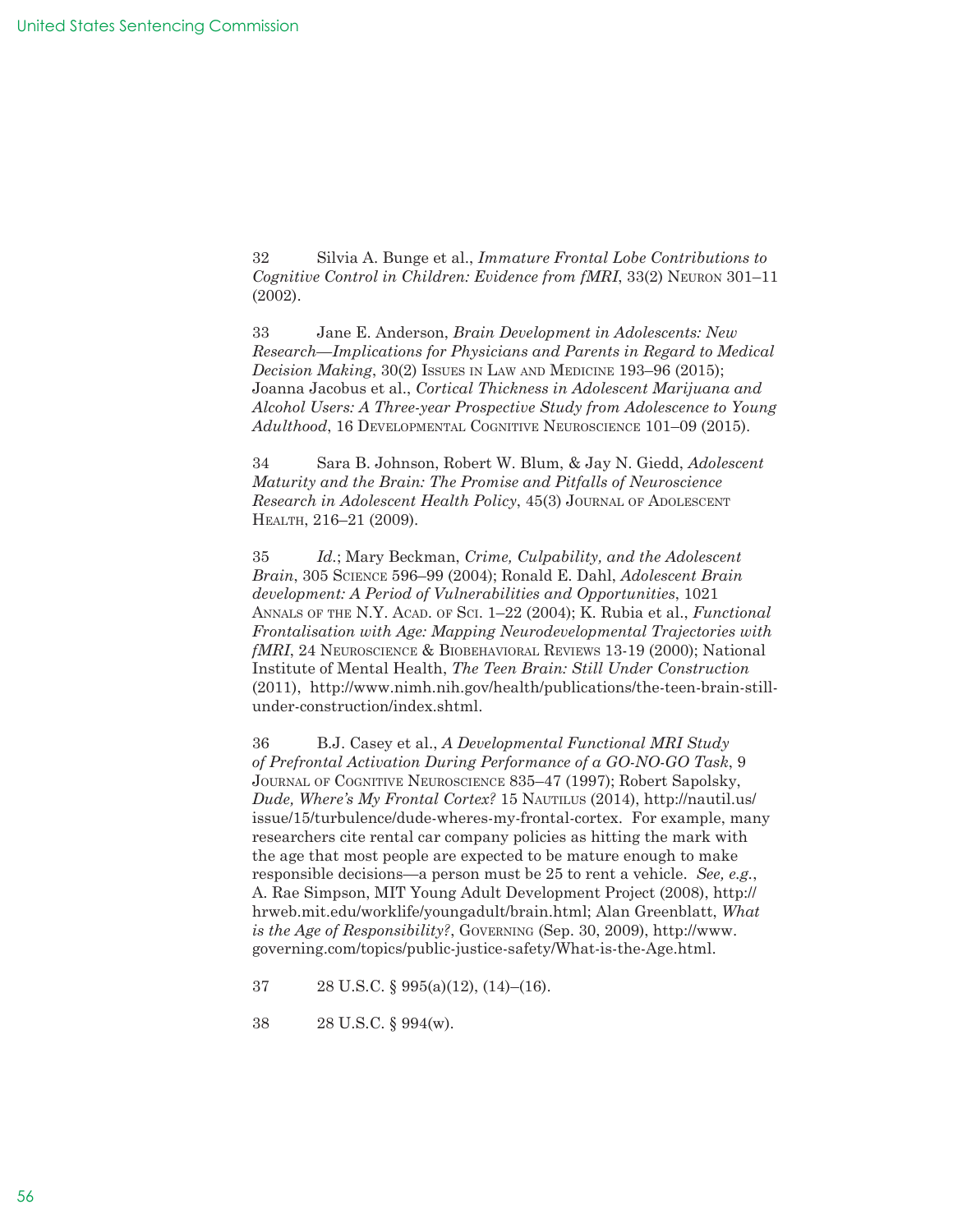32 Silvia A. Bunge et al., *Immature Frontal Lobe Contributions to Cognitive Control in Children: Evidence from fMRI*, 33(2) Neuron 301–11 (2002).

33 Jane E. Anderson, *Brain Development in Adolescents: New Research—Implications for Physicians and Parents in Regard to Medical Decision Making*, 30(2) Issues in Law and Medicine 193–96 (2015); Joanna Jacobus et al., *Cortical Thickness in Adolescent Marijuana and Alcohol Users: A Three-year Prospective Study from Adolescence to Young Adulthood*, 16 Developmental Cognitive Neuroscience 101–09 (2015).

34 Sara B. Johnson, Robert W. Blum, & Jay N. Giedd, *Adolescent Maturity and the Brain: The Promise and Pitfalls of Neuroscience Research in Adolescent Health Policy*, 45(3) Journal of Adolescent Health, 216–21 (2009).

35 *Id.*; Mary Beckman, *Crime, Culpability, and the Adolescent Brain*, 305 Science 596–99 (2004); Ronald E. Dahl, *Adolescent Brain development: A Period of Vulnerabilities and Opportunities*, 1021 Annals of the N.Y. Acad. of Sci. 1–22 (2004); K. Rubia et al., *Functional Frontalisation with Age: Mapping Neurodevelopmental Trajectories with fMRI*, 24 Neuroscience & Biobehavioral Reviews 13-19 (2000); National Institute of Mental Health, *The Teen Brain: Still Under Construction* (2011), http://www.nimh.nih.gov/health/publications/the-teen-brain-still-under-construction/index.shtml.

36 B.J. Casey et al., *A Developmental Functional MRI Study of Prefrontal Activation During Performance of a GO-NO-GO Task*, 9 Journal of Cognitive Neuroscience 835–47 (1997); Robert Sapolsky, *Dude, Where's My Frontal Cortex?* 15 Nautilus (2014), http://nautil.us/issue/15/turbulence/dude-wheres-my-frontal-cortex. For example, many researchers cite rental car company policies as hitting the mark with the age that most people are expected to be mature enough to make responsible decisions—a person must be 25 to rent a vehicle. *See, e.g.*, A. Rae Simpson, MIT Young Adult Development Project (2008), http://hrweb.mit.edu/worklife/youngadult/brain.html; Alan Greenblatt, *What is the Age of Responsibility?*, Governing (Sep. 30, 2009), http://www.governing.com/topics/public-justice-safety/What-is-the-Age.html.

37 28 U.S.C. § 995(a)(12), (14)–(16).

38 28 U.S.C. § 994(w).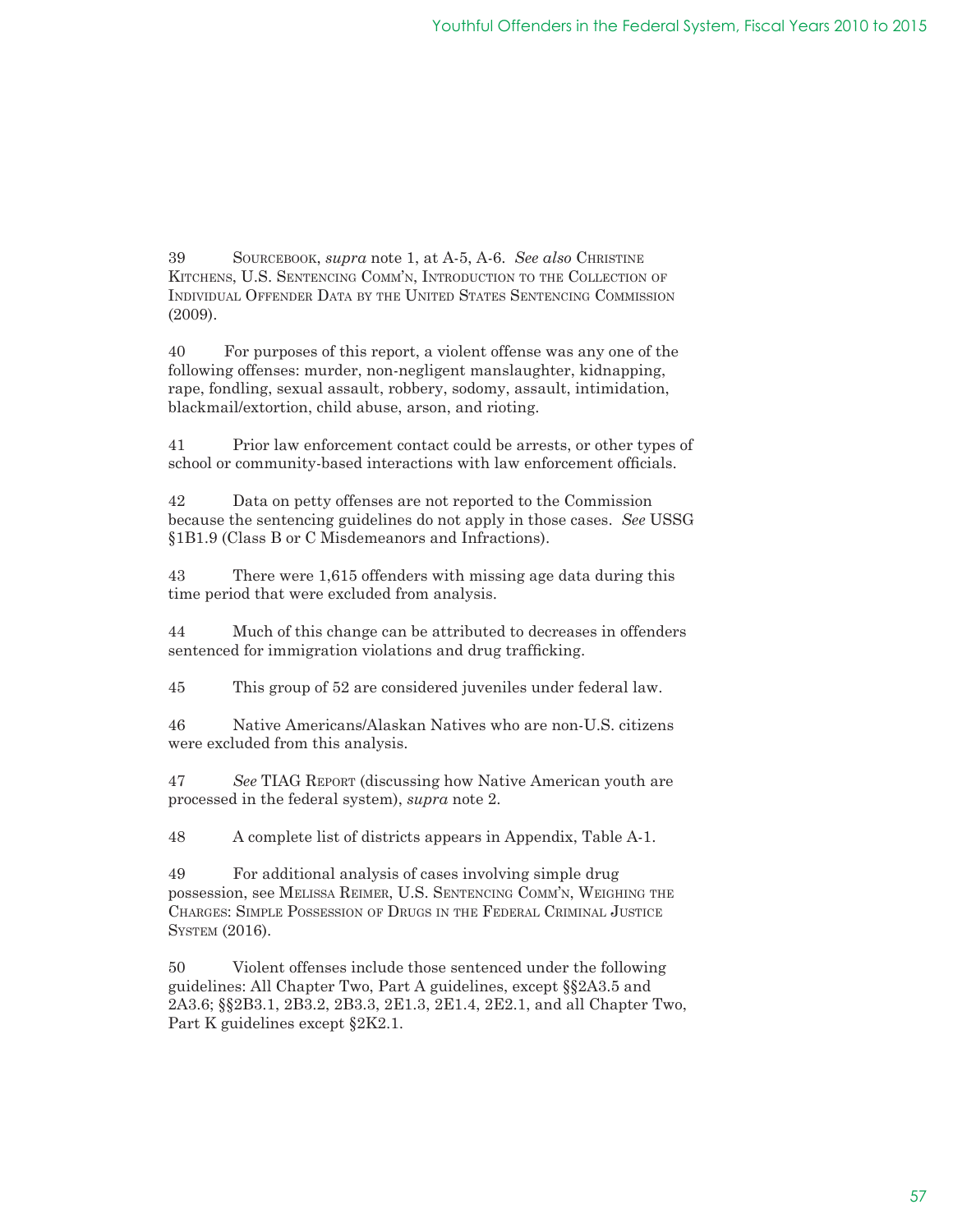39 Sourcebook, *supra* note 1, at A-5, A-6. *See also* Christine Kitchens, U.S. Sentencing Comm'n, Introduction to the Collection of Individual Offender Data by the United States Sentencing Commission (2009).

40 For purposes of this report, a violent offense was any one of the following offenses: murder, non-negligent manslaughter, kidnapping, rape, fondling, sexual assault, robbery, sodomy, assault, intimidation, blackmail/extortion, child abuse, arson, and rioting.

41 Prior law enforcement contact could be arrests, or other types of school or community-based interactions with law enforcement officials.

42 Data on petty offenses are not reported to the Commission because the sentencing guidelines do not apply in those cases. *See* USSG §1B1.9 (Class B or C Misdemeanors and Infractions).

43 There were 1,615 offenders with missing age data during this time period that were excluded from analysis.

44 Much of this change can be attributed to decreases in offenders sentenced for immigration violations and drug trafficking.

45 This group of 52 are considered juveniles under federal law.

46 Native Americans/Alaskan Natives who are non-U.S. citizens were excluded from this analysis.

47 *See* TIAG Report (discussing how Native American youth are processed in the federal system), *supra* note 2.

48 A complete list of districts appears in Appendix, Table A-1.

49 For additional analysis of cases involving simple drug possession, see Melissa Reimer, U.S. Sentencing Comm'n, Weighing the Charges: Simple Possession of Drugs in the Federal Criminal Justice System (2016).

50 Violent offenses include those sentenced under the following guidelines: All Chapter Two, Part A guidelines, except §§2A3.5 and 2A3.6; §§2B3.1, 2B3.2, 2B3.3, 2E1.3, 2E1.4, 2E2.1, and all Chapter Two, Part K guidelines except §2K2.1.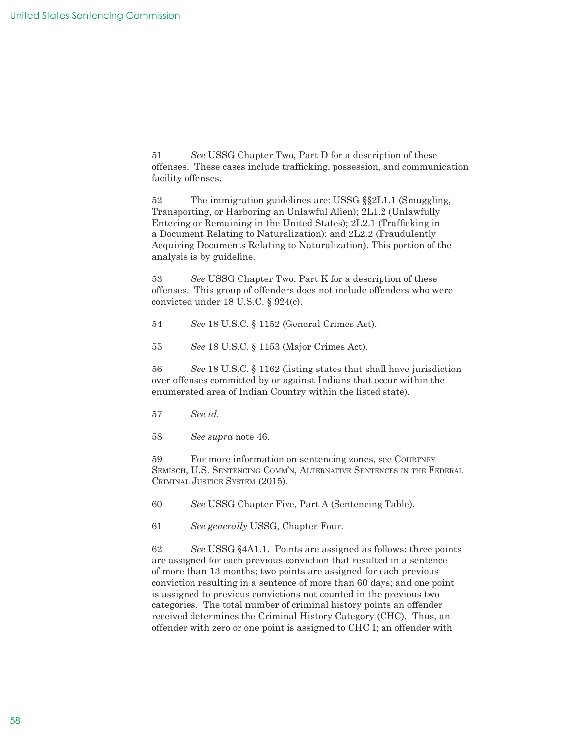51 *See* USSG Chapter Two, Part D for a description of these offenses. These cases include trafficking, possession, and communication facility offenses.

52 The immigration guidelines are: USSG §§2L1.1 (Smuggling, Transporting, or Harboring an Unlawful Alien); 2L1.2 (Unlawfully Entering or Remaining in the United States); 2L2.1 (Trafficking in a Document Relating to Naturalization); and 2L2.2 (Fraudulently Acquiring Documents Relating to Naturalization). This portion of the analysis is by guideline.

53 *See* USSG Chapter Two, Part K for a description of these offenses. This group of offenders does not include offenders who were convicted under 18 U.S.C. § 924(c).

54 *See* 18 U.S.C. § 1152 (General Crimes Act).

55 *See* 18 U.S.C. § 1153 (Major Crimes Act).

56 *See* 18 U.S.C. § 1162 (listing states that shall have jurisdiction over offenses committed by or against Indians that occur within the enumerated area of Indian Country within the listed state).

57 *See id.*

58 *See supra* note 46.

59 For more information on sentencing zones, see Courtney Semisch, U.S. Sentencing Comm'n, Alternative Sentences in the Federal Criminal Justice System (2015).

60 *See* USSG Chapter Five, Part A (Sentencing Table).

61 *See generally* USSG, Chapter Four.

62 *See* USSG §4A1.1. Points are assigned as follows: three points are assigned for each previous conviction that resulted in a sentence of more than 13 months; two points are assigned for each previous conviction resulting in a sentence of more than 60 days; and one point is assigned to previous convictions not counted in the previous two categories. The total number of criminal history points an offender received determines the Criminal History Category (CHC). Thus, an offender with zero or one point is assigned to CHC I; an offender with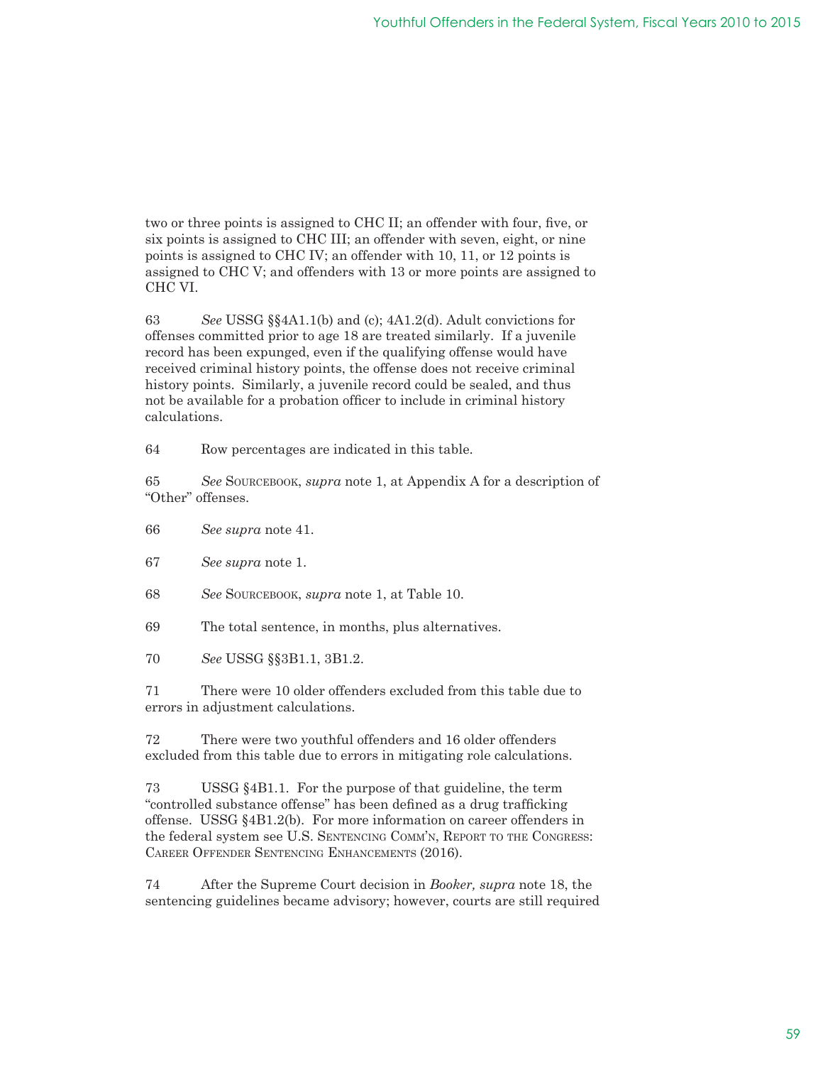two or three points is assigned to CHC II; an offender with four, five, or six points is assigned to CHC III; an offender with seven, eight, or nine points is assigned to CHC IV; an offender with 10, 11, or 12 points is assigned to CHC V; and offenders with 13 or more points are assigned to CHC VI.

63 *See* USSG §§4A1.1(b) and (c); 4A1.2(d). Adult convictions for offenses committed prior to age 18 are treated similarly. If a juvenile record has been expunged, even if the qualifying offense would have received criminal history points, the offense does not receive criminal history points. Similarly, a juvenile record could be sealed, and thus not be available for a probation officer to include in criminal history calculations.

64 Row percentages are indicated in this table.

65 *See* Sourcebook, *supra* note 1, at Appendix A for a description of "Other" offenses.

66 *See supra* note 41.

67 *See supra* note 1.

68 *See* Sourcebook, *supra* note 1, at Table 10.

69 The total sentence, in months, plus alternatives.

70 *See* USSG §§3B1.1, 3B1.2.

71 There were 10 older offenders excluded from this table due to errors in adjustment calculations.

72 There were two youthful offenders and 16 older offenders excluded from this table due to errors in mitigating role calculations.

73 USSG §4B1.1. For the purpose of that guideline, the term "controlled substance offense" has been defined as a drug trafficking offense. USSG §4B1.2(b). For more information on career offenders in the federal system see U.S. Sentencing Comm'n, Report to the Congress: Career Offender Sentencing Enhancements (2016).

74 After the Supreme Court decision in *Booker, supra* note 18, the sentencing guidelines became advisory; however, courts are still required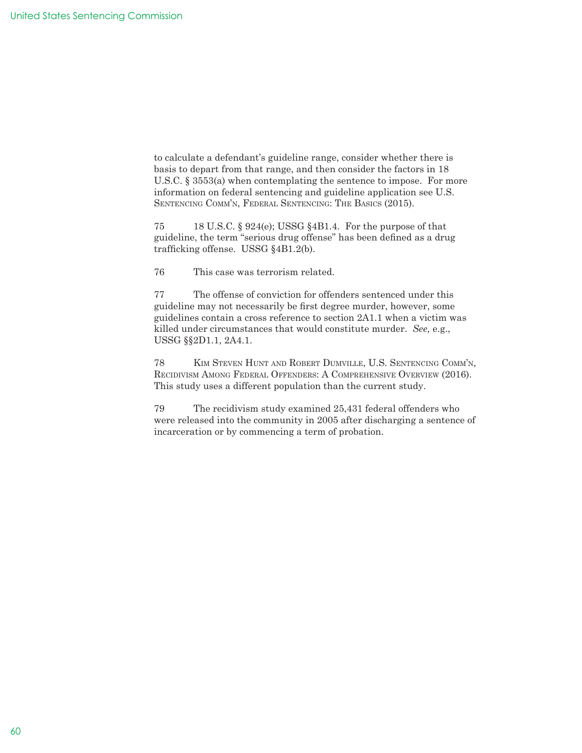to calculate a defendant's guideline range, consider whether there is basis to depart from that range, and then consider the factors in 18 U.S.C. § 3553(a) when contemplating the sentence to impose. For more information on federal sentencing and guideline application see U.S. Sentencing Comm'n, Federal Sentencing: The Basics (2015).

75 18 U.S.C. § 924(e); USSG §4B1.4. For the purpose of that guideline, the term "serious drug offense" has been defined as a drug trafficking offense. USSG §4B1.2(b).

76 This case was terrorism related.

77 The offense of conviction for offenders sentenced under this guideline may not necessarily be first degree murder, however, some guidelines contain a cross reference to section 2A1.1 when a victim was killed under circumstances that would constitute murder. *See,* e.g., USSG §§2D1.1, 2A4.1.

78 Kim Steven Hunt and Robert Dumville, U.S. Sentencing Comm'n, Recidivism Among Federal Offenders: A Comprehensive Overview (2016). This study uses a different population than the current study.

79 The recidivism study examined 25,431 federal offenders who were released into the community in 2005 after discharging a sentence of incarceration or by commencing a term of probation.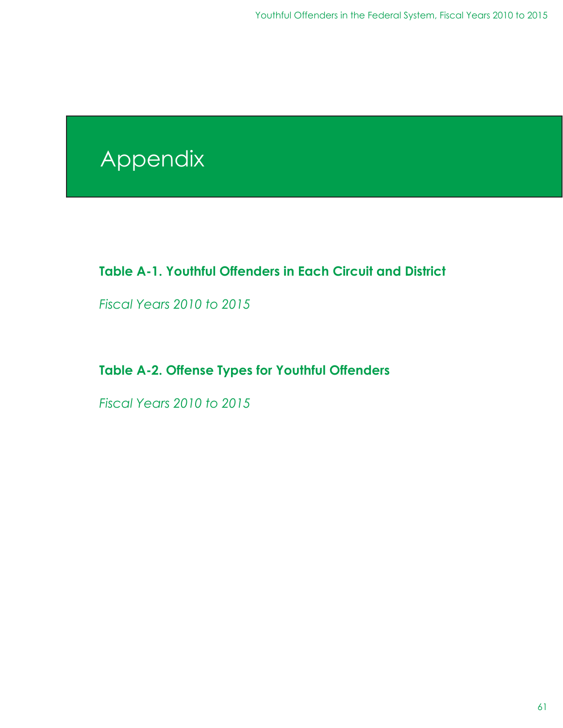# Appendix

### Table A-1. Youthful Offenders in Each Circuit and District

*Fiscal Years 2010 to 2015*

### Table A-2. Offense Types for Youthful Offenders

*Fiscal Years 2010 to 2015*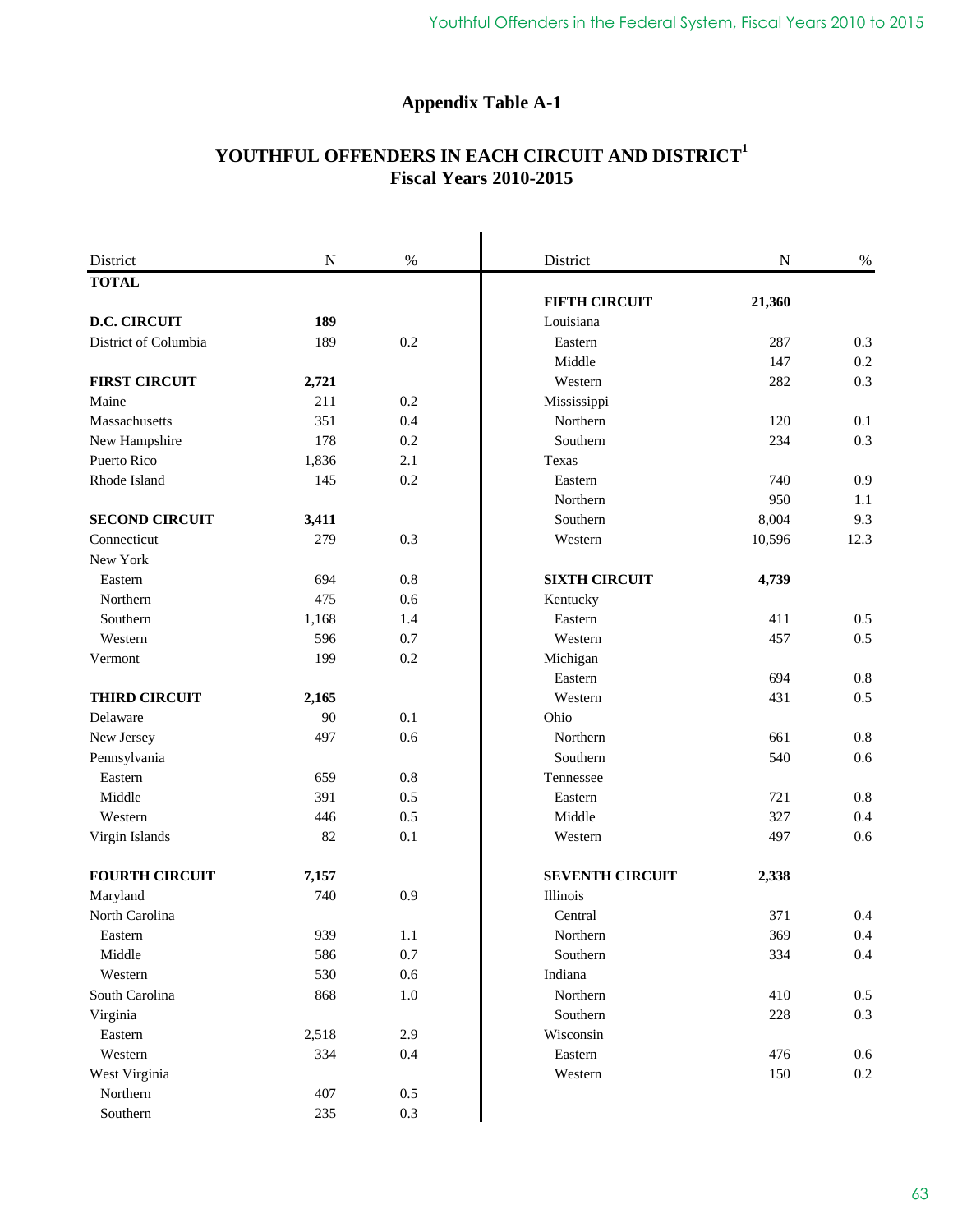## Appendix Table A-1

### YOUTHFUL OFFENDERS IN EACH CIRCUIT AND DISTRICT[1]
### Fiscal Years 2010-2015

| District | N | % |
|---|---|---|
| **TOTAL** | | |
| | | |
| **D.C. CIRCUIT** | **189** | |
| District of Columbia | 189 | 0.2 |
| | | |
| **FIRST CIRCUIT** | **2,721** | |
| Maine | 211 | 0.2 |
| Massachusetts | 351 | 0.4 |
| New Hampshire | 178 | 0.2 |
| Puerto Rico | 1,836 | 2.1 |
| Rhode Island | 145 | 0.2 |
| | | |
| **SECOND CIRCUIT** | **3,411** | |
| Connecticut | 279 | 0.3 |
| New York | | |
| Eastern | 694 | 0.8 |
| Northern | 475 | 0.6 |
| Southern | 1,168 | 1.4 |
| Western | 596 | 0.7 |
| Vermont | 199 | 0.2 |
| | | |
| **THIRD CIRCUIT** | **2,165** | |
| Delaware | 90 | 0.1 |
| New Jersey | 497 | 0.6 |
| Pennsylvania | | |
| Eastern | 659 | 0.8 |
| Middle | 391 | 0.5 |
| Western | 446 | 0.5 |
| Virgin Islands | 82 | 0.1 |
| | | |
| **FOURTH CIRCUIT** | **7,157** | |
| Maryland | 740 | 0.9 |
| North Carolina | | |
| Eastern | 939 | 1.1 |
| Middle | 586 | 0.7 |
| Western | 530 | 0.6 |
| South Carolina | 868 | 1.0 |
| Virginia | | |
| Eastern | 2,518 | 2.9 |
| Western | 334 | 0.4 |
| West Virginia | | |
| Northern | 407 | 0.5 |
| Southern | 235 | 0.3 |
| | | |
| **FIFTH CIRCUIT** | **21,360** | |
| Louisiana | | |
| Eastern | 287 | 0.3 |
| Middle | 147 | 0.2 |
| Western | 282 | 0.3 |
| Mississippi | | |
| Northern | 120 | 0.1 |
| Southern | 234 | 0.3 |
| Texas | | |
| Eastern | 740 | 0.9 |
| Northern | 950 | 1.1 |
| Southern | 8,004 | 9.3 |
| Western | 10,596 | 12.3 |
| | | |
| **SIXTH CIRCUIT** | **4,739** | |
| Kentucky | | |
| Eastern | 411 | 0.5 |
| Western | 457 | 0.5 |
| Michigan | | |
| Eastern | 694 | 0.8 |
| Western | 431 | 0.5 |
| Ohio | | |
| Northern | 661 | 0.8 |
| Southern | 540 | 0.6 |
| Tennessee | | |
| Eastern | 721 | 0.8 |
| Middle | 327 | 0.4 |
| Western | 497 | 0.6 |
| | | |
| **SEVENTH CIRCUIT** | **2,338** | |
| Illinois | | |
| Central | 371 | 0.4 |
| Northern | 369 | 0.4 |
| Southern | 334 | 0.4 |
| Indiana | | |
| Northern | 410 | 0.5 |
| Southern | 228 | 0.3 |
| Wisconsin | | |
| Eastern | 476 | 0.6 |
| Western | 150 | 0.2 |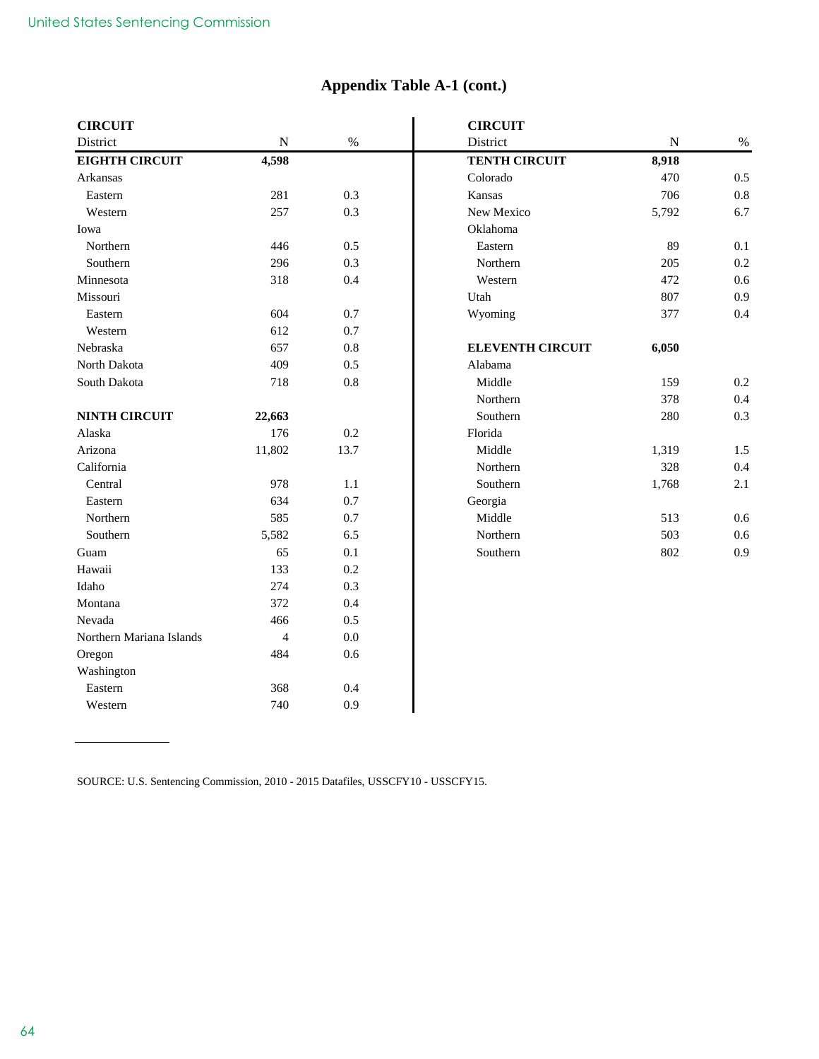## Appendix Table A-1 (cont.)

| CIRCUIT<br>District | N | % |
|---|---|---|
| **EIGHTH CIRCUIT** | **4,598** | |
| Arkansas | | |
| Eastern | 281 | 0.3 |
| Western | 257 | 0.3 |
| Iowa | | |
| Northern | 446 | 0.5 |
| Southern | 296 | 0.3 |
| Minnesota | 318 | 0.4 |
| Missouri | | |
| Eastern | 604 | 0.7 |
| Western | 612 | 0.7 |
| Nebraska | 657 | 0.8 |
| North Dakota | 409 | 0.5 |
| South Dakota | 718 | 0.8 |
| | | |
| **NINTH CIRCUIT** | **22,663** | |
| Alaska | 176 | 0.2 |
| Arizona | 11,802 | 13.7 |
| California | | |
| Central | 978 | 1.1 |
| Eastern | 634 | 0.7 |
| Northern | 585 | 0.7 |
| Southern | 5,582 | 6.5 |
| Guam | 65 | 0.1 |
| Hawaii | 133 | 0.2 |
| Idaho | 274 | 0.3 |
| Montana | 372 | 0.4 |
| Nevada | 466 | 0.5 |
| Northern Mariana Islands | 4 | 0.0 |
| Oregon | 484 | 0.6 |
| Washington | | |
| Eastern | 368 | 0.4 |
| Western | 740 | 0.9 |

| CIRCUIT<br>District | N | % |
|---|---|---|
| **TENTH CIRCUIT** | **8,918** | |
| Colorado | 470 | 0.5 |
| Kansas | 706 | 0.8 |
| New Mexico | 5,792 | 6.7 |
| Oklahoma | | |
| Eastern | 89 | 0.1 |
| Northern | 205 | 0.2 |
| Western | 472 | 0.6 |
| Utah | 807 | 0.9 |
| Wyoming | 377 | 0.4 |
| | | |
| **ELEVENTH CIRCUIT** | **6,050** | |
| Alabama | | |
| Middle | 159 | 0.2 |
| Northern | 378 | 0.4 |
| Southern | 280 | 0.3 |
| Florida | | |
| Middle | 1,319 | 1.5 |
| Northern | 328 | 0.4 |
| Southern | 1,768 | 2.1 |
| Georgia | | |
| Middle | 513 | 0.6 |
| Northern | 503 | 0.6 |
| Southern | 802 | 0.9 |

SOURCE: U.S. Sentencing Commission, 2010 - 2015 Datafiles, USSCFY10 - USSCFY15.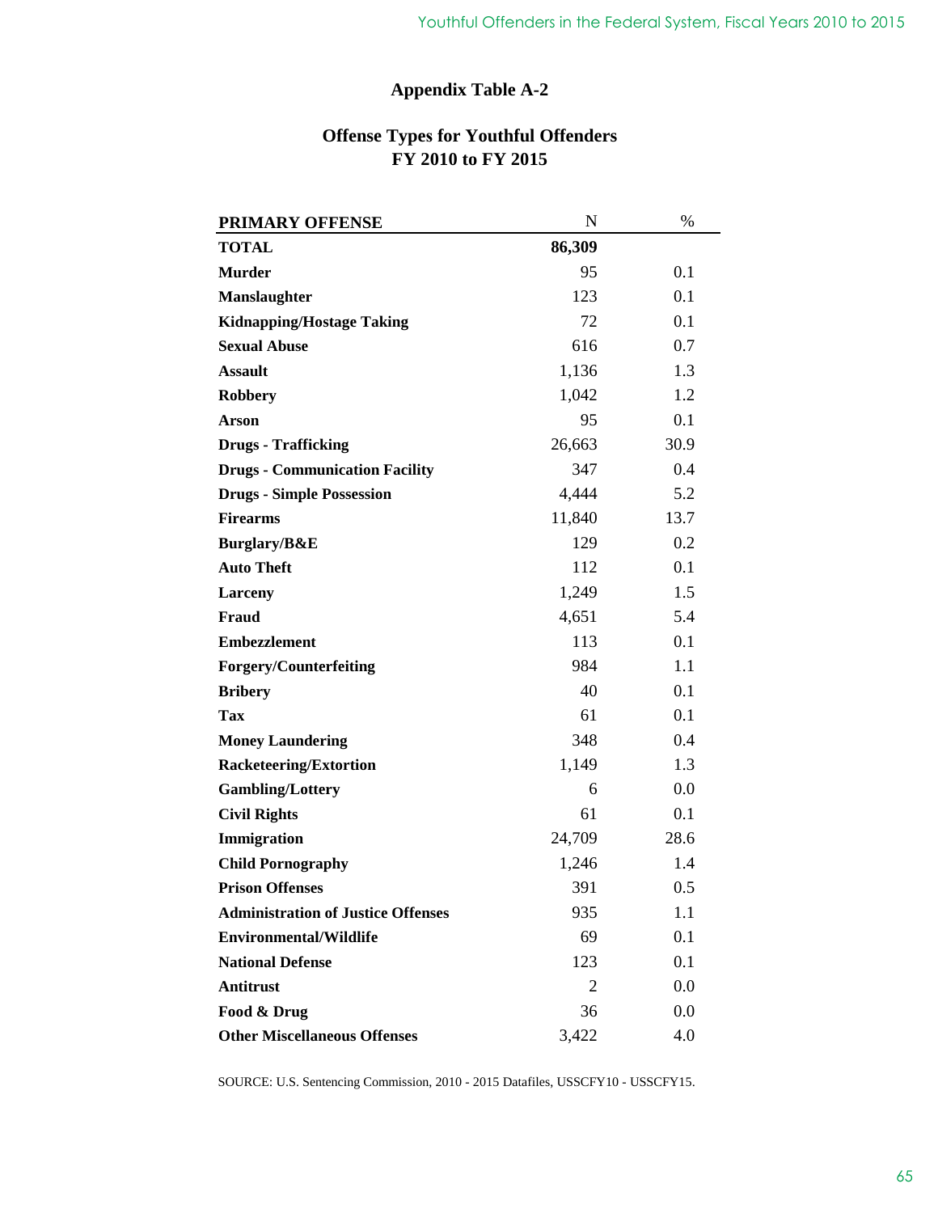## Appendix Table A-2

### Offense Types for Youthful Offenders FY 2010 to FY 2015

| PRIMARY OFFENSE | N | % |
|---|---|---|
| **TOTAL** | **86,309** | |
| **Murder** | 95 | 0.1 |
| **Manslaughter** | 123 | 0.1 |
| **Kidnapping/Hostage Taking** | 72 | 0.1 |
| **Sexual Abuse** | 616 | 0.7 |
| **Assault** | 1,136 | 1.3 |
| **Robbery** | 1,042 | 1.2 |
| **Arson** | 95 | 0.1 |
| **Drugs - Trafficking** | 26,663 | 30.9 |
| **Drugs - Communication Facility** | 347 | 0.4 |
| **Drugs - Simple Possession** | 4,444 | 5.2 |
| **Firearms** | 11,840 | 13.7 |
| **Burglary/B&E** | 129 | 0.2 |
| **Auto Theft** | 112 | 0.1 |
| **Larceny** | 1,249 | 1.5 |
| **Fraud** | 4,651 | 5.4 |
| **Embezzlement** | 113 | 0.1 |
| **Forgery/Counterfeiting** | 984 | 1.1 |
| **Bribery** | 40 | 0.1 |
| **Tax** | 61 | 0.1 |
| **Money Laundering** | 348 | 0.4 |
| **Racketeering/Extortion** | 1,149 | 1.3 |
| **Gambling/Lottery** | 6 | 0.0 |
| **Civil Rights** | 61 | 0.1 |
| **Immigration** | 24,709 | 28.6 |
| **Child Pornography** | 1,246 | 1.4 |
| **Prison Offenses** | 391 | 0.5 |
| **Administration of Justice Offenses** | 935 | 1.1 |
| **Environmental/Wildlife** | 69 | 0.1 |
| **National Defense** | 123 | 0.1 |
| **Antitrust** | 2 | 0.0 |
| **Food & Drug** | 36 | 0.0 |
| **Other Miscellaneous Offenses** | 3,422 | 4.0 |

SOURCE: U.S. Sentencing Commission, 2010 - 2015 Datafiles, USSCFY10 - USSCFY15.